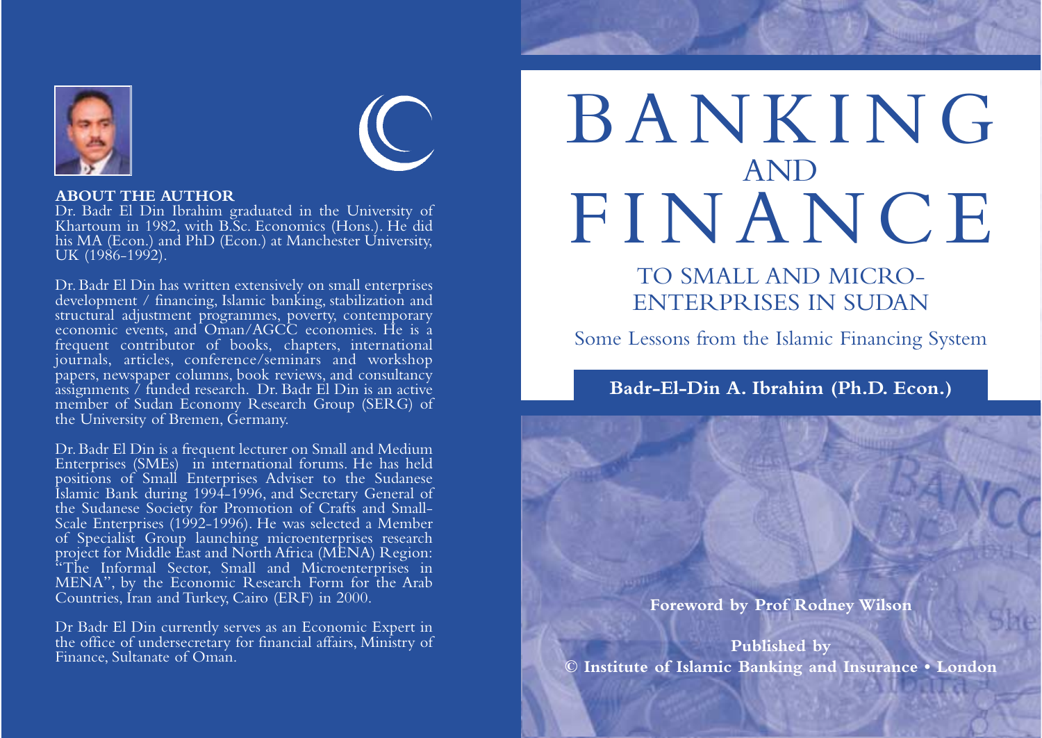# BANKING AND FINANCE TO SMALL AND MICRO-ENTERPRISES IN SUDAN

## Some Lessons from the Islamic Financing System

**Badr-El-Din A. Ibrahim (Ph.D. Econ.)**

**Foreword by Prof Rodney Wilson**

**Published by**
**© Institute of Islamic Banking and Insurance • London**

**ABOUT THE AUTHOR**

Dr. Badr El Din Ibrahim graduated in the University of Khartoum in 1982, with B.Sc. Economics (Hons.). He did his MA (Econ.) and PhD (Econ.) at Manchester University, UK (1986-1992).

Dr. Badr El Din has written extensively on small enterprises development / financing, Islamic banking, stabilization and structural adjustment programmes, poverty, contemporary economic events, and Oman/AGCC economies. He is a frequent contributor of books, chapters, international journals, articles, conference/seminars and workshop papers, newspaper columns, book reviews, and consultancy assignments / funded research. Dr. Badr El Din is an active member of Sudan Economy Research Group (SERG) of the University of Bremen, Germany.

Dr. Badr El Din is a frequent lecturer on Small and Medium Enterprises (SMEs) in international forums. He has held positions of Small Enterprises Adviser to the Sudanese Islamic Bank during 1994-1996, and Secretary General of the Sudanese Society for Promotion of Crafts and Small-Scale Enterprises (1992-1996). He was selected a Member of Specialist Group launching microenterprises research project for Middle East and North Africa (MENA) Region: "The Informal Sector, Small and Microenterprises in MENA", by the Economic Research Form for the Arab Countries, Iran and Turkey, Cairo (ERF) in 2000.

Dr Badr El Din currently serves as an Economic Expert in the office of undersecretary for financial affairs, Ministry of Finance, Sultanate of Oman.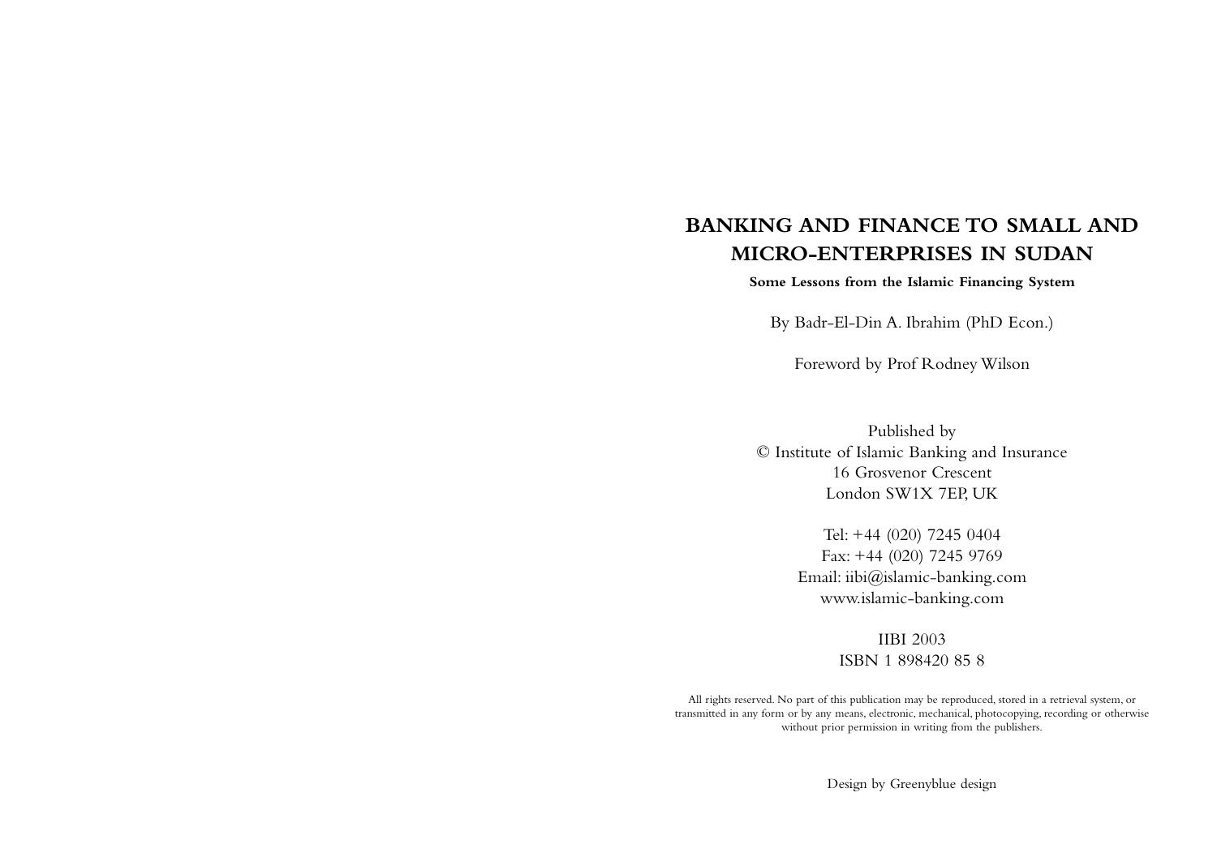# BANKING AND FINANCE TO SMALL AND MICRO-ENTERPRISES IN SUDAN

**Some Lessons from the Islamic Financing System**

By Badr-El-Din A. Ibrahim (PhD Econ.)

Foreword by Prof Rodney Wilson

Published by
© Institute of Islamic Banking and Insurance
16 Grosvenor Crescent
London SW1X 7EP, UK

Tel: +44 (020) 7245 0404
Fax: +44 (020) 7245 9769
Email: iibi@islamic-banking.com
www.islamic-banking.com

IIBI 2003
ISBN 1 898420 85 8

All rights reserved. No part of this publication may be reproduced, stored in a retrieval system, or transmitted in any form or by any means, electronic, mechanical, photocopying, recording or otherwise without prior permission in writing from the publishers.

Design by Greenyblue design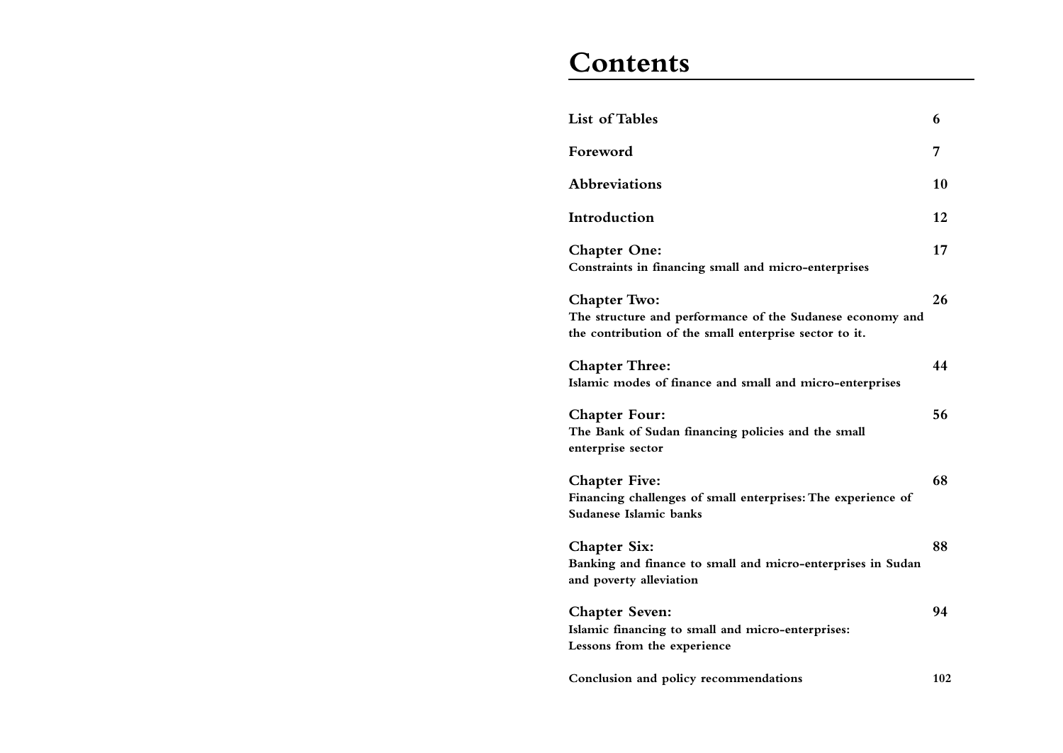# Contents

| | |
|---|---|
| **List of Tables** | **6** |
| **Foreword** | **7** |
| **Abbreviations** | **10** |
| **Introduction** | **12** |
| **Chapter One:** Constraints in financing small and micro-enterprises | **17** |
| **Chapter Two:** The structure and performance of the Sudanese economy and the contribution of the small enterprise sector to it. | **26** |
| **Chapter Three:** Islamic modes of finance and small and micro-enterprises | **44** |
| **Chapter Four:** The Bank of Sudan financing policies and the small enterprise sector | **56** |
| **Chapter Five:** Financing challenges of small enterprises: The experience of Sudanese Islamic banks | **68** |
| **Chapter Six:** Banking and finance to small and micro-enterprises in Sudan and poverty alleviation | **88** |
| **Chapter Seven:** Islamic financing to small and micro-enterprises: Lessons from the experience | **94** |
| **Conclusion and policy recommendations** | **102** |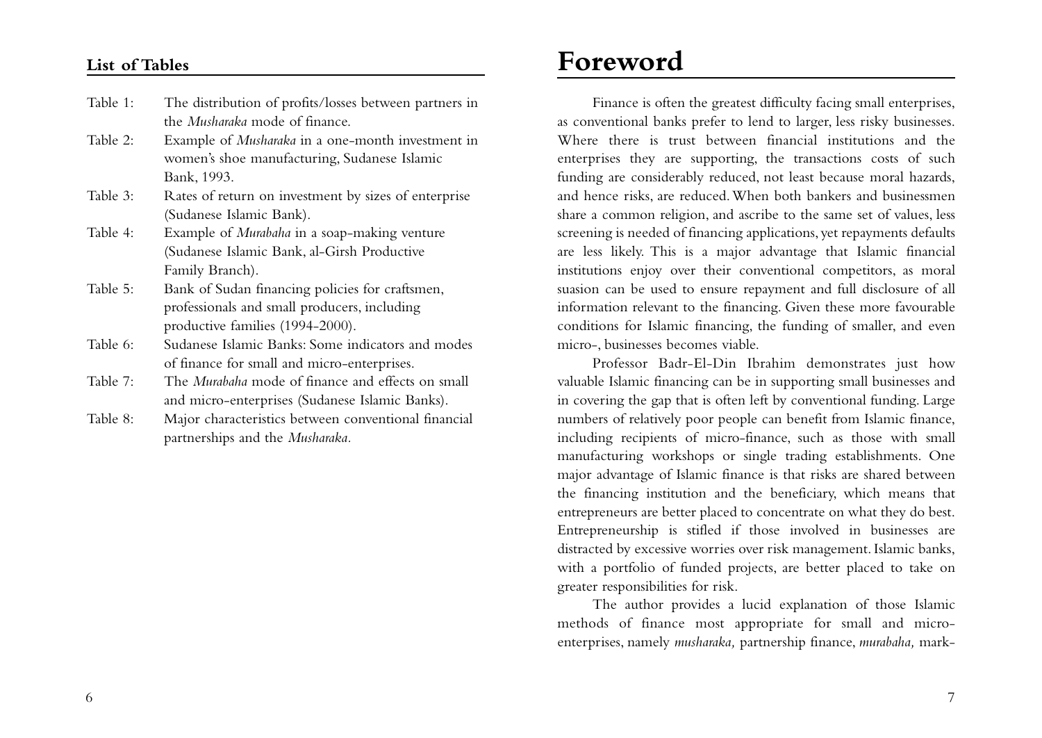## List of Tables

- Table 1: The distribution of profits/losses between partners in the *Musharaka* mode of finance.
- Table 2: Example of *Musharaka* in a one-month investment in women's shoe manufacturing, Sudanese Islamic Bank, 1993.
- Table 3: Rates of return on investment by sizes of enterprise (Sudanese Islamic Bank).
- Table 4: Example of *Murabaha* in a soap-making venture (Sudanese Islamic Bank, al-Girsh Productive Family Branch).
- Table 5: Bank of Sudan financing policies for craftsmen, professionals and small producers, including productive families (1994-2000).
- Table 6: Sudanese Islamic Banks: Some indicators and modes of finance for small and micro-enterprises.
- Table 7: The *Murabaha* mode of finance and effects on small and micro-enterprises (Sudanese Islamic Banks).
- Table 8: Major characteristics between conventional financial partnerships and the *Musharaka.*

# Foreword

Finance is often the greatest difficulty facing small enterprises, as conventional banks prefer to lend to larger, less risky businesses. Where there is trust between financial institutions and the enterprises they are supporting, the transactions costs of such funding are considerably reduced, not least because moral hazards, and hence risks, are reduced. When both bankers and businessmen share a common religion, and ascribe to the same set of values, less screening is needed of financing applications, yet repayments defaults are less likely. This is a major advantage that Islamic financial institutions enjoy over their conventional competitors, as moral suasion can be used to ensure repayment and full disclosure of all information relevant to the financing. Given these more favourable conditions for Islamic financing, the funding of smaller, and even micro-, businesses becomes viable.

Professor Badr-El-Din Ibrahim demonstrates just how valuable Islamic financing can be in supporting small businesses and in covering the gap that is often left by conventional funding. Large numbers of relatively poor people can benefit from Islamic finance, including recipients of micro-finance, such as those with small manufacturing workshops or single trading establishments. One major advantage of Islamic finance is that risks are shared between the financing institution and the beneficiary, which means that entrepreneurs are better placed to concentrate on what they do best. Entrepreneurship is stifled if those involved in businesses are distracted by excessive worries over risk management. Islamic banks, with a portfolio of funded projects, are better placed to take on greater responsibilities for risk.

The author provides a lucid explanation of those Islamic methods of finance most appropriate for small and micro-enterprises, namely *musharaka,* partnership finance, *murabaha,* mark-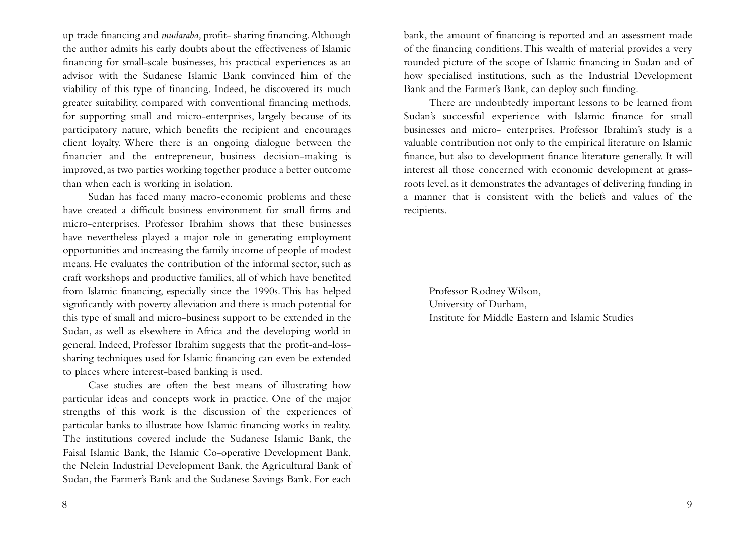up trade financing and *mudaraba,* profit- sharing financing. Although the author admits his early doubts about the effectiveness of Islamic financing for small-scale businesses, his practical experiences as an advisor with the Sudanese Islamic Bank convinced him of the viability of this type of financing. Indeed, he discovered its much greater suitability, compared with conventional financing methods, for supporting small and micro-enterprises, largely because of its participatory nature, which benefits the recipient and encourages client loyalty. Where there is an ongoing dialogue between the financier and the entrepreneur, business decision-making is improved, as two parties working together produce a better outcome than when each is working in isolation.

Sudan has faced many macro-economic problems and these have created a difficult business environment for small firms and micro-enterprises. Professor Ibrahim shows that these businesses have nevertheless played a major role in generating employment opportunities and increasing the family income of people of modest means. He evaluates the contribution of the informal sector, such as craft workshops and productive families, all of which have benefited from Islamic financing, especially since the 1990s. This has helped significantly with poverty alleviation and there is much potential for this type of small and micro-business support to be extended in the Sudan, as well as elsewhere in Africa and the developing world in general. Indeed, Professor Ibrahim suggests that the profit-and-loss-sharing techniques used for Islamic financing can even be extended to places where interest-based banking is used.

Case studies are often the best means of illustrating how particular ideas and concepts work in practice. One of the major strengths of this work is the discussion of the experiences of particular banks to illustrate how Islamic financing works in reality. The institutions covered include the Sudanese Islamic Bank, the Faisal Islamic Bank, the Islamic Co-operative Development Bank, the Nelein Industrial Development Bank, the Agricultural Bank of Sudan, the Farmer's Bank and the Sudanese Savings Bank. For each bank, the amount of financing is reported and an assessment made of the financing conditions. This wealth of material provides a very rounded picture of the scope of Islamic financing in Sudan and of how specialised institutions, such as the Industrial Development Bank and the Farmer's Bank, can deploy such funding.

There are undoubtedly important lessons to be learned from Sudan's successful experience with Islamic finance for small businesses and micro- enterprises. Professor Ibrahim's study is a valuable contribution not only to the empirical literature on Islamic finance, but also to development finance literature generally. It will interest all those concerned with economic development at grass-roots level, as it demonstrates the advantages of delivering funding in a manner that is consistent with the beliefs and values of the recipients.

Professor Rodney Wilson,
University of Durham,
Institute for Middle Eastern and Islamic Studies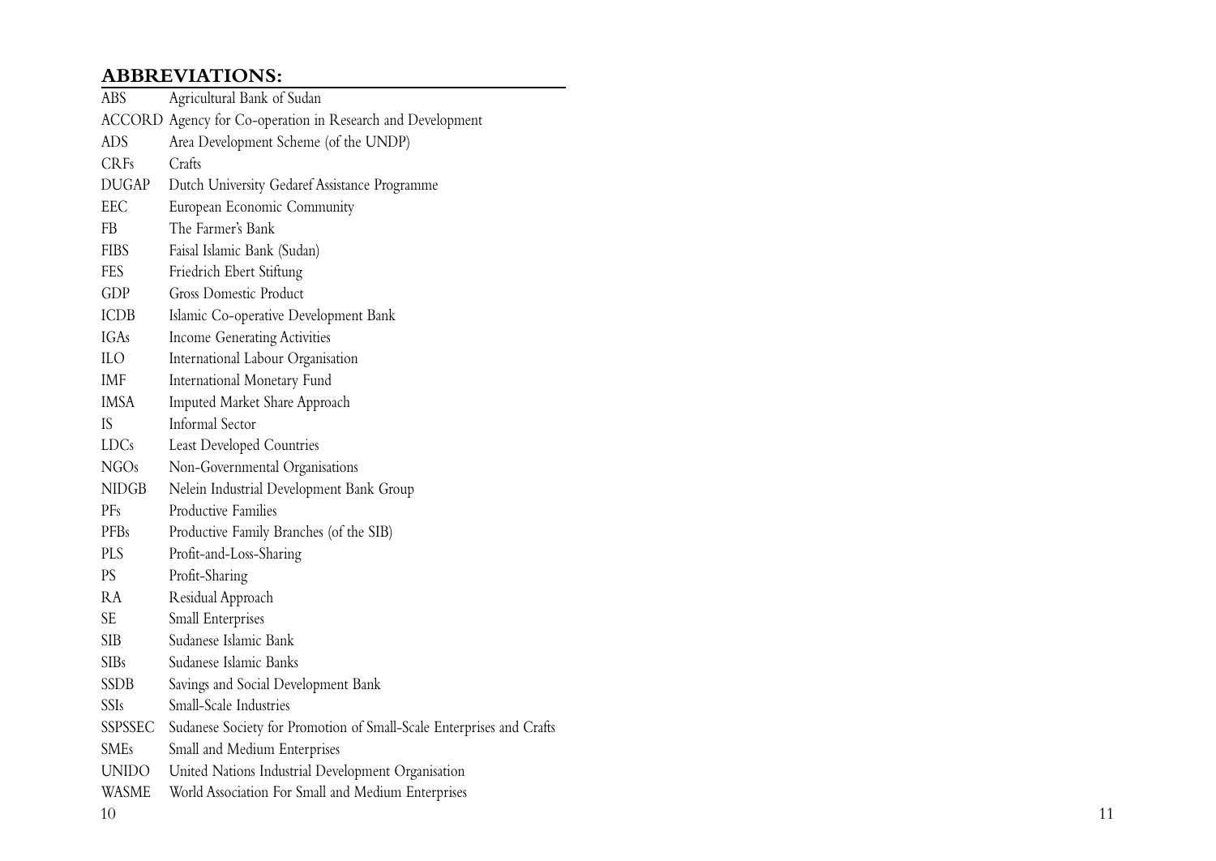## ABBREVIATIONS:

| | |
|---|---|
| ABS | Agricultural Bank of Sudan |
| ACCORD | Agency for Co-operation in Research and Development |
| ADS | Area Development Scheme (of the UNDP) |
| CRFs | Crafts |
| DUGAP | Dutch University Gedaref Assistance Programme |
| EEC | European Economic Community |
| FB | The Farmer's Bank |
| FIBS | Faisal Islamic Bank (Sudan) |
| FES | Friedrich Ebert Stiftung |
| GDP | Gross Domestic Product |
| ICDB | Islamic Co-operative Development Bank |
| IGAs | Income Generating Activities |
| ILO | International Labour Organisation |
| IMF | International Monetary Fund |
| IMSA | Imputed Market Share Approach |
| IS | Informal Sector |
| LDCs | Least Developed Countries |
| NGOs | Non-Governmental Organisations |
| NIDGB | Nelein Industrial Development Bank Group |
| PFs | Productive Families |
| PFBs | Productive Family Branches (of the SIB) |
| PLS | Profit-and-Loss-Sharing |
| PS | Profit-Sharing |
| RA | Residual Approach |
| SE | Small Enterprises |
| SIB | Sudanese Islamic Bank |
| SIBs | Sudanese Islamic Banks |
| SSDB | Savings and Social Development Bank |
| SSIs | Small-Scale Industries |
| SSPSSEC | Sudanese Society for Promotion of Small-Scale Enterprises and Crafts |
| SMEs | Small and Medium Enterprises |
| UNIDO | United Nations Industrial Development Organisation |
| WASME | World Association For Small and Medium Enterprises |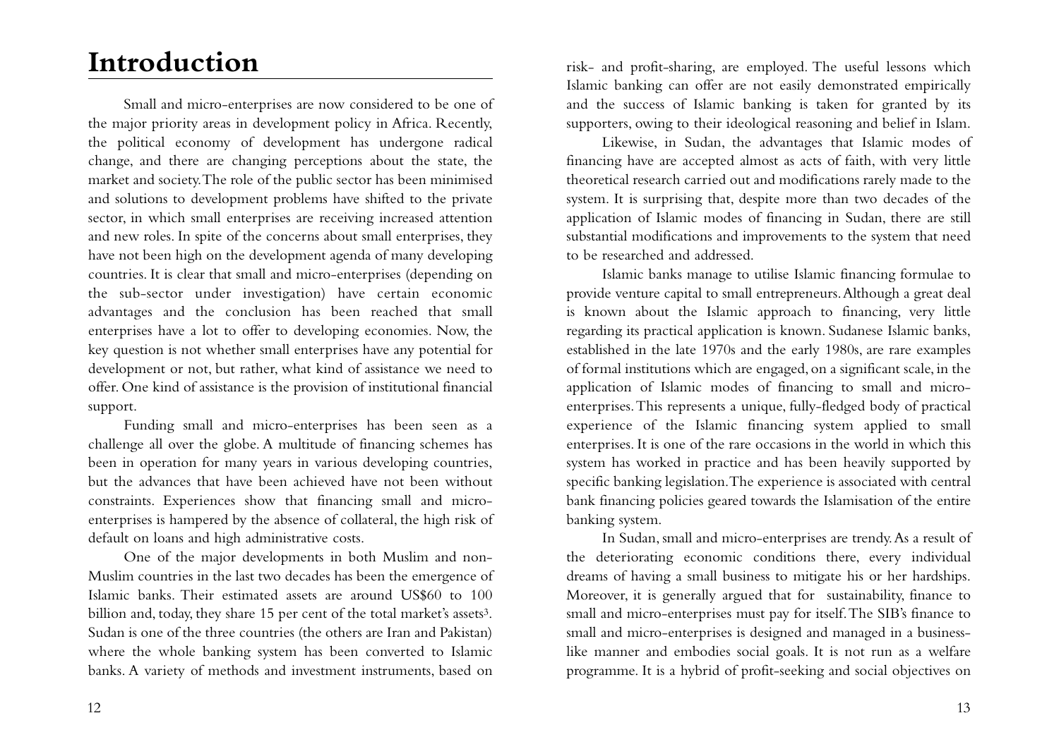# Introduction

Small and micro-enterprises are now considered to be one of the major priority areas in development policy in Africa. Recently, the political economy of development has undergone radical change, and there are changing perceptions about the state, the market and society. The role of the public sector has been minimised and solutions to development problems have shifted to the private sector, in which small enterprises are receiving increased attention and new roles. In spite of the concerns about small enterprises, they have not been high on the development agenda of many developing countries. It is clear that small and micro-enterprises (depending on the sub-sector under investigation) have certain economic advantages and the conclusion has been reached that small enterprises have a lot to offer to developing economies. Now, the key question is not whether small enterprises have any potential for development or not, but rather, what kind of assistance we need to offer. One kind of assistance is the provision of institutional financial support.

Funding small and micro-enterprises has been seen as a challenge all over the globe. A multitude of financing schemes has been in operation for many years in various developing countries, but the advances that have been achieved have not been without constraints. Experiences show that financing small and micro-enterprises is hampered by the absence of collateral, the high risk of default on loans and high administrative costs.

One of the major developments in both Muslim and non-Muslim countries in the last two decades has been the emergence of Islamic banks. Their estimated assets are around US$60 to 100 billion and, today, they share 15 per cent of the total market's assets[3]. Sudan is one of the three countries (the others are Iran and Pakistan) where the whole banking system has been converted to Islamic banks. A variety of methods and investment instruments, based on risk- and profit-sharing, are employed. The useful lessons which Islamic banking can offer are not easily demonstrated empirically and the success of Islamic banking is taken for granted by its supporters, owing to their ideological reasoning and belief in Islam.

Likewise, in Sudan, the advantages that Islamic modes of financing have are accepted almost as acts of faith, with very little theoretical research carried out and modifications rarely made to the system. It is surprising that, despite more than two decades of the application of Islamic modes of financing in Sudan, there are still substantial modifications and improvements to the system that need to be researched and addressed.

Islamic banks manage to utilise Islamic financing formulae to provide venture capital to small entrepreneurs. Although a great deal is known about the Islamic approach to financing, very little regarding its practical application is known. Sudanese Islamic banks, established in the late 1970s and the early 1980s, are rare examples of formal institutions which are engaged, on a significant scale, in the application of Islamic modes of financing to small and micro-enterprises. This represents a unique, fully-fledged body of practical experience of the Islamic financing system applied to small enterprises. It is one of the rare occasions in the world in which this system has worked in practice and has been heavily supported by specific banking legislation. The experience is associated with central bank financing policies geared towards the Islamisation of the entire banking system.

In Sudan, small and micro-enterprises are trendy. As a result of the deteriorating economic conditions there, every individual dreams of having a small business to mitigate his or her hardships. Moreover, it is generally argued that for sustainability, finance to small and micro-enterprises must pay for itself. The SIB's finance to small and micro-enterprises is designed and managed in a business-like manner and embodies social goals. It is not run as a welfare programme. It is a hybrid of profit-seeking and social objectives on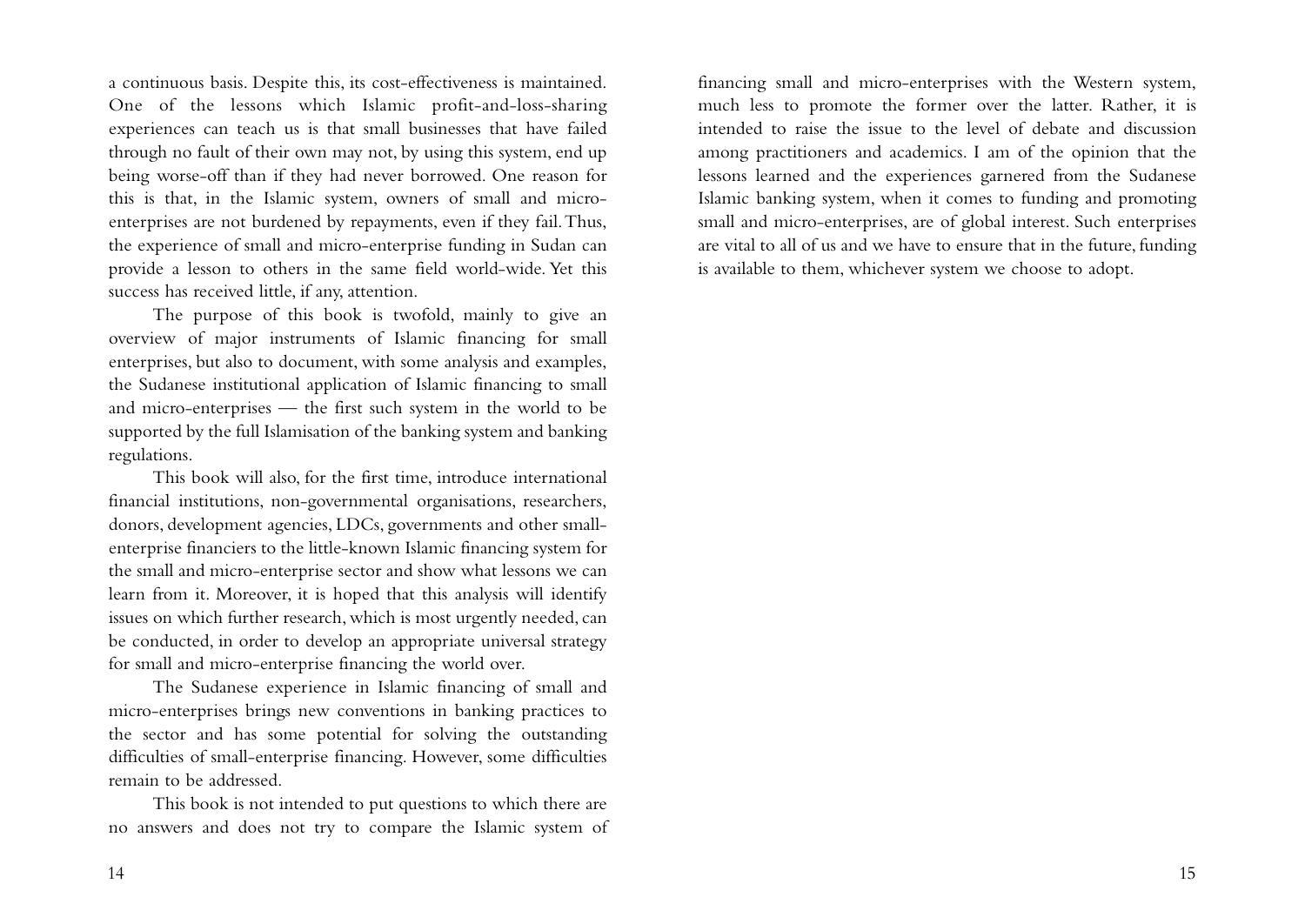a continuous basis. Despite this, its cost-effectiveness is maintained. One of the lessons which Islamic profit-and-loss-sharing experiences can teach us is that small businesses that have failed through no fault of their own may not, by using this system, end up being worse-off than if they had never borrowed. One reason for this is that, in the Islamic system, owners of small and micro-enterprises are not burdened by repayments, even if they fail. Thus, the experience of small and micro-enterprise funding in Sudan can provide a lesson to others in the same field world-wide. Yet this success has received little, if any, attention.

The purpose of this book is twofold, mainly to give an overview of major instruments of Islamic financing for small enterprises, but also to document, with some analysis and examples, the Sudanese institutional application of Islamic financing to small and micro-enterprises — the first such system in the world to be supported by the full Islamisation of the banking system and banking regulations.

This book will also, for the first time, introduce international financial institutions, non-governmental organisations, researchers, donors, development agencies, LDCs, governments and other small-enterprise financiers to the little-known Islamic financing system for the small and micro-enterprise sector and show what lessons we can learn from it. Moreover, it is hoped that this analysis will identify issues on which further research, which is most urgently needed, can be conducted, in order to develop an appropriate universal strategy for small and micro-enterprise financing the world over.

The Sudanese experience in Islamic financing of small and micro-enterprises brings new conventions in banking practices to the sector and has some potential for solving the outstanding difficulties of small-enterprise financing. However, some difficulties remain to be addressed.

This book is not intended to put questions to which there are no answers and does not try to compare the Islamic system of financing small and micro-enterprises with the Western system, much less to promote the former over the latter. Rather, it is intended to raise the issue to the level of debate and discussion among practitioners and academics. I am of the opinion that the lessons learned and the experiences garnered from the Sudanese Islamic banking system, when it comes to funding and promoting small and micro-enterprises, are of global interest. Such enterprises are vital to all of us and we have to ensure that in the future, funding is available to them, whichever system we choose to adopt.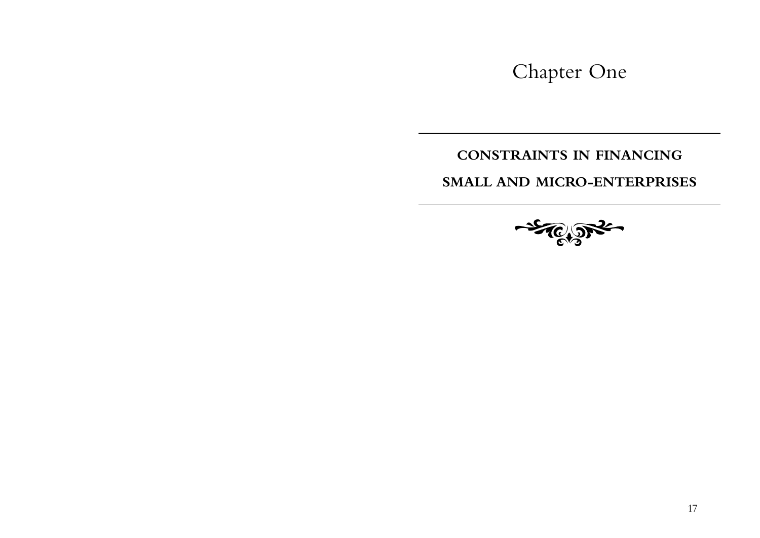# Chapter One

## CONSTRAINTS IN FINANCING SMALL AND MICRO-ENTERPRISES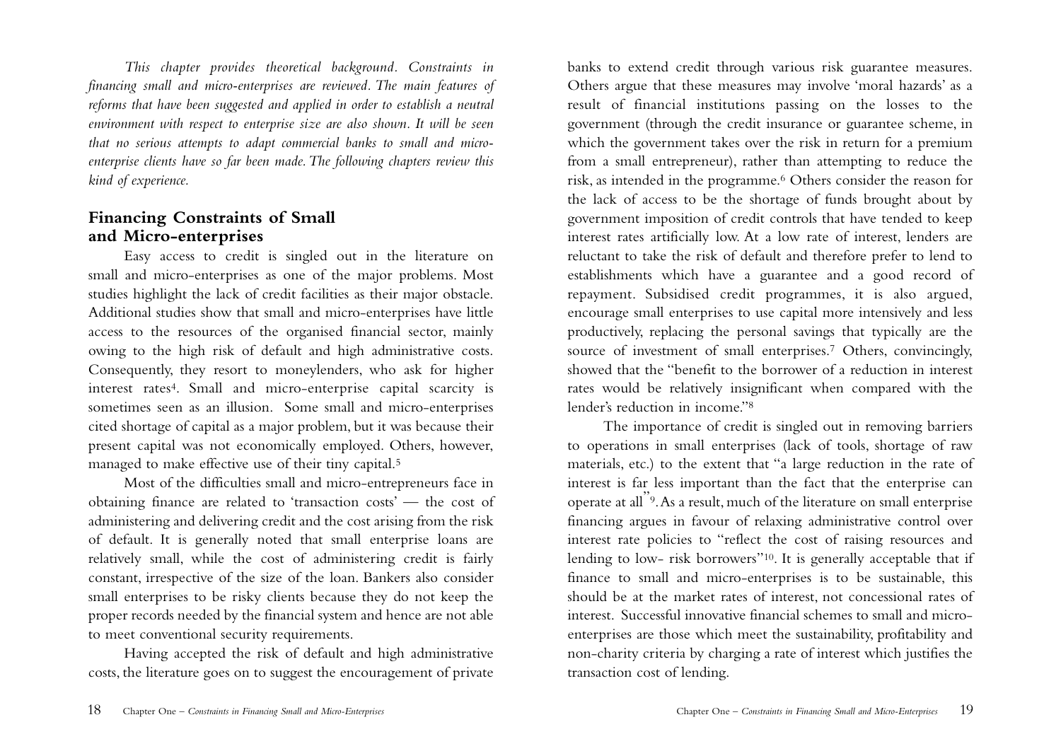*This chapter provides theoretical background. Constraints in financing small and micro-enterprises are reviewed. The main features of reforms that have been suggested and applied in order to establish a neutral environment with respect to enterprise size are also shown. It will be seen that no serious attempts to adapt commercial banks to small and micro-enterprise clients have so far been made. The following chapters review this kind of experience.*

## Financing Constraints of Small and Micro-enterprises

Easy access to credit is singled out in the literature on small and micro-enterprises as one of the major problems. Most studies highlight the lack of credit facilities as their major obstacle. Additional studies show that small and micro-enterprises have little access to the resources of the organised financial sector, mainly owing to the high risk of default and high administrative costs. Consequently, they resort to moneylenders, who ask for higher interest rates[4]. Small and micro-enterprise capital scarcity is sometimes seen as an illusion. Some small and micro-enterprises cited shortage of capital as a major problem, but it was because their present capital was not economically employed. Others, however, managed to make effective use of their tiny capital.[5]

Most of the difficulties small and micro-entrepreneurs face in obtaining finance are related to 'transaction costs' — the cost of administering and delivering credit and the cost arising from the risk of default. It is generally noted that small enterprise loans are relatively small, while the cost of administering credit is fairly constant, irrespective of the size of the loan. Bankers also consider small enterprises to be risky clients because they do not keep the proper records needed by the financial system and hence are not able to meet conventional security requirements.

Having accepted the risk of default and high administrative costs, the literature goes on to suggest the encouragement of private banks to extend credit through various risk guarantee measures. Others argue that these measures may involve 'moral hazards' as a result of financial institutions passing on the losses to the government (through the credit insurance or guarantee scheme, in which the government takes over the risk in return for a premium from a small entrepreneur), rather than attempting to reduce the risk, as intended in the programme.[6] Others consider the reason for the lack of access to be the shortage of funds brought about by government imposition of credit controls that have tended to keep interest rates artificially low. At a low rate of interest, lenders are reluctant to take the risk of default and therefore prefer to lend to establishments which have a guarantee and a good record of repayment. Subsidised credit programmes, it is also argued, encourage small enterprises to use capital more intensively and less productively, replacing the personal savings that typically are the source of investment of small enterprises.[7] Others, convincingly, showed that the "benefit to the borrower of a reduction in interest rates would be relatively insignificant when compared with the lender's reduction in income."[8]

The importance of credit is singled out in removing barriers to operations in small enterprises (lack of tools, shortage of raw materials, etc.) to the extent that "a large reduction in the rate of interest is far less important than the fact that the enterprise can operate at all"[9]. As a result, much of the literature on small enterprise financing argues in favour of relaxing administrative control over interest rate policies to "reflect the cost of raising resources and lending to low- risk borrowers"[10]. It is generally acceptable that if finance to small and micro-enterprises is to be sustainable, this should be at the market rates of interest, not concessional rates of interest. Successful innovative financial schemes to small and micro-enterprises are those which meet the sustainability, profitability and non-charity criteria by charging a rate of interest which justifies the transaction cost of lending.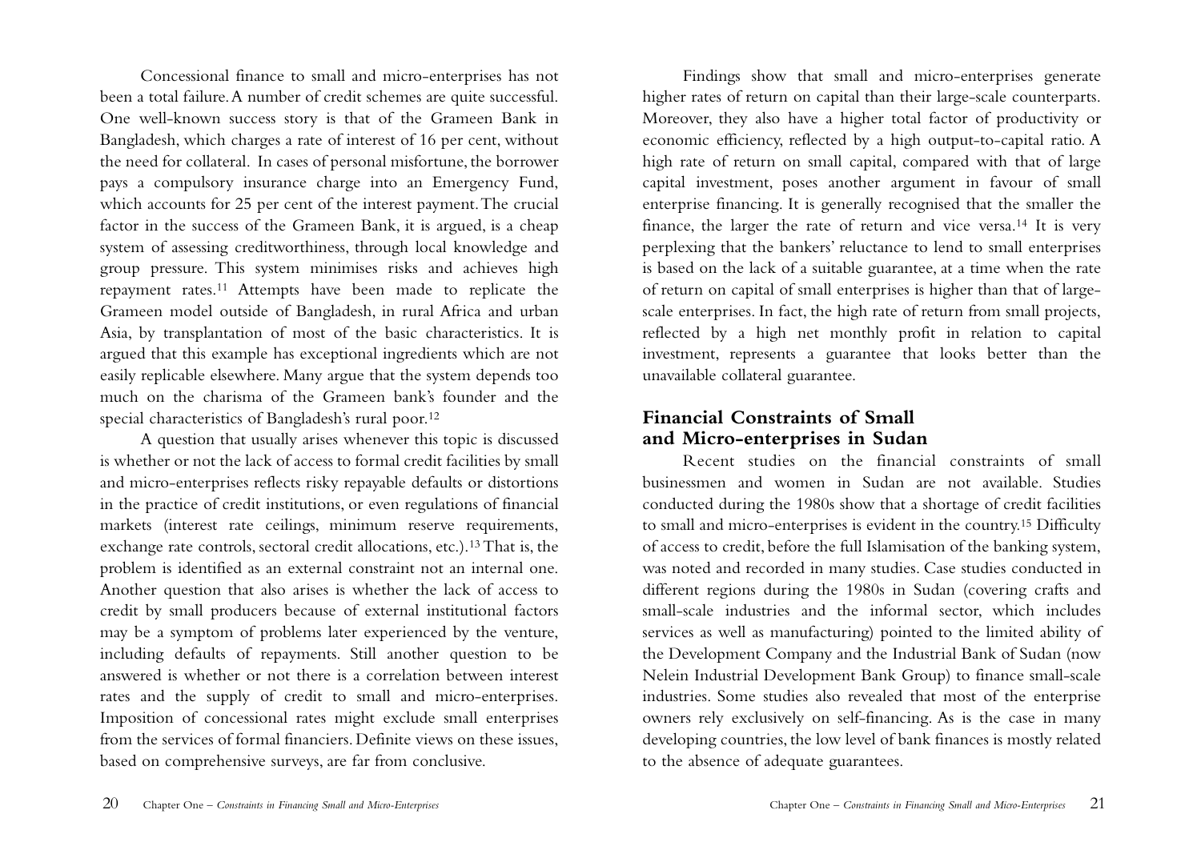Concessional finance to small and micro-enterprises has not been a total failure. A number of credit schemes are quite successful. One well-known success story is that of the Grameen Bank in Bangladesh, which charges a rate of interest of 16 per cent, without the need for collateral. In cases of personal misfortune, the borrower pays a compulsory insurance charge into an Emergency Fund, which accounts for 25 per cent of the interest payment. The crucial factor in the success of the Grameen Bank, it is argued, is a cheap system of assessing creditworthiness, through local knowledge and group pressure. This system minimises risks and achieves high repayment rates.[11] Attempts have been made to replicate the Grameen model outside of Bangladesh, in rural Africa and urban Asia, by transplantation of most of the basic characteristics. It is argued that this example has exceptional ingredients which are not easily replicable elsewhere. Many argue that the system depends too much on the charisma of the Grameen bank's founder and the special characteristics of Bangladesh's rural poor.[12]

A question that usually arises whenever this topic is discussed is whether or not the lack of access to formal credit facilities by small and micro-enterprises reflects risky repayable defaults or distortions in the practice of credit institutions, or even regulations of financial markets (interest rate ceilings, minimum reserve requirements, exchange rate controls, sectoral credit allocations, etc.).[13] That is, the problem is identified as an external constraint not an internal one. Another question that also arises is whether the lack of access to credit by small producers because of external institutional factors may be a symptom of problems later experienced by the venture, including defaults of repayments. Still another question to be answered is whether or not there is a correlation between interest rates and the supply of credit to small and micro-enterprises. Imposition of concessional rates might exclude small enterprises from the services of formal financiers. Definite views on these issues, based on comprehensive surveys, are far from conclusive.

Findings show that small and micro-enterprises generate higher rates of return on capital than their large-scale counterparts. Moreover, they also have a higher total factor of productivity or economic efficiency, reflected by a high output-to-capital ratio. A high rate of return on small capital, compared with that of large capital investment, poses another argument in favour of small enterprise financing. It is generally recognised that the smaller the finance, the larger the rate of return and vice versa.[14] It is very perplexing that the bankers' reluctance to lend to small enterprises is based on the lack of a suitable guarantee, at a time when the rate of return on capital of small enterprises is higher than that of large-scale enterprises. In fact, the high rate of return from small projects, reflected by a high net monthly profit in relation to capital investment, represents a guarantee that looks better than the unavailable collateral guarantee.

## Financial Constraints of Small and Micro-enterprises in Sudan

Recent studies on the financial constraints of small businessmen and women in Sudan are not available. Studies conducted during the 1980s show that a shortage of credit facilities to small and micro-enterprises is evident in the country.[15] Difficulty of access to credit, before the full Islamisation of the banking system, was noted and recorded in many studies. Case studies conducted in different regions during the 1980s in Sudan (covering crafts and small-scale industries and the informal sector, which includes services as well as manufacturing) pointed to the limited ability of the Development Company and the Industrial Bank of Sudan (now Nelein Industrial Development Bank Group) to finance small-scale industries. Some studies also revealed that most of the enterprise owners rely exclusively on self-financing. As is the case in many developing countries, the low level of bank finances is mostly related to the absence of adequate guarantees.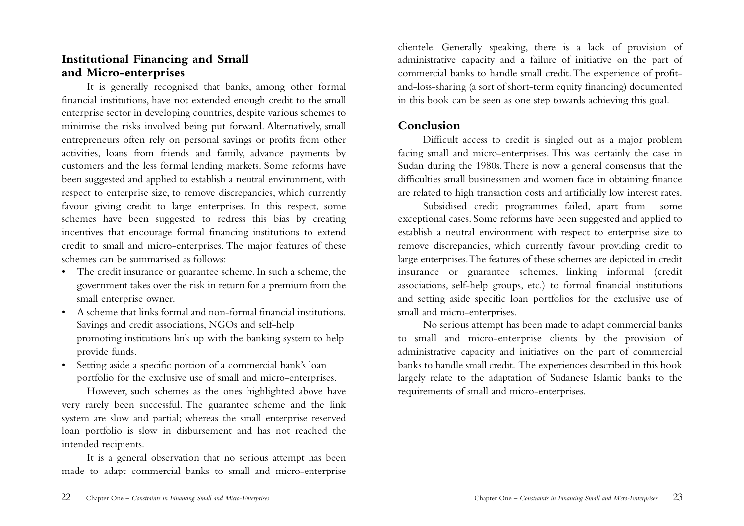## Institutional Financing and Small and Micro-enterprises

It is generally recognised that banks, among other formal financial institutions, have not extended enough credit to the small enterprise sector in developing countries, despite various schemes to minimise the risks involved being put forward. Alternatively, small entrepreneurs often rely on personal savings or profits from other activities, loans from friends and family, advance payments by customers and the less formal lending markets. Some reforms have been suggested and applied to establish a neutral environment, with respect to enterprise size, to remove discrepancies, which currently favour giving credit to large enterprises. In this respect, some schemes have been suggested to redress this bias by creating incentives that encourage formal financing institutions to extend credit to small and micro-enterprises. The major features of these schemes can be summarised as follows:

- The credit insurance or guarantee scheme. In such a scheme, the government takes over the risk in return for a premium from the small enterprise owner.
- A scheme that links formal and non-formal financial institutions. Savings and credit associations, NGOs and self-help promoting institutions link up with the banking system to help provide funds.
- Setting aside a specific portion of a commercial bank's loan portfolio for the exclusive use of small and micro-enterprises.

However, such schemes as the ones highlighted above have very rarely been successful. The guarantee scheme and the link system are slow and partial; whereas the small enterprise reserved loan portfolio is slow in disbursement and has not reached the intended recipients.

It is a general observation that no serious attempt has been made to adapt commercial banks to small and micro-enterprise clientele. Generally speaking, there is a lack of provision of administrative capacity and a failure of initiative on the part of commercial banks to handle small credit. The experience of profit-and-loss-sharing (a sort of short-term equity financing) documented in this book can be seen as one step towards achieving this goal.

## Conclusion

Difficult access to credit is singled out as a major problem facing small and micro-enterprises. This was certainly the case in Sudan during the 1980s. There is now a general consensus that the difficulties small businessmen and women face in obtaining finance are related to high transaction costs and artificially low interest rates.

Subsidised credit programmes failed, apart from some exceptional cases. Some reforms have been suggested and applied to establish a neutral environment with respect to enterprise size to remove discrepancies, which currently favour providing credit to large enterprises. The features of these schemes are depicted in credit insurance or guarantee schemes, linking informal (credit associations, self-help groups, etc.) to formal financial institutions and setting aside specific loan portfolios for the exclusive use of small and micro-enterprises.

No serious attempt has been made to adapt commercial banks to small and micro-enterprise clients by the provision of administrative capacity and initiatives on the part of commercial banks to handle small credit. The experiences described in this book largely relate to the adaptation of Sudanese Islamic banks to the requirements of small and micro-enterprises.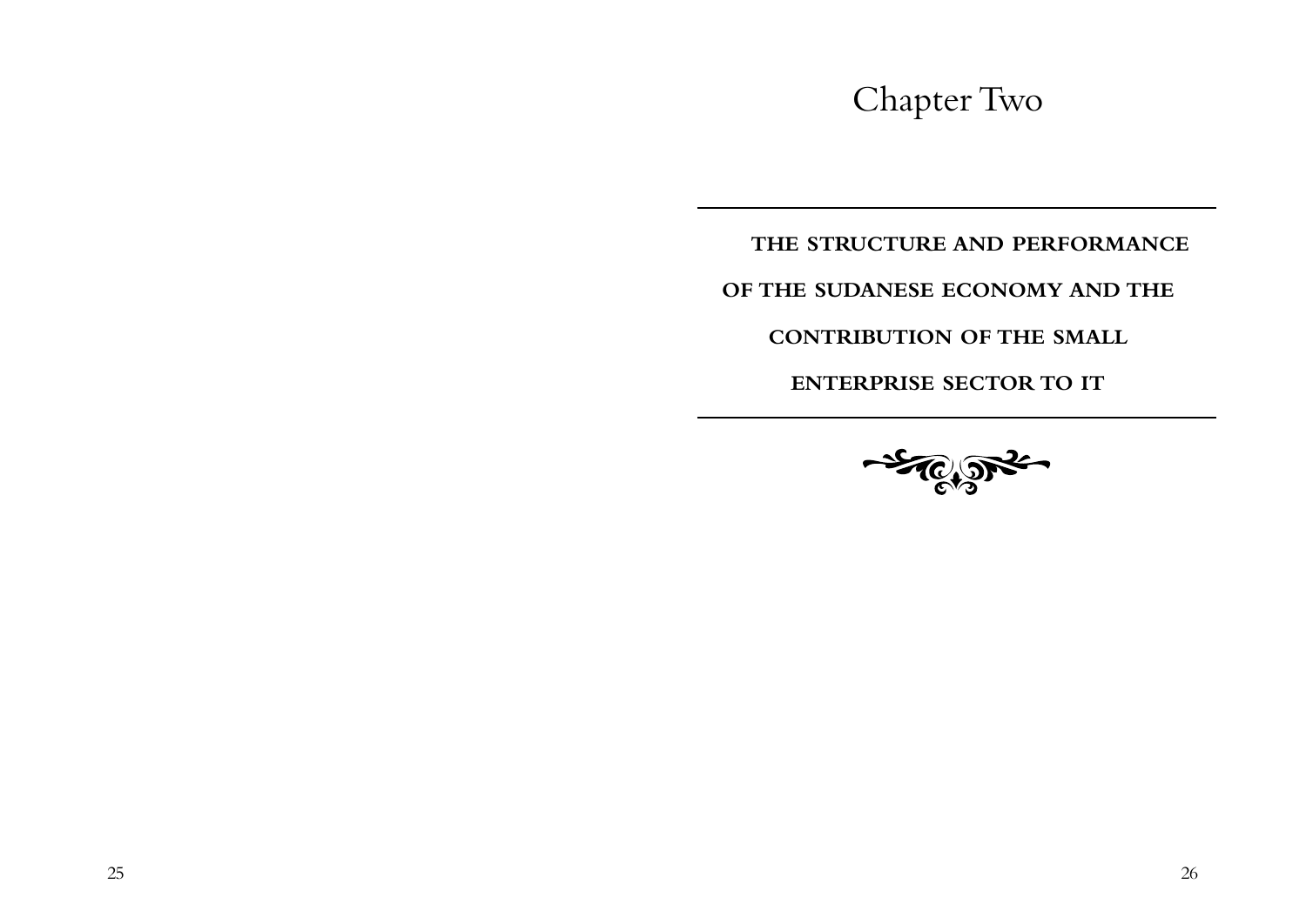# Chapter Two

## THE STRUCTURE AND PERFORMANCE OF THE SUDANESE ECONOMY AND THE CONTRIBUTION OF THE SMALL ENTERPRISE SECTOR TO IT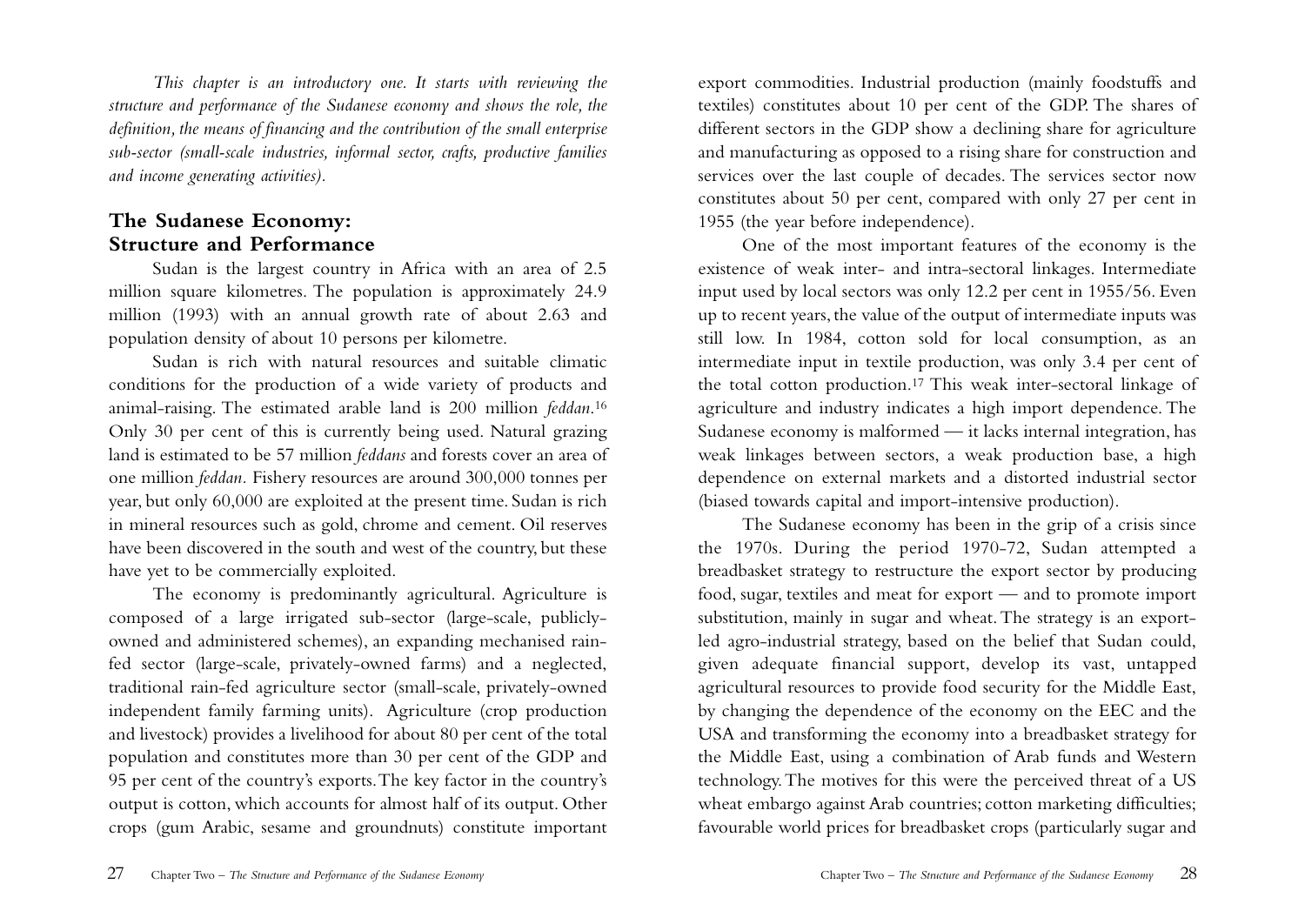*This chapter is an introductory one. It starts with reviewing the structure and performance of the Sudanese economy and shows the role, the definition, the means of financing and the contribution of the small enterprise sub-sector (small-scale industries, informal sector, crafts, productive families and income generating activities).*

## The Sudanese Economy: Structure and Performance

Sudan is the largest country in Africa with an area of 2.5 million square kilometres. The population is approximately 24.9 million (1993) with an annual growth rate of about 2.63 and population density of about 10 persons per kilometre.

Sudan is rich with natural resources and suitable climatic conditions for the production of a wide variety of products and animal-raising. The estimated arable land is 200 million *feddan*.[16] Only 30 per cent of this is currently being used. Natural grazing land is estimated to be 57 million *feddans* and forests cover an area of one million *feddan*. Fishery resources are around 300,000 tonnes per year, but only 60,000 are exploited at the present time. Sudan is rich in mineral resources such as gold, chrome and cement. Oil reserves have been discovered in the south and west of the country, but these have yet to be commercially exploited.

The economy is predominantly agricultural. Agriculture is composed of a large irrigated sub-sector (large-scale, publicly-owned and administered schemes), an expanding mechanised rain-fed sector (large-scale, privately-owned farms) and a neglected, traditional rain-fed agriculture sector (small-scale, privately-owned independent family farming units). Agriculture (crop production and livestock) provides a livelihood for about 80 per cent of the total population and constitutes more than 30 per cent of the GDP and 95 per cent of the country's exports. The key factor in the country's output is cotton, which accounts for almost half of its output. Other crops (gum Arabic, sesame and groundnuts) constitute important export commodities. Industrial production (mainly foodstuffs and textiles) constitutes about 10 per cent of the GDP. The shares of different sectors in the GDP show a declining share for agriculture and manufacturing as opposed to a rising share for construction and services over the last couple of decades. The services sector now constitutes about 50 per cent, compared with only 27 per cent in 1955 (the year before independence).

One of the most important features of the economy is the existence of weak inter- and intra-sectoral linkages. Intermediate input used by local sectors was only 12.2 per cent in 1955/56. Even up to recent years, the value of the output of intermediate inputs was still low. In 1984, cotton sold for local consumption, as an intermediate input in textile production, was only 3.4 per cent of the total cotton production.[17] This weak inter-sectoral linkage of agriculture and industry indicates a high import dependence. The Sudanese economy is malformed — it lacks internal integration, has weak linkages between sectors, a weak production base, a high dependence on external markets and a distorted industrial sector (biased towards capital and import-intensive production).

The Sudanese economy has been in the grip of a crisis since the 1970s. During the period 1970-72, Sudan attempted a breadbasket strategy to restructure the export sector by producing food, sugar, textiles and meat for export — and to promote import substitution, mainly in sugar and wheat. The strategy is an export-led agro-industrial strategy, based on the belief that Sudan could, given adequate financial support, develop its vast, untapped agricultural resources to provide food security for the Middle East, by changing the dependence of the economy on the EEC and the USA and transforming the economy into a breadbasket strategy for the Middle East, using a combination of Arab funds and Western technology. The motives for this were the perceived threat of a US wheat embargo against Arab countries; cotton marketing difficulties; favourable world prices for breadbasket crops (particularly sugar and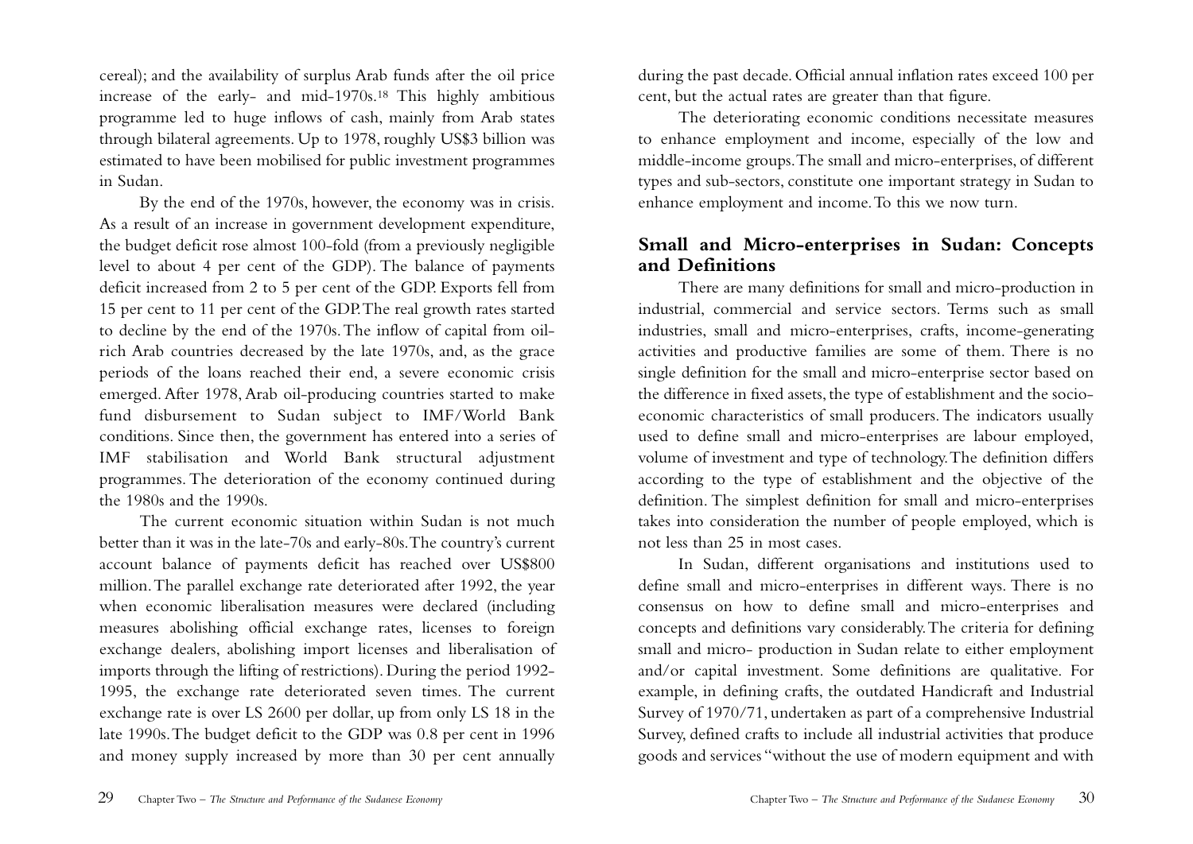cereal); and the availability of surplus Arab funds after the oil price increase of the early- and mid-1970s.[18] This highly ambitious programme led to huge inflows of cash, mainly from Arab states through bilateral agreements. Up to 1978, roughly US$3 billion was estimated to have been mobilised for public investment programmes in Sudan.

By the end of the 1970s, however, the economy was in crisis. As a result of an increase in government development expenditure, the budget deficit rose almost 100-fold (from a previously negligible level to about 4 per cent of the GDP). The balance of payments deficit increased from 2 to 5 per cent of the GDP. Exports fell from 15 per cent to 11 per cent of the GDP. The real growth rates started to decline by the end of the 1970s. The inflow of capital from oil-rich Arab countries decreased by the late 1970s, and, as the grace periods of the loans reached their end, a severe economic crisis emerged. After 1978, Arab oil-producing countries started to make fund disbursement to Sudan subject to IMF/World Bank conditions. Since then, the government has entered into a series of IMF stabilisation and World Bank structural adjustment programmes. The deterioration of the economy continued during the 1980s and the 1990s.

The current economic situation within Sudan is not much better than it was in the late-70s and early-80s. The country's current account balance of payments deficit has reached over US$800 million. The parallel exchange rate deteriorated after 1992, the year when economic liberalisation measures were declared (including measures abolishing official exchange rates, licenses to foreign exchange dealers, abolishing import licenses and liberalisation of imports through the lifting of restrictions). During the period 1992-1995, the exchange rate deteriorated seven times. The current exchange rate is over LS 2600 per dollar, up from only LS 18 in the late 1990s. The budget deficit to the GDP was 0.8 per cent in 1996 and money supply increased by more than 30 per cent annually during the past decade. Official annual inflation rates exceed 100 per cent, but the actual rates are greater than that figure.

The deteriorating economic conditions necessitate measures to enhance employment and income, especially of the low and middle-income groups. The small and micro-enterprises, of different types and sub-sectors, constitute one important strategy in Sudan to enhance employment and income. To this we now turn.

## Small and Micro-enterprises in Sudan: Concepts and Definitions

There are many definitions for small and micro-production in industrial, commercial and service sectors. Terms such as small industries, small and micro-enterprises, crafts, income-generating activities and productive families are some of them. There is no single definition for the small and micro-enterprise sector based on the difference in fixed assets, the type of establishment and the socio-economic characteristics of small producers. The indicators usually used to define small and micro-enterprises are labour employed, volume of investment and type of technology. The definition differs according to the type of establishment and the objective of the definition. The simplest definition for small and micro-enterprises takes into consideration the number of people employed, which is not less than 25 in most cases.

In Sudan, different organisations and institutions used to define small and micro-enterprises in different ways. There is no consensus on how to define small and micro-enterprises and concepts and definitions vary considerably. The criteria for defining small and micro- production in Sudan relate to either employment and/or capital investment. Some definitions are qualitative. For example, in defining crafts, the outdated Handicraft and Industrial Survey of 1970/71, undertaken as part of a comprehensive Industrial Survey, defined crafts to include all industrial activities that produce goods and services "without the use of modern equipment and with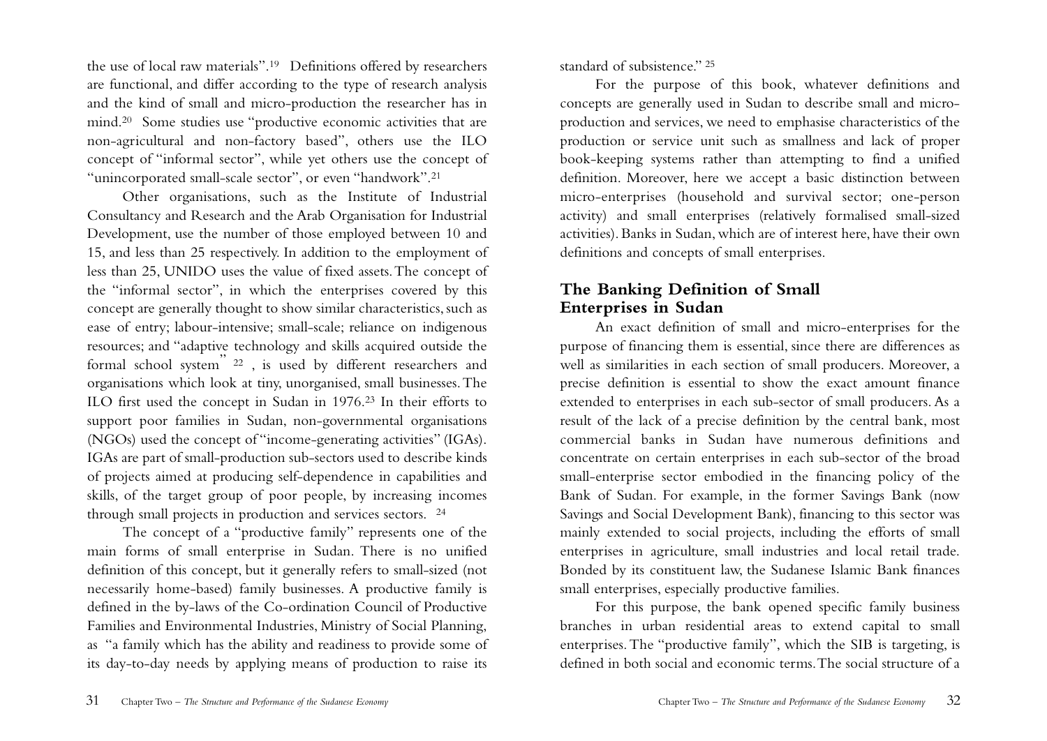the use of local raw materials".[19] Definitions offered by researchers are functional, and differ according to the type of research analysis and the kind of small and micro-production the researcher has in mind.[20] Some studies use "productive economic activities that are non-agricultural and non-factory based", others use the ILO concept of "informal sector", while yet others use the concept of "unincorporated small-scale sector", or even "handwork".[21]

Other organisations, such as the Institute of Industrial Consultancy and Research and the Arab Organisation for Industrial Development, use the number of those employed between 10 and 15, and less than 25 respectively. In addition to the employment of less than 25, UNIDO uses the value of fixed assets. The concept of the "informal sector", in which the enterprises covered by this concept are generally thought to show similar characteristics, such as ease of entry; labour-intensive; small-scale; reliance on indigenous resources; and "adaptive technology and skills acquired outside the formal school system" [22] , is used by different researchers and organisations which look at tiny, unorganised, small businesses. The ILO first used the concept in Sudan in 1976.[23] In their efforts to support poor families in Sudan, non-governmental organisations (NGOs) used the concept of "income-generating activities" (IGAs). IGAs are part of small-production sub-sectors used to describe kinds of projects aimed at producing self-dependence in capabilities and skills, of the target group of poor people, by increasing incomes through small projects in production and services sectors. [24]

The concept of a "productive family" represents one of the main forms of small enterprise in Sudan. There is no unified definition of this concept, but it generally refers to small-sized (not necessarily home-based) family businesses. A productive family is defined in the by-laws of the Co-ordination Council of Productive Families and Environmental Industries, Ministry of Social Planning, as "a family which has the ability and readiness to provide some of its day-to-day needs by applying means of production to raise its standard of subsistence." [25]

For the purpose of this book, whatever definitions and concepts are generally used in Sudan to describe small and micro-production and services, we need to emphasise characteristics of the production or service unit such as smallness and lack of proper book-keeping systems rather than attempting to find a unified definition. Moreover, here we accept a basic distinction between micro-enterprises (household and survival sector; one-person activity) and small enterprises (relatively formalised small-sized activities). Banks in Sudan, which are of interest here, have their own definitions and concepts of small enterprises.

## The Banking Definition of Small Enterprises in Sudan

An exact definition of small and micro-enterprises for the purpose of financing them is essential, since there are differences as well as similarities in each section of small producers. Moreover, a precise definition is essential to show the exact amount finance extended to enterprises in each sub-sector of small producers. As a result of the lack of a precise definition by the central bank, most commercial banks in Sudan have numerous definitions and concentrate on certain enterprises in each sub-sector of the broad small-enterprise sector embodied in the financing policy of the Bank of Sudan. For example, in the former Savings Bank (now Savings and Social Development Bank), financing to this sector was mainly extended to social projects, including the efforts of small enterprises in agriculture, small industries and local retail trade. Bonded by its constituent law, the Sudanese Islamic Bank finances small enterprises, especially productive families.

For this purpose, the bank opened specific family business branches in urban residential areas to extend capital to small enterprises. The "productive family", which the SIB is targeting, is defined in both social and economic terms. The social structure of a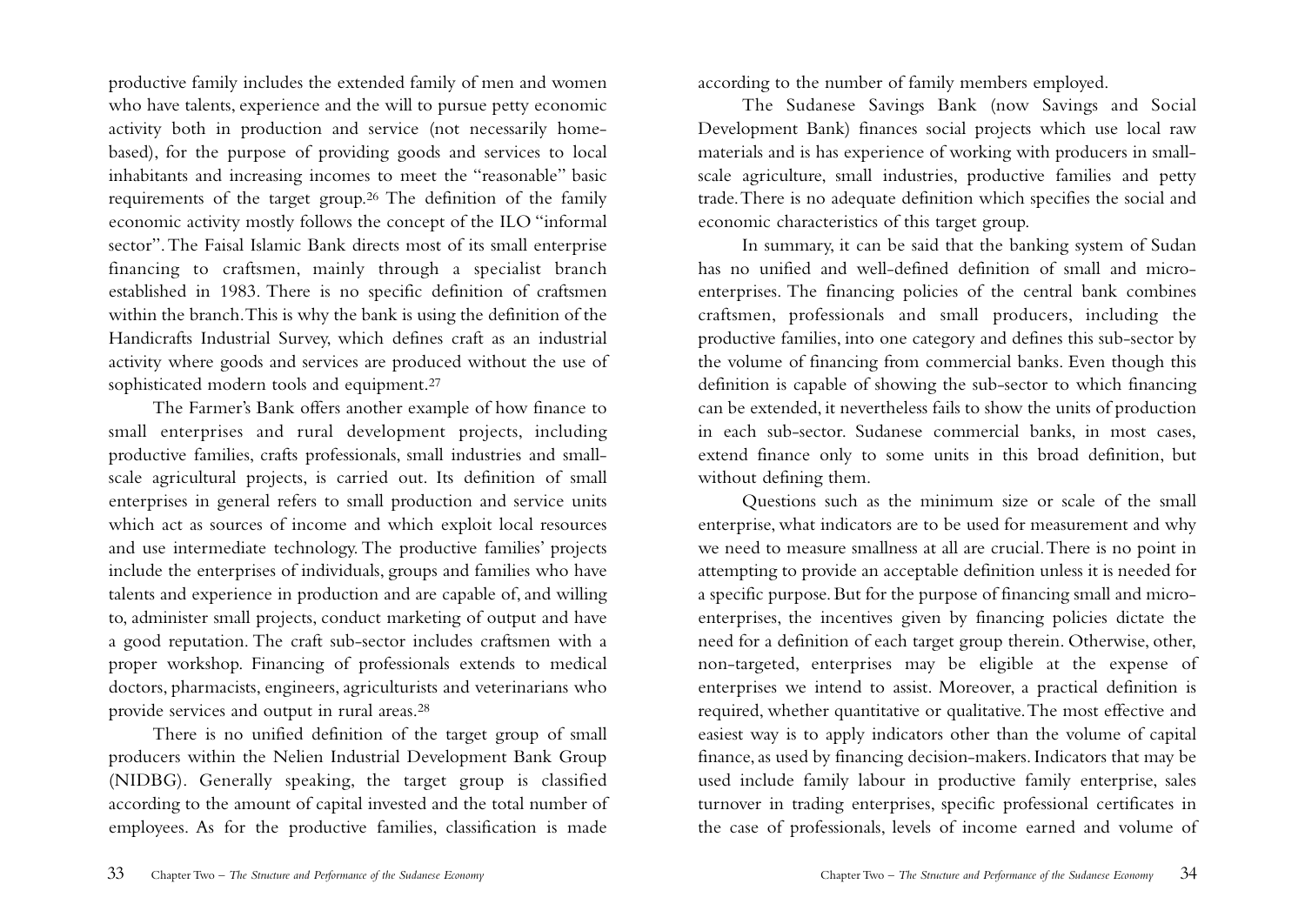productive family includes the extended family of men and women who have talents, experience and the will to pursue petty economic activity both in production and service (not necessarily home-based), for the purpose of providing goods and services to local inhabitants and increasing incomes to meet the "reasonable" basic requirements of the target group.[26] The definition of the family economic activity mostly follows the concept of the ILO "informal sector". The Faisal Islamic Bank directs most of its small enterprise financing to craftsmen, mainly through a specialist branch established in 1983. There is no specific definition of craftsmen within the branch. This is why the bank is using the definition of the Handicrafts Industrial Survey, which defines craft as an industrial activity where goods and services are produced without the use of sophisticated modern tools and equipment.[27]

The Farmer's Bank offers another example of how finance to small enterprises and rural development projects, including productive families, crafts professionals, small industries and small-scale agricultural projects, is carried out. Its definition of small enterprises in general refers to small production and service units which act as sources of income and which exploit local resources and use intermediate technology. The productive families' projects include the enterprises of individuals, groups and families who have talents and experience in production and are capable of, and willing to, administer small projects, conduct marketing of output and have a good reputation. The craft sub-sector includes craftsmen with a proper workshop. Financing of professionals extends to medical doctors, pharmacists, engineers, agriculturists and veterinarians who provide services and output in rural areas.[28]

There is no unified definition of the target group of small producers within the Nelien Industrial Development Bank Group (NIDBG). Generally speaking, the target group is classified according to the amount of capital invested and the total number of employees. As for the productive families, classification is made according to the number of family members employed.

The Sudanese Savings Bank (now Savings and Social Development Bank) finances social projects which use local raw materials and is has experience of working with producers in small-scale agriculture, small industries, productive families and petty trade. There is no adequate definition which specifies the social and economic characteristics of this target group.

In summary, it can be said that the banking system of Sudan has no unified and well-defined definition of small and micro-enterprises. The financing policies of the central bank combines craftsmen, professionals and small producers, including the productive families, into one category and defines this sub-sector by the volume of financing from commercial banks. Even though this definition is capable of showing the sub-sector to which financing can be extended, it nevertheless fails to show the units of production in each sub-sector. Sudanese commercial banks, in most cases, extend finance only to some units in this broad definition, but without defining them.

Questions such as the minimum size or scale of the small enterprise, what indicators are to be used for measurement and why we need to measure smallness at all are crucial. There is no point in attempting to provide an acceptable definition unless it is needed for a specific purpose. But for the purpose of financing small and micro-enterprises, the incentives given by financing policies dictate the need for a definition of each target group therein. Otherwise, other, non-targeted, enterprises may be eligible at the expense of enterprises we intend to assist. Moreover, a practical definition is required, whether quantitative or qualitative. The most effective and easiest way is to apply indicators other than the volume of capital finance, as used by financing decision-makers. Indicators that may be used include family labour in productive family enterprise, sales turnover in trading enterprises, specific professional certificates in the case of professionals, levels of income earned and volume of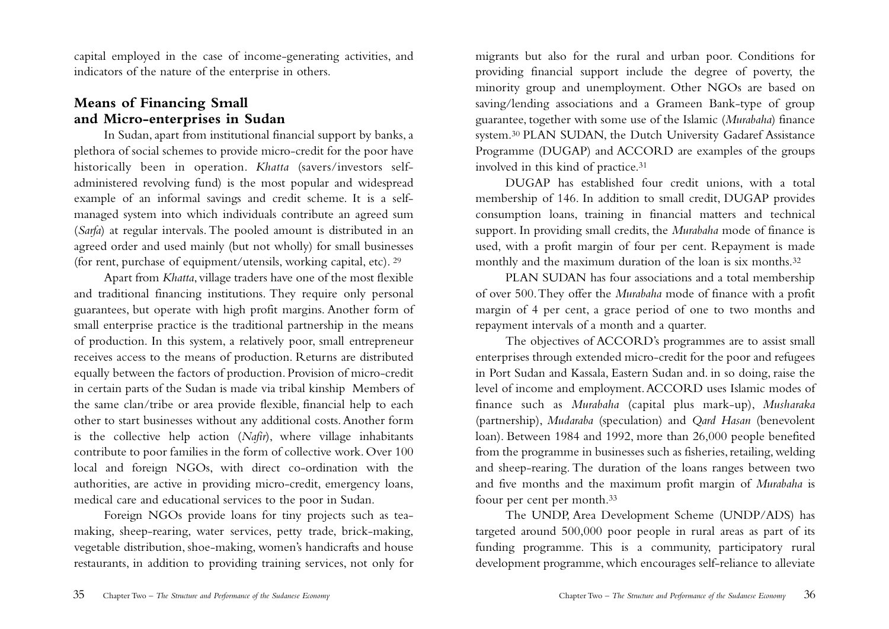capital employed in the case of income-generating activities, and indicators of the nature of the enterprise in others.

## Means of Financing Small and Micro-enterprises in Sudan

In Sudan, apart from institutional financial support by banks, a plethora of social schemes to provide micro-credit for the poor have historically been in operation. *Khatta* (savers/investors self-administered revolving fund) is the most popular and widespread example of an informal savings and credit scheme. It is a self-managed system into which individuals contribute an agreed sum (*Sarfa*) at regular intervals. The pooled amount is distributed in an agreed order and used mainly (but not wholly) for small businesses (for rent, purchase of equipment/utensils, working capital, etc). [29]

Apart from *Khatta*, village traders have one of the most flexible and traditional financing institutions. They require only personal guarantees, but operate with high profit margins. Another form of small enterprise practice is the traditional partnership in the means of production. In this system, a relatively poor, small entrepreneur receives access to the means of production. Returns are distributed equally between the factors of production. Provision of micro-credit in certain parts of the Sudan is made via tribal kinship Members of the same clan/tribe or area provide flexible, financial help to each other to start businesses without any additional costs. Another form is the collective help action (*Nafir*), where village inhabitants contribute to poor families in the form of collective work. Over 100 local and foreign NGOs, with direct co-ordination with the authorities, are active in providing micro-credit, emergency loans, medical care and educational services to the poor in Sudan.

Foreign NGOs provide loans for tiny projects such as tea-making, sheep-rearing, water services, petty trade, brick-making, vegetable distribution, shoe-making, women's handicrafts and house restaurants, in addition to providing training services, not only for migrants but also for the rural and urban poor. Conditions for providing financial support include the degree of poverty, the minority group and unemployment. Other NGOs are based on saving/lending associations and a Grameen Bank-type of group guarantee, together with some use of the Islamic (*Murabaha*) finance system.[30] PLAN SUDAN, the Dutch University Gadaref Assistance Programme (DUGAP) and ACCORD are examples of the groups involved in this kind of practice.[31]

DUGAP has established four credit unions, with a total membership of 146. In addition to small credit, DUGAP provides consumption loans, training in financial matters and technical support. In providing small credits, the *Murabaha* mode of finance is used, with a profit margin of four per cent. Repayment is made monthly and the maximum duration of the loan is six months.[32]

PLAN SUDAN has four associations and a total membership of over 500. They offer the *Murabaha* mode of finance with a profit margin of 4 per cent, a grace period of one to two months and repayment intervals of a month and a quarter.

The objectives of ACCORD's programmes are to assist small enterprises through extended micro-credit for the poor and refugees in Port Sudan and Kassala, Eastern Sudan and. in so doing, raise the level of income and employment. ACCORD uses Islamic modes of finance such as *Murabaha* (capital plus mark-up), *Musharaka* (partnership), *Mudaraba* (speculation) and *Qard Hasan* (benevolent loan). Between 1984 and 1992, more than 26,000 people benefited from the programme in businesses such as fisheries, retailing, welding and sheep-rearing. The duration of the loans ranges between two and five months and the maximum profit margin of *Murabaha* is foour per cent per month.[33]

The UNDP, Area Development Scheme (UNDP/ADS) has targeted around 500,000 poor people in rural areas as part of its funding programme. This is a community, participatory rural development programme, which encourages self-reliance to alleviate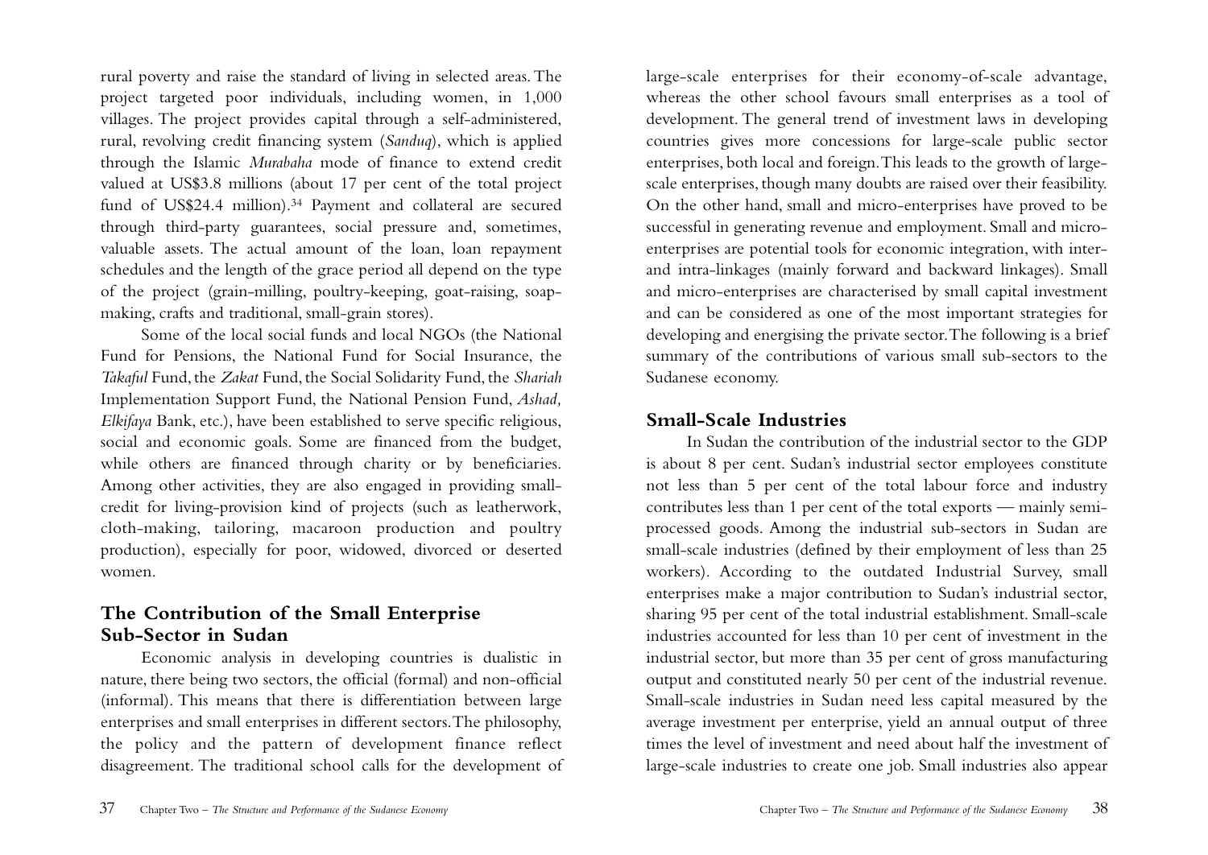rural poverty and raise the standard of living in selected areas. The project targeted poor individuals, including women, in 1,000 villages. The project provides capital through a self-administered, rural, revolving credit financing system (*Sanduq*), which is applied through the Islamic *Murabaha* mode of finance to extend credit valued at US$3.8 millions (about 17 per cent of the total project fund of US$24.4 million).[34] Payment and collateral are secured through third-party guarantees, social pressure and, sometimes, valuable assets. The actual amount of the loan, loan repayment schedules and the length of the grace period all depend on the type of the project (grain-milling, poultry-keeping, goat-raising, soap-making, crafts and traditional, small-grain stores).

Some of the local social funds and local NGOs (the National Fund for Pensions, the National Fund for Social Insurance, the *Takaful* Fund, the *Zakat* Fund, the Social Solidarity Fund, the *Shariah* Implementation Support Fund, the National Pension Fund, *Ashad, Elkifaya* Bank, etc.), have been established to serve specific religious, social and economic goals. Some are financed from the budget, while others are financed through charity or by beneficiaries. Among other activities, they are also engaged in providing small-credit for living-provision kind of projects (such as leatherwork, cloth-making, tailoring, macaroon production and poultry production), especially for poor, widowed, divorced or deserted women.

## The Contribution of the Small Enterprise Sub-Sector in Sudan

Economic analysis in developing countries is dualistic in nature, there being two sectors, the official (formal) and non-official (informal). This means that there is differentiation between large enterprises and small enterprises in different sectors. The philosophy, the policy and the pattern of development finance reflect disagreement. The traditional school calls for the development of large-scale enterprises for their economy-of-scale advantage, whereas the other school favours small enterprises as a tool of development. The general trend of investment laws in developing countries gives more concessions for large-scale public sector enterprises, both local and foreign. This leads to the growth of large-scale enterprises, though many doubts are raised over their feasibility. On the other hand, small and micro-enterprises have proved to be successful in generating revenue and employment. Small and micro-enterprises are potential tools for economic integration, with inter- and intra-linkages (mainly forward and backward linkages). Small and micro-enterprises are characterised by small capital investment and can be considered as one of the most important strategies for developing and energising the private sector. The following is a brief summary of the contributions of various small sub-sectors to the Sudanese economy.

## Small-Scale Industries

In Sudan the contribution of the industrial sector to the GDP is about 8 per cent. Sudan's industrial sector employees constitute not less than 5 per cent of the total labour force and industry contributes less than 1 per cent of the total exports — mainly semi-processed goods. Among the industrial sub-sectors in Sudan are small-scale industries (defined by their employment of less than 25 workers). According to the outdated Industrial Survey, small enterprises make a major contribution to Sudan's industrial sector, sharing 95 per cent of the total industrial establishment. Small-scale industries accounted for less than 10 per cent of investment in the industrial sector, but more than 35 per cent of gross manufacturing output and constituted nearly 50 per cent of the industrial revenue. Small-scale industries in Sudan need less capital measured by the average investment per enterprise, yield an annual output of three times the level of investment and need about half the investment of large-scale industries to create one job. Small industries also appear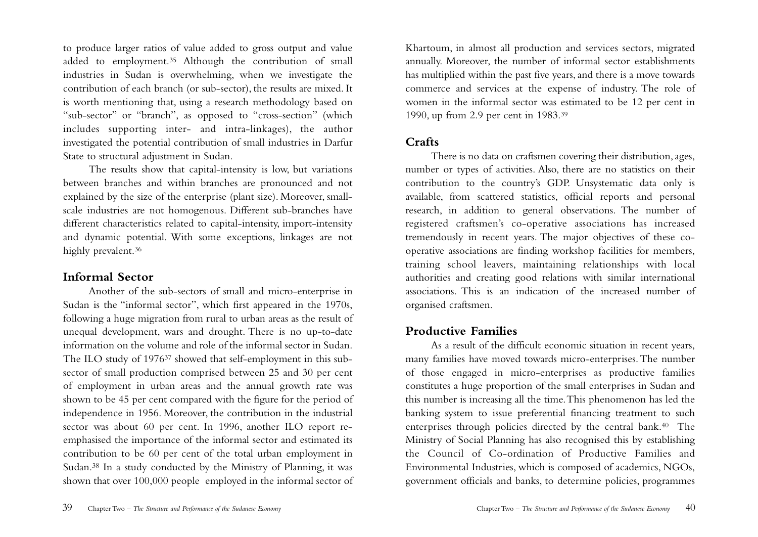to produce larger ratios of value added to gross output and value added to employment.[35] Although the contribution of small industries in Sudan is overwhelming, when we investigate the contribution of each branch (or sub-sector), the results are mixed. It is worth mentioning that, using a research methodology based on "sub-sector" or "branch", as opposed to "cross-section" (which includes supporting inter- and intra-linkages), the author investigated the potential contribution of small industries in Darfur State to structural adjustment in Sudan.

The results show that capital-intensity is low, but variations between branches and within branches are pronounced and not explained by the size of the enterprise (plant size). Moreover, small-scale industries are not homogenous. Different sub-branches have different characteristics related to capital-intensity, import-intensity and dynamic potential. With some exceptions, linkages are not highly prevalent.[36]

## Informal Sector

Another of the sub-sectors of small and micro-enterprise in Sudan is the "informal sector", which first appeared in the 1970s, following a huge migration from rural to urban areas as the result of unequal development, wars and drought. There is no up-to-date information on the volume and role of the informal sector in Sudan. The ILO study of 1976[37] showed that self-employment in this sub-sector of small production comprised between 25 and 30 per cent of employment in urban areas and the annual growth rate was shown to be 45 per cent compared with the figure for the period of independence in 1956. Moreover, the contribution in the industrial sector was about 60 per cent. In 1996, another ILO report re-emphasised the importance of the informal sector and estimated its contribution to be 60 per cent of the total urban employment in Sudan.[38] In a study conducted by the Ministry of Planning, it was shown that over 100,000 people employed in the informal sector of Khartoum, in almost all production and services sectors, migrated annually. Moreover, the number of informal sector establishments has multiplied within the past five years, and there is a move towards commerce and services at the expense of industry. The role of women in the informal sector was estimated to be 12 per cent in 1990, up from 2.9 per cent in 1983.[39]

## Crafts

There is no data on craftsmen covering their distribution, ages, number or types of activities. Also, there are no statistics on their contribution to the country's GDP. Unsystematic data only is available, from scattered statistics, official reports and personal research, in addition to general observations. The number of registered craftsmen's co-operative associations has increased tremendously in recent years. The major objectives of these co-operative associations are finding workshop facilities for members, training school leavers, maintaining relationships with local authorities and creating good relations with similar international associations. This is an indication of the increased number of organised craftsmen.

## Productive Families

As a result of the difficult economic situation in recent years, many families have moved towards micro-enterprises. The number of those engaged in micro-enterprises as productive families constitutes a huge proportion of the small enterprises in Sudan and this number is increasing all the time. This phenomenon has led the banking system to issue preferential financing treatment to such enterprises through policies directed by the central bank.[40] The Ministry of Social Planning has also recognised this by establishing the Council of Co-ordination of Productive Families and Environmental Industries, which is composed of academics, NGOs, government officials and banks, to determine policies, programmes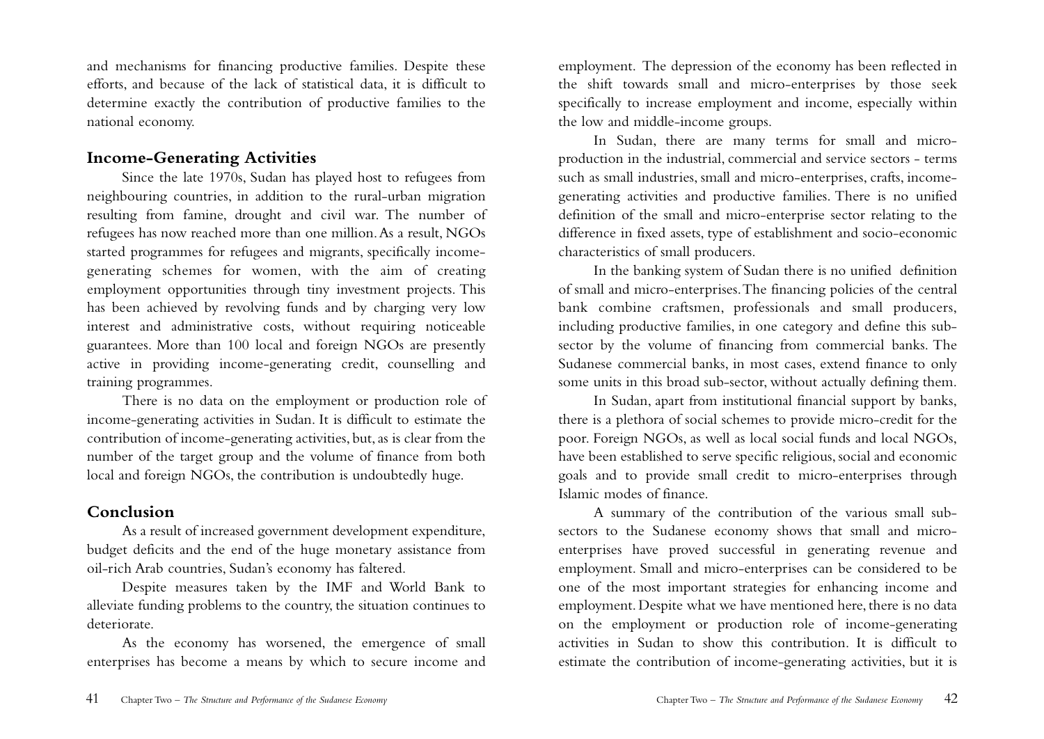and mechanisms for financing productive families. Despite these efforts, and because of the lack of statistical data, it is difficult to determine exactly the contribution of productive families to the national economy.

## Income-Generating Activities

Since the late 1970s, Sudan has played host to refugees from neighbouring countries, in addition to the rural-urban migration resulting from famine, drought and civil war. The number of refugees has now reached more than one million. As a result, NGOs started programmes for refugees and migrants, specifically income-generating schemes for women, with the aim of creating employment opportunities through tiny investment projects. This has been achieved by revolving funds and by charging very low interest and administrative costs, without requiring noticeable guarantees. More than 100 local and foreign NGOs are presently active in providing income-generating credit, counselling and training programmes.

There is no data on the employment or production role of income-generating activities in Sudan. It is difficult to estimate the contribution of income-generating activities, but, as is clear from the number of the target group and the volume of finance from both local and foreign NGOs, the contribution is undoubtedly huge.

## Conclusion

As a result of increased government development expenditure, budget deficits and the end of the huge monetary assistance from oil-rich Arab countries, Sudan's economy has faltered.

Despite measures taken by the IMF and World Bank to alleviate funding problems to the country, the situation continues to deteriorate.

As the economy has worsened, the emergence of small enterprises has become a means by which to secure income and employment. The depression of the economy has been reflected in the shift towards small and micro-enterprises by those seek specifically to increase employment and income, especially within the low and middle-income groups.

In Sudan, there are many terms for small and micro-production in the industrial, commercial and service sectors - terms such as small industries, small and micro-enterprises, crafts, income-generating activities and productive families. There is no unified definition of the small and micro-enterprise sector relating to the difference in fixed assets, type of establishment and socio-economic characteristics of small producers.

In the banking system of Sudan there is no unified definition of small and micro-enterprises. The financing policies of the central bank combine craftsmen, professionals and small producers, including productive families, in one category and define this sub-sector by the volume of financing from commercial banks. The Sudanese commercial banks, in most cases, extend finance to only some units in this broad sub-sector, without actually defining them.

In Sudan, apart from institutional financial support by banks, there is a plethora of social schemes to provide micro-credit for the poor. Foreign NGOs, as well as local social funds and local NGOs, have been established to serve specific religious, social and economic goals and to provide small credit to micro-enterprises through Islamic modes of finance.

A summary of the contribution of the various small sub-sectors to the Sudanese economy shows that small and micro-enterprises have proved successful in generating revenue and employment. Small and micro-enterprises can be considered to be one of the most important strategies for enhancing income and employment. Despite what we have mentioned here, there is no data on the employment or production role of income-generating activities in Sudan to show this contribution. It is difficult to estimate the contribution of income-generating activities, but it is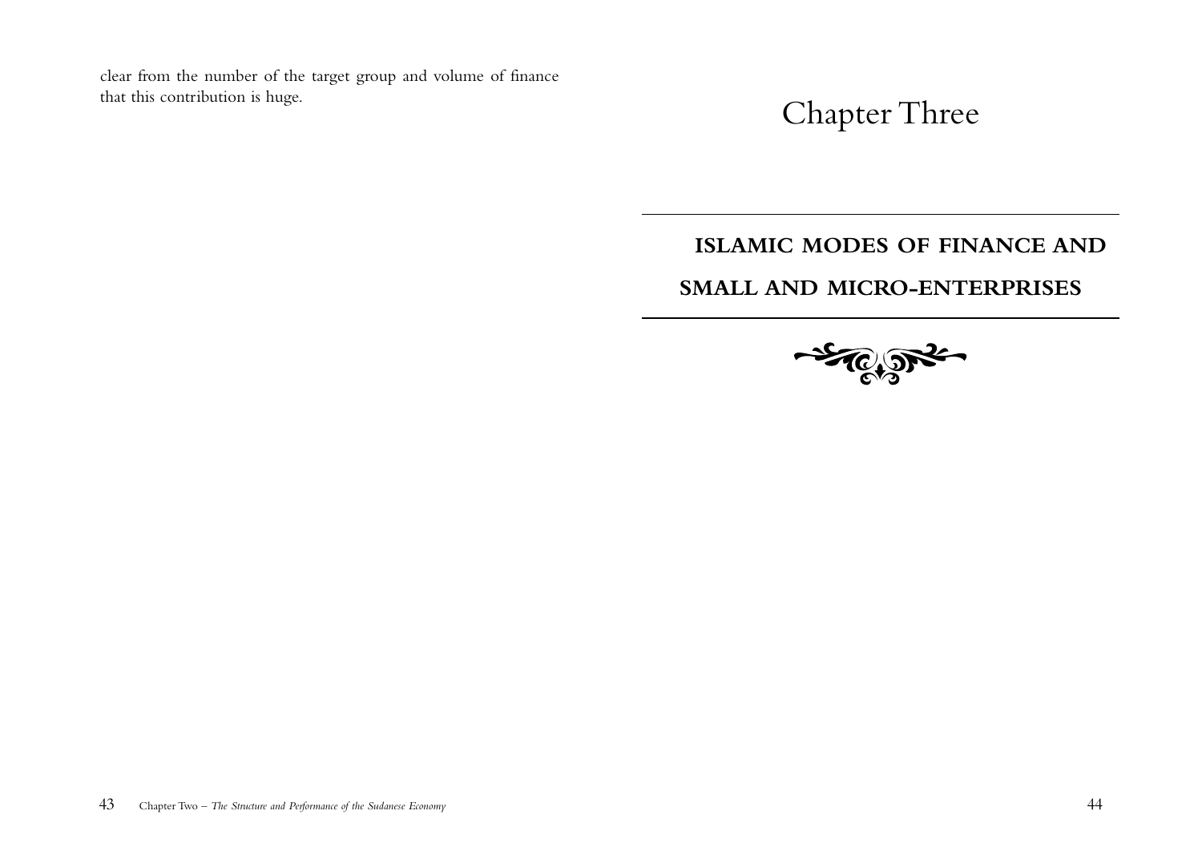clear from the number of the target group and volume of finance that this contribution is huge.

# Chapter Three

## ISLAMIC MODES OF FINANCE AND SMALL AND MICRO-ENTERPRISES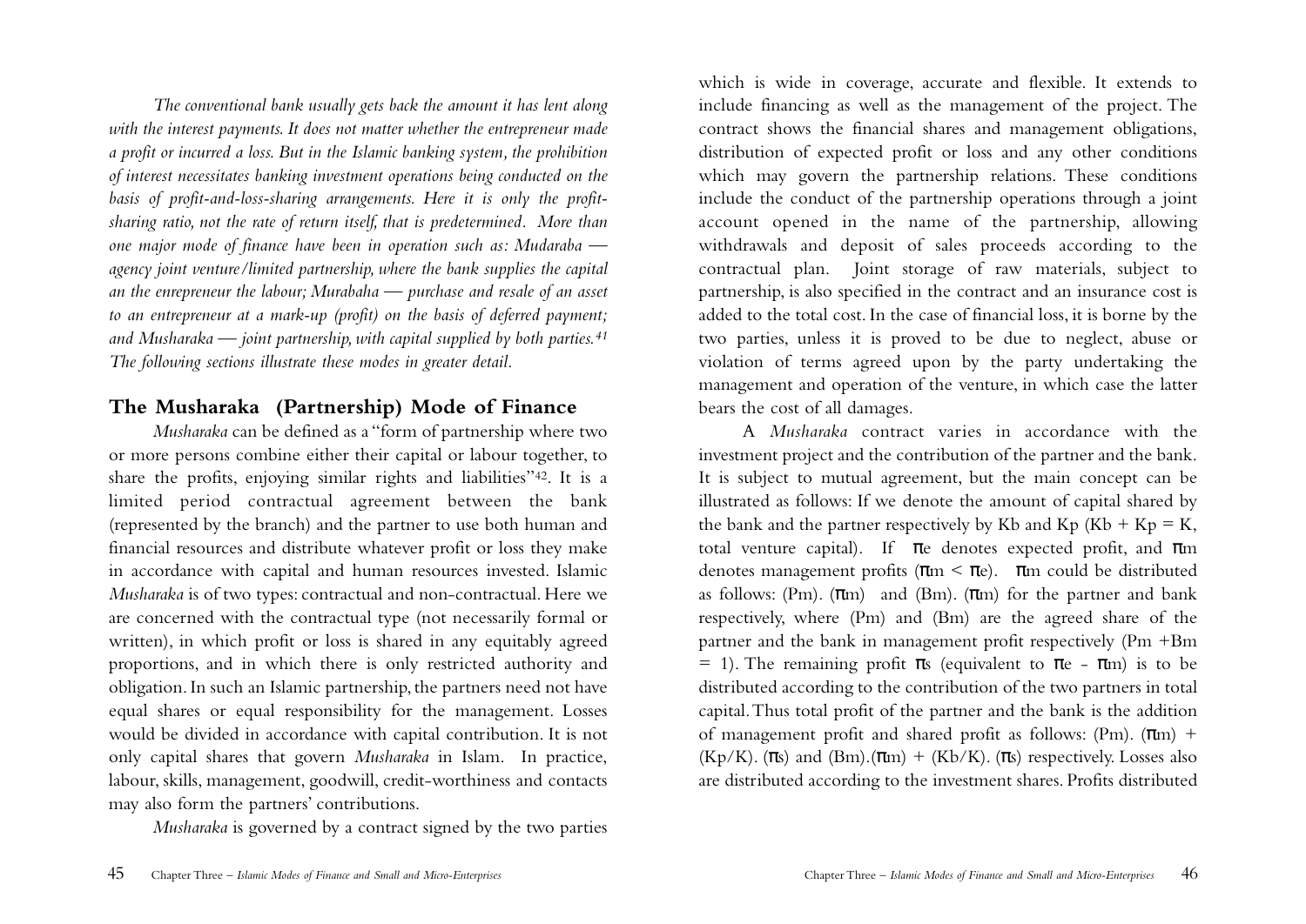*The conventional bank usually gets back the amount it has lent along with the interest payments. It does not matter whether the entrepreneur made a profit or incurred a loss. But in the Islamic banking system, the prohibition of interest necessitates banking investment operations being conducted on the basis of profit-and-loss-sharing arrangements. Here it is only the profit-sharing ratio, not the rate of return itself, that is predetermined. More than one major mode of finance have been in operation such as: Mudaraba — agency joint venture/limited partnership, where the bank supplies the capital an the enrepreneur the labour; Murabaha — purchase and resale of an asset to an entrepreneur at a mark-up (profit) on the basis of deferred payment; and Musharaka — joint partnership, with capital supplied by both parties.*[41] *The following sections illustrate these modes in greater detail.*

## The Musharaka (Partnership) Mode of Finance

*Musharaka* can be defined as a "form of partnership where two or more persons combine either their capital or labour together, to share the profits, enjoying similar rights and liabilities"[42]. It is a limited period contractual agreement between the bank (represented by the branch) and the partner to use both human and financial resources and distribute whatever profit or loss they make in accordance with capital and human resources invested. Islamic *Musharaka* is of two types: contractual and non-contractual. Here we are concerned with the contractual type (not necessarily formal or written), in which profit or loss is shared in any equitably agreed proportions, and in which there is only restricted authority and obligation. In such an Islamic partnership, the partners need not have equal shares or equal responsibility for the management. Losses would be divided in accordance with capital contribution. It is not only capital shares that govern *Musharaka* in Islam. In practice, labour, skills, management, goodwill, credit-worthiness and contacts may also form the partners' contributions.

*Musharaka* is governed by a contract signed by the two parties which is wide in coverage, accurate and flexible. It extends to include financing as well as the management of the project. The contract shows the financial shares and management obligations, distribution of expected profit or loss and any other conditions which may govern the partnership relations. These conditions include the conduct of the partnership operations through a joint account opened in the name of the partnership, allowing withdrawals and deposit of sales proceeds according to the contractual plan. Joint storage of raw materials, subject to partnership, is also specified in the contract and an insurance cost is added to the total cost. In the case of financial loss, it is borne by the two parties, unless it is proved to be due to neglect, abuse or violation of terms agreed upon by the party undertaking the management and operation of the venture, in which case the latter bears the cost of all damages.

A *Musharaka* contract varies in accordance with the investment project and the contribution of the partner and the bank. It is subject to mutual agreement, but the main concept can be illustrated as follows: If we denote the amount of capital shared by the bank and the partner respectively by Kb and Kp ($Kb + Kp = K$, total venture capital). If $\pi e$ denotes expected profit, and $\pi m$ denotes management profits ($\pi m < \pi e$). $\pi m$ could be distributed as follows: $(Pm).(\pi m)$ and $(Bm).(\pi m)$ for the partner and bank respectively, where (Pm) and (Bm) are the agreed share of the partner and the bank in management profit respectively ($Pm + Bm = 1$). The remaining profit $\pi s$ (equivalent to $\pi e - \pi m$) is to be distributed according to the contribution of the two partners in total capital. Thus total profit of the partner and the bank is the addition of management profit and shared profit as follows: $(Pm).(\pi m) + (Kp/K).(\pi s)$ and $(Bm).(\pi m) + (Kb/K).(\pi s)$ respectively. Losses also are distributed according to the investment shares. Profits distributed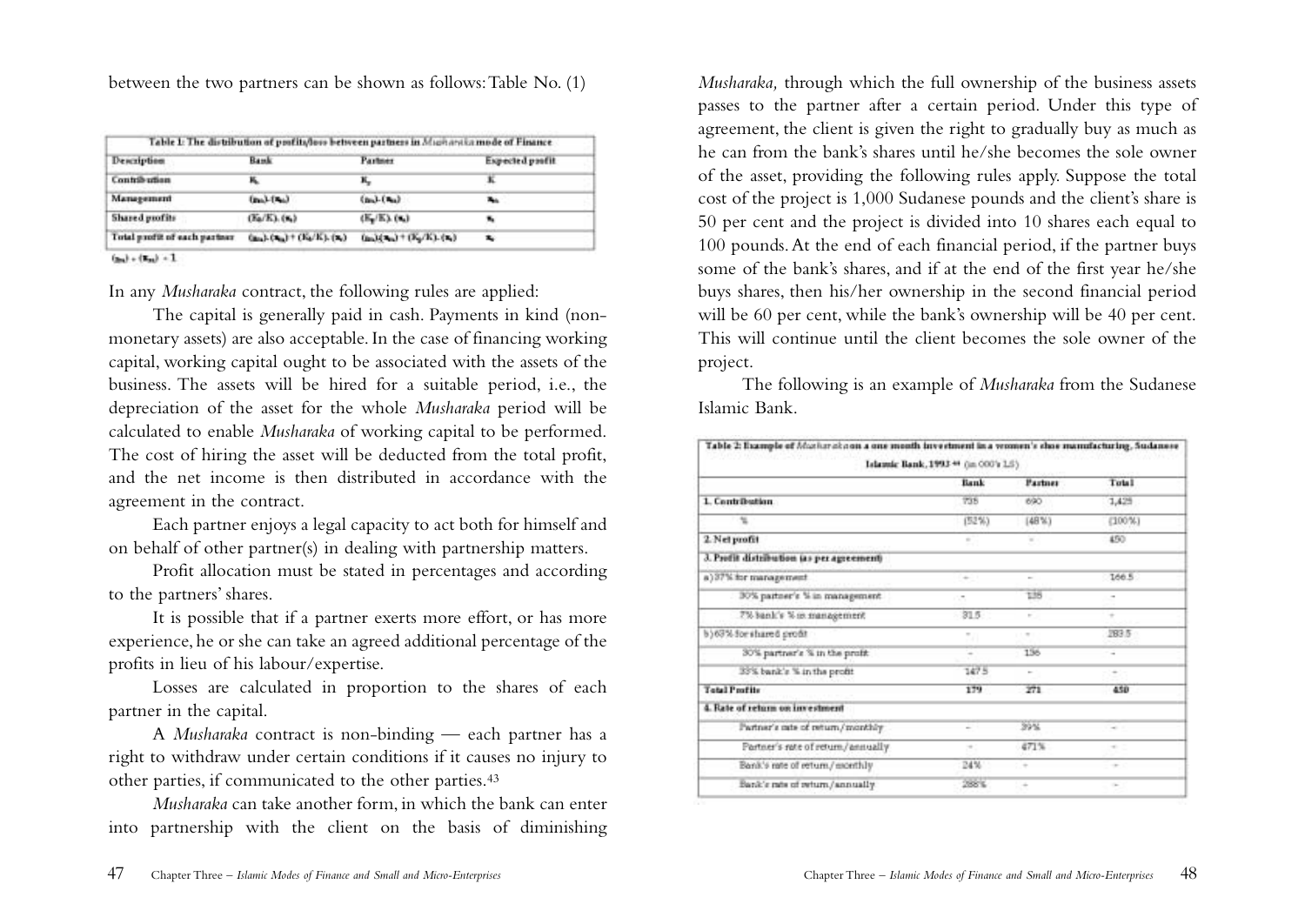between the two partners can be shown as follows: Table No. (1)

Table 1: The distribution of profits/loss between partners in *Musharaka* mode of Finance

| Description | Bank | Partner | Expected profit |
|---|---|---|---|
| Contribution | $K_b$ | $K_p$ | $K$ |
| Management | $(\pi_{b})$-$(\pi_{m})$ | $(\pi_{p})$-$(\pi_{m})$ | $\pi_m$ |
| Shared profits | $(K_b/K).(\pi_s)$ | $(K_p/K).(\pi_s)$ | $\pi_s$ |
| Total profit of each partner | $(\pi_{b}).(\pi_{m}) + (K_b/K).(\pi_s)$ | $(\pi_{p})(\pi_{m}) + (K_p/K).(\pi_s)$ | $\pi_s$ |

$(\pi_{b}) + (\pi_{p}) = 1$

In any *Musharaka* contract, the following rules are applied:

The capital is generally paid in cash. Payments in kind (non-monetary assets) are also acceptable. In the case of financing working capital, working capital ought to be associated with the assets of the business. The assets will be hired for a suitable period, i.e., the depreciation of the asset for the whole *Musharaka* period will be calculated to enable *Musharaka* of working capital to be performed. The cost of hiring the asset will be deducted from the total profit, and the net income is then distributed in accordance with the agreement in the contract.

Each partner enjoys a legal capacity to act both for himself and on behalf of other partner(s) in dealing with partnership matters.

Profit allocation must be stated in percentages and according to the partners' shares.

It is possible that if a partner exerts more effort, or has more experience, he or she can take an agreed additional percentage of the profits in lieu of his labour/expertise.

Losses are calculated in proportion to the shares of each partner in the capital.

A *Musharaka* contract is non-binding — each partner has a right to withdraw under certain conditions if it causes no injury to other parties, if communicated to the other parties.[43]

*Musharaka* can take another form, in which the bank can enter into partnership with the client on the basis of diminishing *Musharaka,* through which the full ownership of the business assets passes to the partner after a certain period. Under this type of agreement, the client is given the right to gradually buy as much as he can from the bank's shares until he/she becomes the sole owner of the asset, providing the following rules apply. Suppose the total cost of the project is 1,000 Sudanese pounds and the client's share is 50 per cent and the project is divided into 10 shares each equal to 100 pounds. At the end of each financial period, if the partner buys some of the bank's shares, and if at the end of the first year he/she buys shares, then his/her ownership in the second financial period will be 60 per cent, while the bank's ownership will be 40 per cent. This will continue until the client becomes the sole owner of the project.

The following is an example of *Musharaka* from the Sudanese Islamic Bank.

Table 2: Example of *Musharaka* on a one month investment in a women's shoe manufacturing, Sudanese Islamic Bank, 1993 [44] (in 000's LS)

| | Bank | Partner | Total |
|---|---|---|---|
| **1. Contribution** | 735 | 690 | 1,425 |
| % | (52%) | (48%) | (100%) |
| **2. Net profit** | - | - | 450 |
| **3. Profit distribution (as per agreement)** | | | |
| a) 37% for management | - | - | 166.5 |
| 30% partner's % in management | - | 135 | - |
| 7% bank's % in management | 31.5 | - | - |
| b) 63% for shared profit | - | - | 283.5 |
| 30% partner's % in the profit | - | 136 | - |
| 33% bank's % in the profit | 147.5 | - | - |
| **Total Profits** | **179** | **271** | **450** |
| **4. Rate of return on investment** | | | |
| Partner's rate of return/monthly | - | 39% | - |
| Partner's rate of return/annually | - | 471% | - |
| Bank's rate of return/monthly | 24% | - | - |
| Bank's rate of return/annually | 288% | - | - |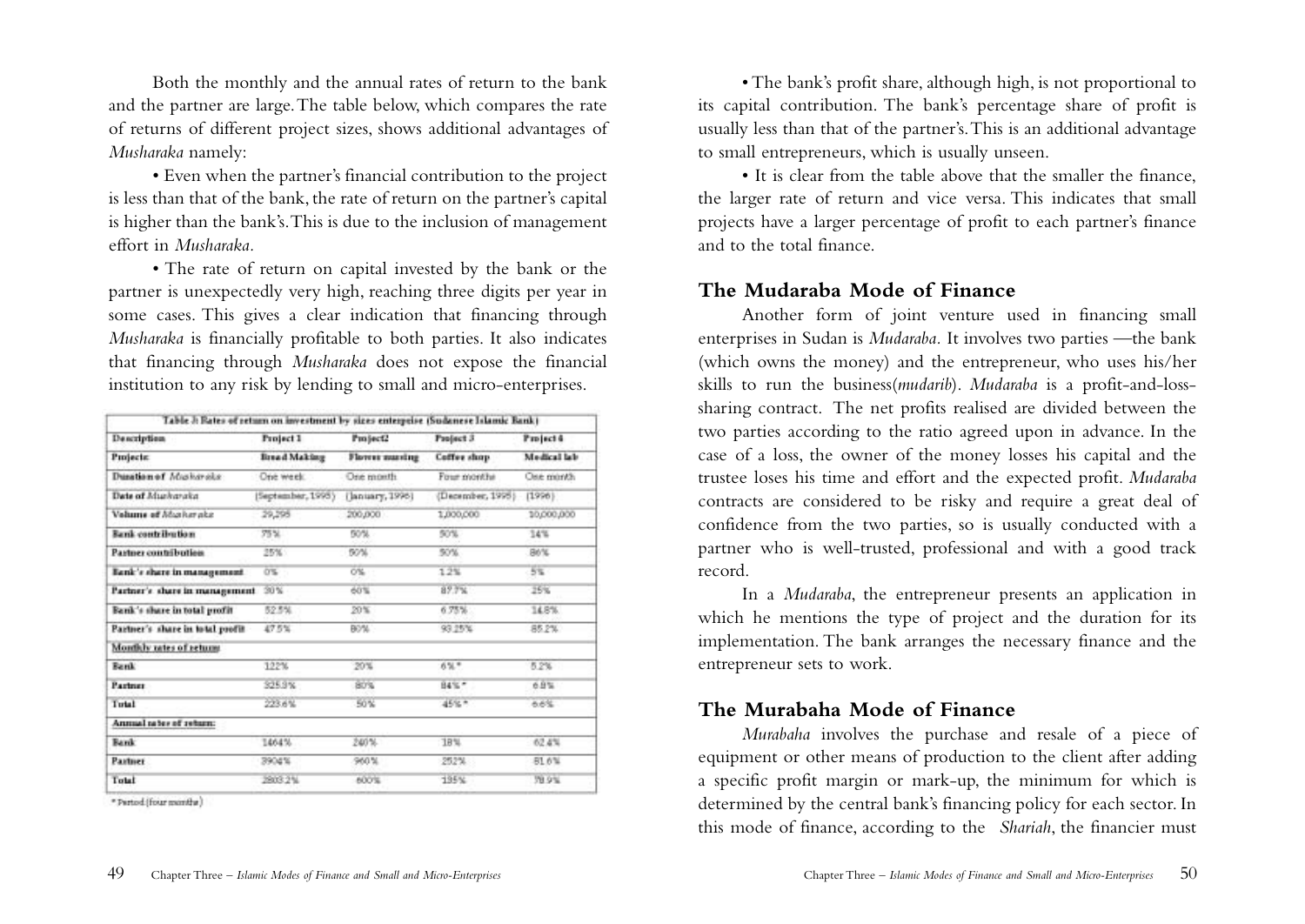Both the monthly and the annual rates of return to the bank and the partner are large. The table below, which compares the rate of returns of different project sizes, shows additional advantages of *Musharaka* namely:

• Even when the partner's financial contribution to the project is less than that of the bank, the rate of return on the partner's capital is higher than the bank's. This is due to the inclusion of management effort in *Musharaka.*

• The rate of return on capital invested by the bank or the partner is unexpectedly very high, reaching three digits per year in some cases. This gives a clear indication that financing through *Musharaka* is financially profitable to both parties. It also indicates that financing through *Musharaka* does not expose the financial institution to any risk by lending to small and micro-enterprises.

Table 3: Rates of return on investment by sizes enterprise (Sudanese Islamic Bank)

| Description | Project 1 | Project2 | Project 3 | Project 4 |
|---|---|---|---|---|
| Projects: | Bread Making | Flower nursing | Coffee shop | Medical lab |
| Duration of *Musharaka* | One week | One month | Four months | One month |
| Date of *Musharaka* | (September, 1995) | (January, 1996) | (December, 1995) | (1996) |
| Volume of *Musharaka* | 29,295 | 200,000 | 1,000,000 | 10,000,000 |
| Bank contribution | 75% | 50% | 50% | 14% |
| Partner contribution | 25% | 50% | 50% | 86% |
| Bank's share in management | 0% | 0% | 12% | 5% |
| Partner's share in management | 30% | 60% | 87.7% | 25% |
| Bank's share in total profit | 52.5% | 20% | 6.75% | 14.8% |
| Partner's share in total profit | 47.5% | 80% | 93.25% | 85.2% |
| Monthly rates of return | | | | |
| Bank | 122% | 20% | 6%* | 5.2% |
| Partner | 325.3% | 80% | 84%* | 6.8% |
| Total | 223.6% | 50% | 45%* | 6.6% |
| Annual rates of return: | | | | |
| Bank | 1464% | 240% | 18% | 62.4% |
| Partner | 3904% | 960% | 252% | 81.6% |
| Total | 2803.2% | 600% | 135% | 78.9% |

\* Period (four months)

• The bank's profit share, although high, is not proportional to its capital contribution. The bank's percentage share of profit is usually less than that of the partner's. This is an additional advantage to small entrepreneurs, which is usually unseen.

• It is clear from the table above that the smaller the finance, the larger rate of return and vice versa. This indicates that small projects have a larger percentage of profit to each partner's finance and to the total finance.

## The Mudaraba Mode of Finance

Another form of joint venture used in financing small enterprises in Sudan is *Mudaraba.* It involves two parties —the bank (which owns the money) and the entrepreneur, who uses his/her skills to run the business(*mudarib*). *Mudaraba* is a profit-and-loss-sharing contract. The net profits realised are divided between the two parties according to the ratio agreed upon in advance. In the case of a loss, the owner of the money losses his capital and the trustee loses his time and effort and the expected profit. *Mudaraba* contracts are considered to be risky and require a great deal of confidence from the two parties, so is usually conducted with a partner who is well-trusted, professional and with a good track record.

In a *Mudaraba*, the entrepreneur presents an application in which he mentions the type of project and the duration for its implementation. The bank arranges the necessary finance and the entrepreneur sets to work.

## The Murabaha Mode of Finance

*Murabaha* involves the purchase and resale of a piece of equipment or other means of production to the client after adding a specific profit margin or mark-up, the minimum for which is determined by the central bank's financing policy for each sector. In this mode of finance, according to the *Shariah*, the financier must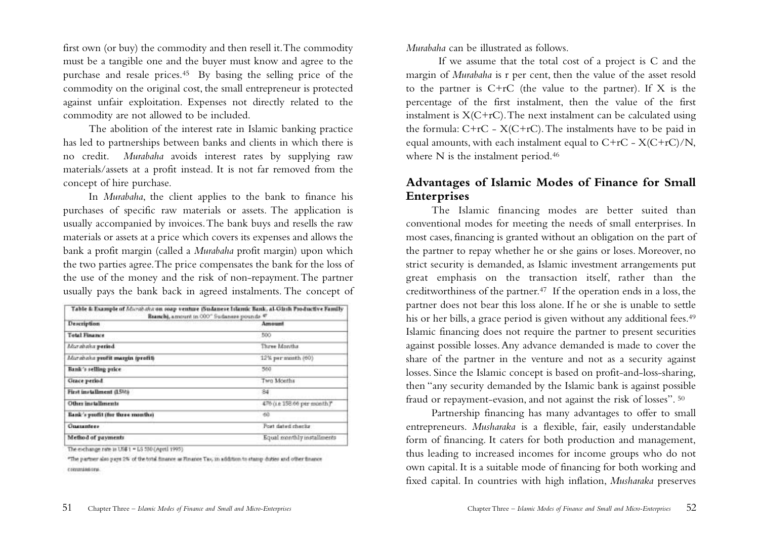first own (or buy) the commodity and then resell it. The commodity must be a tangible one and the buyer must know and agree to the purchase and resale prices.[45] By basing the selling price of the commodity on the original cost, the small entrepreneur is protected against unfair exploitation. Expenses not directly related to the commodity are not allowed to be included.

The abolition of the interest rate in Islamic banking practice has led to partnerships between banks and clients in which there is no credit. *Murabaha* avoids interest rates by supplying raw materials/assets at a profit instead. It is not far removed from the concept of hire purchase.

In *Murabaha*, the client applies to the bank to finance his purchases of specific raw materials or assets. The application is usually accompanied by invoices. The bank buys and resells the raw materials or assets at a price which covers its expenses and allows the bank a profit margin (called a *Murabaha* profit margin) upon which the two parties agree. The price compensates the bank for the loss of the use of the money and the risk of non-repayment. The partner usually pays the bank back in agreed instalments. The concept of

Table 8: Example of *Murabaha* on soap venture (Sudanese Islamic Bank, al-Gitsh Productive Family Branch), amount in 000" Sudanese pounds *

| Description | Amount |
|---|---|
| Total Finance | 500 |
| *Murabaha* period | Three Months |
| *Murabaha* profit margin (profit) | 12% per month (60) |
| Bank's selling price | 560 |
| Grace period | Two Months |
| First instalment (15%) | 84 |
| Other instalments | 476 (i.e 158.66 per month)* |
| Bank's profit (for three months) | 60 |
| Guarantees | Post dated checks |
| Method of payments | Equal monthly installments |

The exchange rate is US$1 = LS 530 (April 1995)

*The partner also pays 2% of the total finance as Finance Tax, in addition to stamp duties and other finance commissions.

*Murabaha* can be illustrated as follows.

If we assume that the total cost of a project is C and the margin of *Murabaha* is r per cent, then the value of the asset resold to the partner is $C+rC$ (the value to the partner). If X is the percentage of the first instalment, then the value of the first instalment is $X(C+rC)$. The next instalment can be calculated using the formula: $C+rC - X(C+rC)$. The instalments have to be paid in equal amounts, with each instalment equal to $C+rC - X(C+rC)/N$, where N is the instalment period.[46]

## Advantages of Islamic Modes of Finance for Small Enterprises

The Islamic financing modes are better suited than conventional modes for meeting the needs of small enterprises. In most cases, financing is granted without an obligation on the part of the partner to repay whether he or she gains or loses. Moreover, no strict security is demanded, as Islamic investment arrangements put great emphasis on the transaction itself, rather than the creditworthiness of the partner.[47] If the operation ends in a loss, the partner does not bear this loss alone. If he or she is unable to settle his or her bills, a grace period is given without any additional fees.[49] Islamic financing does not require the partner to present securities against possible losses. Any advance demanded is made to cover the share of the partner in the venture and not as a security against losses. Since the Islamic concept is based on profit-and-loss-sharing, then "any security demanded by the Islamic bank is against possible fraud or repayment-evasion, and not against the risk of losses".[50]

Partnership financing has many advantages to offer to small entrepreneurs. *Musharaka* is a flexible, fair, easily understandable form of financing. It caters for both production and management, thus leading to increased incomes for income groups who do not own capital. It is a suitable mode of financing for both working and fixed capital. In countries with high inflation, *Musharaka* preserves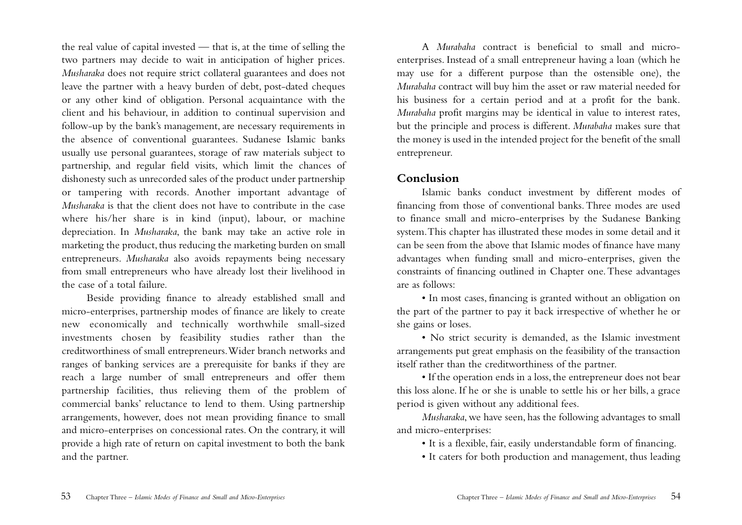the real value of capital invested — that is, at the time of selling the two partners may decide to wait in anticipation of higher prices. *Musharaka* does not require strict collateral guarantees and does not leave the partner with a heavy burden of debt, post-dated cheques or any other kind of obligation. Personal acquaintance with the client and his behaviour, in addition to continual supervision and follow-up by the bank's management, are necessary requirements in the absence of conventional guarantees. Sudanese Islamic banks usually use personal guarantees, storage of raw materials subject to partnership, and regular field visits, which limit the chances of dishonesty such as unrecorded sales of the product under partnership or tampering with records. Another important advantage of *Musharaka* is that the client does not have to contribute in the case where his/her share is in kind (input), labour, or machine depreciation. In *Musharaka*, the bank may take an active role in marketing the product, thus reducing the marketing burden on small entrepreneurs. *Musharaka* also avoids repayments being necessary from small entrepreneurs who have already lost their livelihood in the case of a total failure.

Beside providing finance to already established small and micro-enterprises, partnership modes of finance are likely to create new economically and technically worthwhile small-sized investments chosen by feasibility studies rather than the creditworthiness of small entrepreneurs. Wider branch networks and ranges of banking services are a prerequisite for banks if they are reach a large number of small entrepreneurs and offer them partnership facilities, thus relieving them of the problem of commercial banks' reluctance to lend to them. Using partnership arrangements, however, does not mean providing finance to small and micro-enterprises on concessional rates. On the contrary, it will provide a high rate of return on capital investment to both the bank and the partner.

A *Murabaha* contract is beneficial to small and micro-enterprises. Instead of a small entrepreneur having a loan (which he may use for a different purpose than the ostensible one), the *Murabaha* contract will buy him the asset or raw material needed for his business for a certain period and at a profit for the bank. *Murabaha* profit margins may be identical in value to interest rates, but the principle and process is different. *Murabaha* makes sure that the money is used in the intended project for the benefit of the small entrepreneur.

## Conclusion

Islamic banks conduct investment by different modes of financing from those of conventional banks. Three modes are used to finance small and micro-enterprises by the Sudanese Banking system. This chapter has illustrated these modes in some detail and it can be seen from the above that Islamic modes of finance have many advantages when funding small and micro-enterprises, given the constraints of financing outlined in Chapter one. These advantages are as follows:

- In most cases, financing is granted without an obligation on the part of the partner to pay it back irrespective of whether he or she gains or loses.
- No strict security is demanded, as the Islamic investment arrangements put great emphasis on the feasibility of the transaction itself rather than the creditworthiness of the partner.
- If the operation ends in a loss, the entrepreneur does not bear this loss alone. If he or she is unable to settle his or her bills, a grace period is given without any additional fees.

*Musharaka*, we have seen, has the following advantages to small and micro-enterprises:

- It is a flexible, fair, easily understandable form of financing.
- It caters for both production and management, thus leading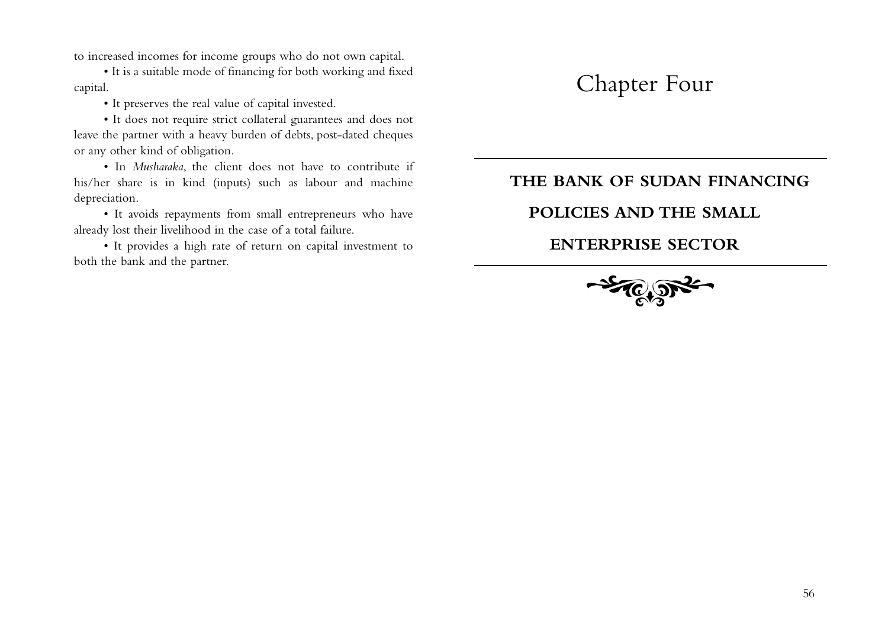to increased incomes for income groups who do not own capital.

• It is a suitable mode of financing for both working and fixed capital.

• It preserves the real value of capital invested.

• It does not require strict collateral guarantees and does not leave the partner with a heavy burden of debts, post-dated cheques or any other kind of obligation.

• In *Musharaka*, the client does not have to contribute if his/her share is in kind (inputs) such as labour and machine depreciation.

• It avoids repayments from small entrepreneurs who have already lost their livelihood in the case of a total failure.

• It provides a high rate of return on capital investment to both the bank and the partner.

# Chapter Four

## THE BANK OF SUDAN FINANCING POLICIES AND THE SMALL ENTERPRISE SECTOR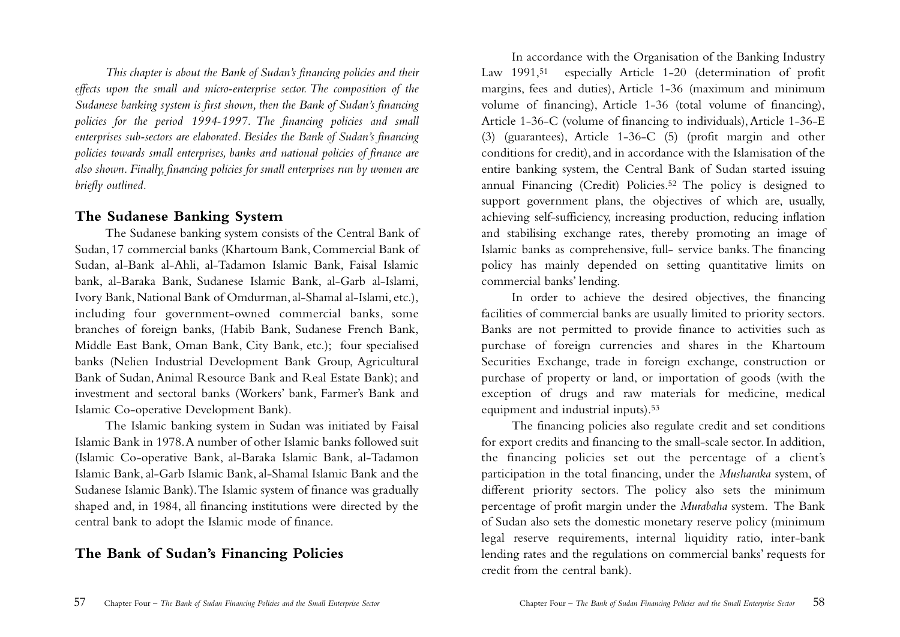*This chapter is about the Bank of Sudan's financing policies and their effects upon the small and micro-enterprise sector. The composition of the Sudanese banking system is first shown, then the Bank of Sudan's financing policies for the period 1994-1997. The financing policies and small enterprises sub-sectors are elaborated. Besides the Bank of Sudan's financing policies towards small enterprises, banks and national policies of finance are also shown. Finally, financing policies for small enterprises run by women are briefly outlined.*

## The Sudanese Banking System

The Sudanese banking system consists of the Central Bank of Sudan, 17 commercial banks (Khartoum Bank, Commercial Bank of Sudan, al-Bank al-Ahli, al-Tadamon Islamic Bank, Faisal Islamic bank, al-Baraka Bank, Sudanese Islamic Bank, al-Garb al-Islami, Ivory Bank, National Bank of Omdurman, al-Shamal al-Islami, etc.), including four government-owned commercial banks, some branches of foreign banks, (Habib Bank, Sudanese French Bank, Middle East Bank, Oman Bank, City Bank, etc.); four specialised banks (Nelien Industrial Development Bank Group, Agricultural Bank of Sudan, Animal Resource Bank and Real Estate Bank); and investment and sectoral banks (Workers' bank, Farmer's Bank and Islamic Co-operative Development Bank).

The Islamic banking system in Sudan was initiated by Faisal Islamic Bank in 1978. A number of other Islamic banks followed suit (Islamic Co-operative Bank, al-Baraka Islamic Bank, al-Tadamon Islamic Bank, al-Garb Islamic Bank, al-Shamal Islamic Bank and the Sudanese Islamic Bank). The Islamic system of finance was gradually shaped and, in 1984, all financing institutions were directed by the central bank to adopt the Islamic mode of finance.

## The Bank of Sudan's Financing Policies

In accordance with the Organisation of the Banking Industry Law 1991,[51] especially Article 1-20 (determination of profit margins, fees and duties), Article 1-36 (maximum and minimum volume of financing), Article 1-36 (total volume of financing), Article 1-36-C (volume of financing to individuals), Article 1-36-E (3) (guarantees), Article 1-36-C (5) (profit margin and other conditions for credit), and in accordance with the Islamisation of the entire banking system, the Central Bank of Sudan started issuing annual Financing (Credit) Policies.[52] The policy is designed to support government plans, the objectives of which are, usually, achieving self-sufficiency, increasing production, reducing inflation and stabilising exchange rates, thereby promoting an image of Islamic banks as comprehensive, full- service banks. The financing policy has mainly depended on setting quantitative limits on commercial banks' lending.

In order to achieve the desired objectives, the financing facilities of commercial banks are usually limited to priority sectors. Banks are not permitted to provide finance to activities such as purchase of foreign currencies and shares in the Khartoum Securities Exchange, trade in foreign exchange, construction or purchase of property or land, or importation of goods (with the exception of drugs and raw materials for medicine, medical equipment and industrial inputs).[53]

The financing policies also regulate credit and set conditions for export credits and financing to the small-scale sector. In addition, the financing policies set out the percentage of a client's participation in the total financing, under the *Musharaka* system, of different priority sectors. The policy also sets the minimum percentage of profit margin under the *Murabaha* system. The Bank of Sudan also sets the domestic monetary reserve policy (minimum legal reserve requirements, internal liquidity ratio, inter-bank lending rates and the regulations on commercial banks' requests for credit from the central bank).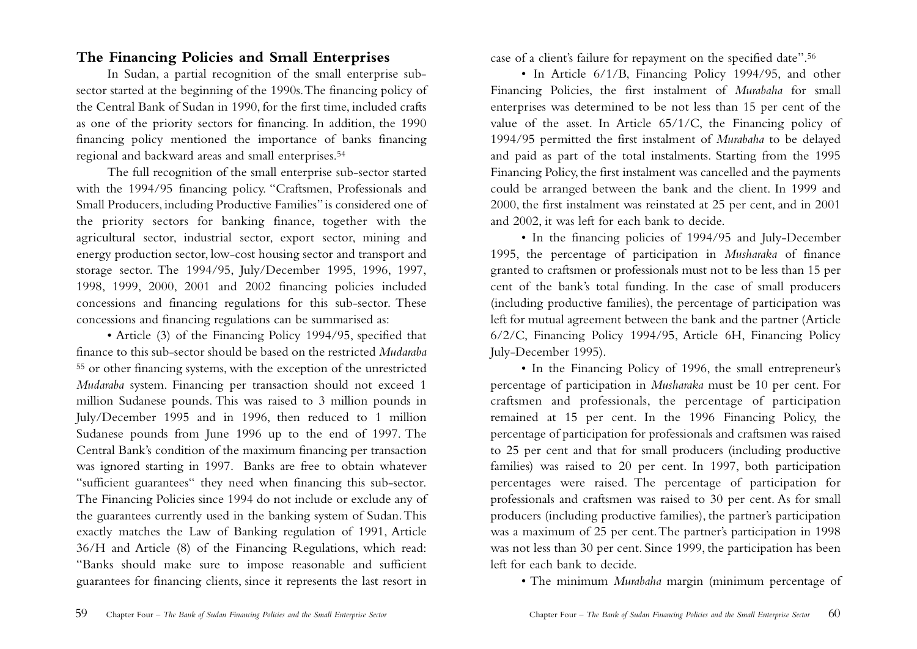## The Financing Policies and Small Enterprises

In Sudan, a partial recognition of the small enterprise sub-sector started at the beginning of the 1990s. The financing policy of the Central Bank of Sudan in 1990, for the first time, included crafts as one of the priority sectors for financing. In addition, the 1990 financing policy mentioned the importance of banks financing regional and backward areas and small enterprises.[54]

The full recognition of the small enterprise sub-sector started with the 1994/95 financing policy. "Craftsmen, Professionals and Small Producers, including Productive Families" is considered one of the priority sectors for banking finance, together with the agricultural sector, industrial sector, export sector, mining and energy production sector, low-cost housing sector and transport and storage sector. The 1994/95, July/December 1995, 1996, 1997, 1998, 1999, 2000, 2001 and 2002 financing policies included concessions and financing regulations for this sub-sector. These concessions and financing regulations can be summarised as:

- Article (3) of the Financing Policy 1994/95, specified that finance to this sub-sector should be based on the restricted *Mudaraba* [55] or other financing systems, with the exception of the unrestricted *Mudaraba* system. Financing per transaction should not exceed 1 million Sudanese pounds. This was raised to 3 million pounds in July/December 1995 and in 1996, then reduced to 1 million Sudanese pounds from June 1996 up to the end of 1997. The Central Bank's condition of the maximum financing per transaction was ignored starting in 1997. Banks are free to obtain whatever "sufficient guarantees" they need when financing this sub-sector. The Financing Policies since 1994 do not include or exclude any of the guarantees currently used in the banking system of Sudan. This exactly matches the Law of Banking regulation of 1991, Article 36/H and Article (8) of the Financing Regulations, which read: "Banks should make sure to impose reasonable and sufficient guarantees for financing clients, since it represents the last resort in case of a client's failure for repayment on the specified date".[56]

- In Article 6/1/B, Financing Policy 1994/95, and other Financing Policies, the first instalment of *Murabaha* for small enterprises was determined to be not less than 15 per cent of the value of the asset. In Article 65/1/C, the Financing policy of 1994/95 permitted the first instalment of *Murabaha* to be delayed and paid as part of the total instalments. Starting from the 1995 Financing Policy, the first instalment was cancelled and the payments could be arranged between the bank and the client. In 1999 and 2000, the first instalment was reinstated at 25 per cent, and in 2001 and 2002, it was left for each bank to decide.

- In the financing policies of 1994/95 and July-December 1995, the percentage of participation in *Musharaka* of finance granted to craftsmen or professionals must not to be less than 15 per cent of the bank's total funding. In the case of small producers (including productive families), the percentage of participation was left for mutual agreement between the bank and the partner (Article 6/2/C, Financing Policy 1994/95, Article 6H, Financing Policy July-December 1995).

- In the Financing Policy of 1996, the small entrepreneur's percentage of participation in *Musharaka* must be 10 per cent. For craftsmen and professionals, the percentage of participation remained at 15 per cent. In the 1996 Financing Policy, the percentage of participation for professionals and craftsmen was raised to 25 per cent and that for small producers (including productive families) was raised to 20 per cent. In 1997, both participation percentages were raised. The percentage of participation for professionals and craftsmen was raised to 30 per cent. As for small producers (including productive families), the partner's participation was a maximum of 25 per cent. The partner's participation in 1998 was not less than 30 per cent. Since 1999, the participation has been left for each bank to decide.

- The minimum *Murabaha* margin (minimum percentage of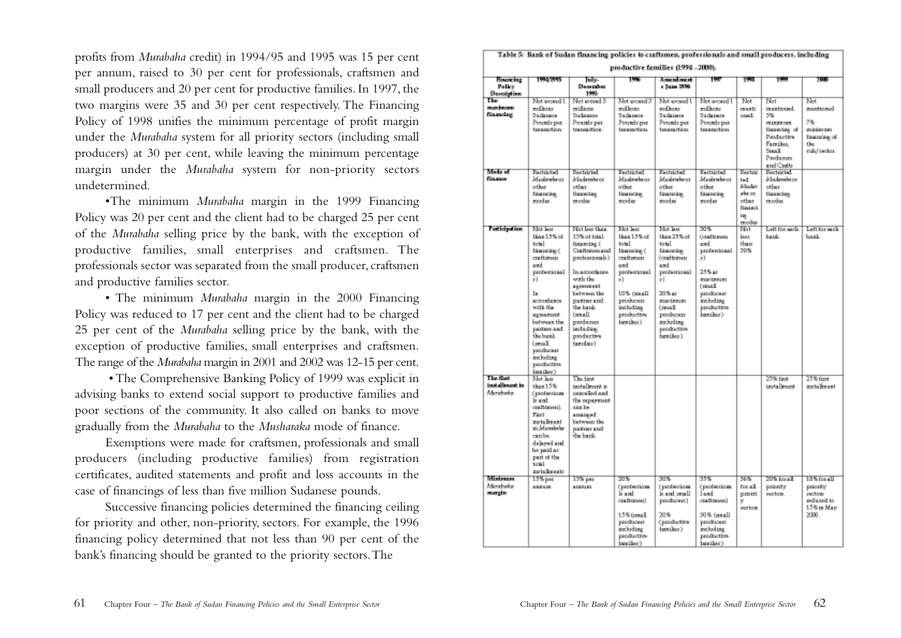profits from *Murabaha* credit) in 1994/95 and 1995 was 15 per cent per annum, raised to 30 per cent for professionals, craftsmen and small producers and 20 per cent for productive families. In 1997, the two margins were 35 and 30 per cent respectively. The Financing Policy of 1998 unifies the minimum percentage of profit margin under the *Murabaha* system for all priority sectors (including small producers) at 30 per cent, while leaving the minimum percentage margin under the *Murabaha* system for non-priority sectors undetermined.

•The minimum *Murabaha* margin in the 1999 Financing Policy was 20 per cent and the client had to be charged 25 per cent of the *Murabaha* selling price by the bank, with the exception of productive families, small enterprises and craftsmen. The professionals sector was separated from the small producer, craftsmen and productive families sector.

• The minimum *Murabaha* margin in the 2000 Financing Policy was reduced to 17 per cent and the client had to be charged 25 per cent of the *Murabaha* selling price by the bank, with the exception of productive families, small enterprises and craftsmen. The range of the *Murabaha* margin in 2001 and 2002 was 12-15 per cent.

• The Comprehensive Banking Policy of 1999 was explicit in advising banks to extend social support to productive families and poor sections of the community. It also called on banks to move gradually from the *Murabaha* to the *Musharaka* mode of finance.

Exemptions were made for craftsmen, professionals and small producers (including productive families) from registration certificates, audited statements and profit and loss accounts in the case of financings of less than five million Sudanese pounds.

Successive financing policies determined the financing ceiling for priority and other, non-priority, sectors. For example, the 1996 financing policy determined that not less than 90 per cent of the bank's financing should be granted to the priority sectors. The

**Table 5: Bank of Sudan financing policies to craftsmen, professionals and small producers, including productive families (1994 –2000).**

| Financing Policy Description | 1994/1995 | July-December 1995 | 1996 | Amendment s June 1996 | 1997 | 1998 | 1999 | 2000 |
|---|---|---|---|---|---|---|---|---|
| The maximum financing | Not exceed 1 million Sudanese Pounds per transaction | Not exceed 3 million Sudanese Pounds per transaction. | Not exceed 3 million Sudanese Pounds per transaction | Not exceed 1 million Sudanese Pounds per transaction | Not exceed 1 million Sudanese Pounds per transaction | Not menti oned. | Not mentioned. 5% minimum financing of Productive Families, Small Producers and Crafts | Not mentioned 7% minimum financing of the cluly/sector. |
| Mode of finance | Restricted Musharaka or other financing modes. | Restricted Musharaka or other financing modes | Restricted Musharaka or other financing modes | Restricted Musharaka or other financing modes | Restricted Musharaka or other financing modes | Restricted Musharaka or other financing modes | Restricted Musharaka or other financing modes | |
| Participation | Not less than 15% of total financing ( craftsmen and professional s)<br><br>In accordance with the agreement between the partner and the bank (small producer including productive families) | Not less than 15% of total financing ( Craftsmen and professionals)<br><br>In accordance with the agreement between the partner and the bank (small producers including productive families) | Not less than 15% of total financing ( craftsmen and professional s)<br><br>10% (small producers including productive families) | Not less than 25% of total financing (craftsmen and professional s)<br><br>20% as maximum (small producers including productive families) | 30% (craftsmen and professional s)<br><br>25% as maximum (small producer including productive families) | Not less than 30% | Left for each bank | Left for each bank. |
| The first installment in Murabaha | Not less than 15% (professiona ls and craftsmen). First installment in Murabaha can be delayed and be paid as part of the total installments | The first installment is cancelled and the repayment can be arranged between the partner and the bank | | | | | 25% first installment | 25% first installment |
| Minimum Murabaha margin | 15% per annum | 15% per annum | 20% (professiona ls and craftsmen)<br><br>15% (small producer including productive families) | 30% (professiona ls and small producer)<br><br>20% (productive families) | 35% (professiona l and craftsmen)<br><br>30% (small producer including productive families) | 30% for all priority sectors | 20% for all priority sectors. | 18% for all priority sectors reduced to 15% in May 2000. |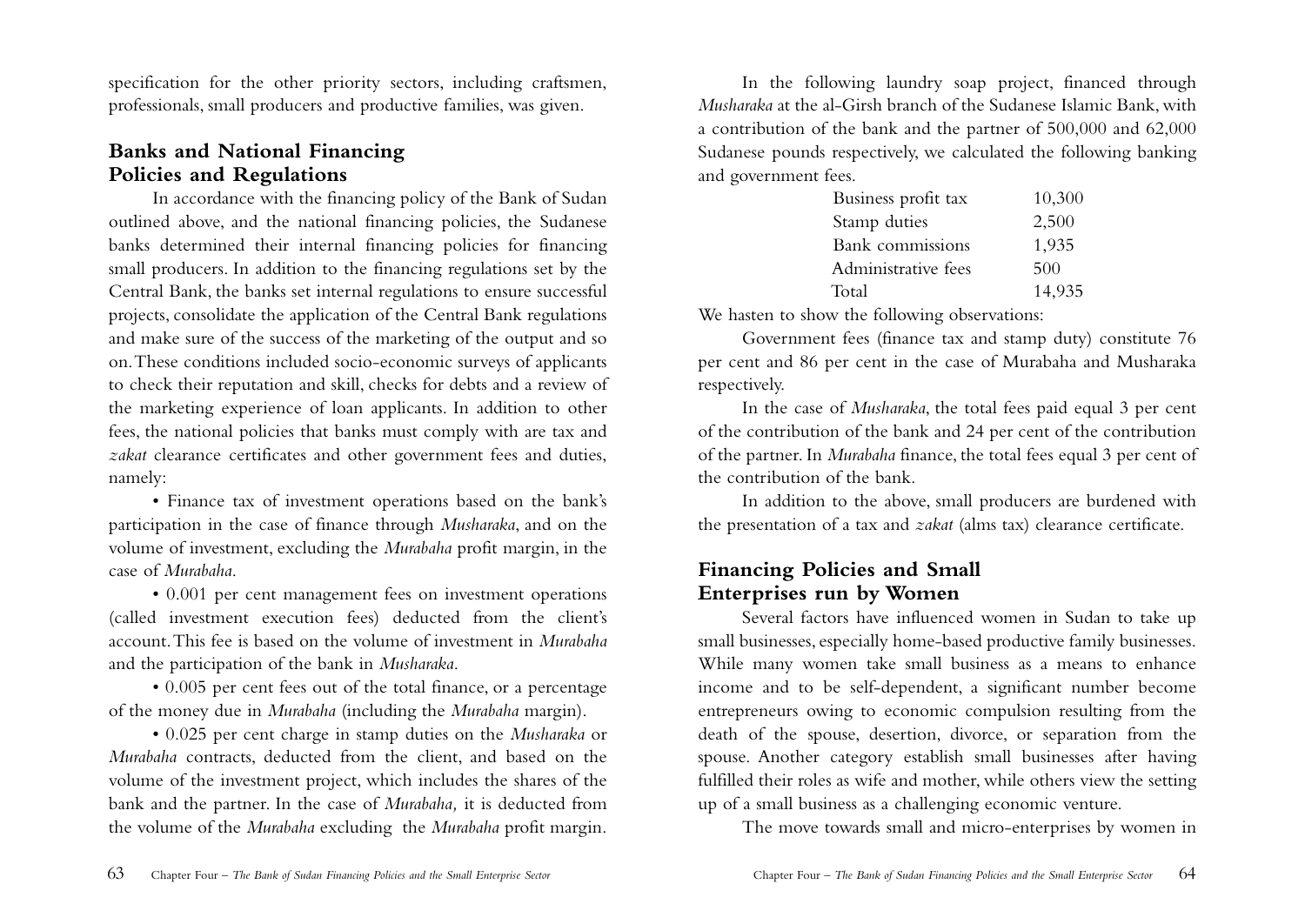specification for the other priority sectors, including craftsmen, professionals, small producers and productive families, was given.

## Banks and National Financing Policies and Regulations

In accordance with the financing policy of the Bank of Sudan outlined above, and the national financing policies, the Sudanese banks determined their internal financing policies for financing small producers. In addition to the financing regulations set by the Central Bank, the banks set internal regulations to ensure successful projects, consolidate the application of the Central Bank regulations and make sure of the success of the marketing of the output and so on. These conditions included socio-economic surveys of applicants to check their reputation and skill, checks for debts and a review of the marketing experience of loan applicants. In addition to other fees, the national policies that banks must comply with are tax and *zakat* clearance certificates and other government fees and duties, namely:

- Finance tax of investment operations based on the bank's participation in the case of finance through *Musharaka*, and on the volume of investment, excluding the *Murabaha* profit margin, in the case of *Murabaha*.
- 0.001 per cent management fees on investment operations (called investment execution fees) deducted from the client's account. This fee is based on the volume of investment in *Murabaha* and the participation of the bank in *Musharaka*.
- 0.005 per cent fees out of the total finance, or a percentage of the money due in *Murabaha* (including the *Murabaha* margin).
- 0.025 per cent charge in stamp duties on the *Musharaka* or *Murabaha* contracts, deducted from the client, and based on the volume of the investment project, which includes the shares of the bank and the partner. In the case of *Murabaha,* it is deducted from the volume of the *Murabaha* excluding the *Murabaha* profit margin.

In the following laundry soap project, financed through *Musharaka* at the al-Girsh branch of the Sudanese Islamic Bank, with a contribution of the bank and the partner of 500,000 and 62,000 Sudanese pounds respectively, we calculated the following banking and government fees.

| | |
|---|---|
| Business profit tax | 10,300 |
| Stamp duties | 2,500 |
| Bank commissions | 1,935 |
| Administrative fees | 500 |
| Total | 14,935 |

We hasten to show the following observations:

Government fees (finance tax and stamp duty) constitute 76 per cent and 86 per cent in the case of Murabaha and Musharaka respectively.

In the case of *Musharaka*, the total fees paid equal 3 per cent of the contribution of the bank and 24 per cent of the contribution of the partner. In *Murabaha* finance, the total fees equal 3 per cent of the contribution of the bank.

In addition to the above, small producers are burdened with the presentation of a tax and *zakat* (alms tax) clearance certificate.

## Financing Policies and Small Enterprises run by Women

Several factors have influenced women in Sudan to take up small businesses, especially home-based productive family businesses. While many women take small business as a means to enhance income and to be self-dependent, a significant number become entrepreneurs owing to economic compulsion resulting from the death of the spouse, desertion, divorce, or separation from the spouse. Another category establish small businesses after having fulfilled their roles as wife and mother, while others view the setting up of a small business as a challenging economic venture.

The move towards small and micro-enterprises by women in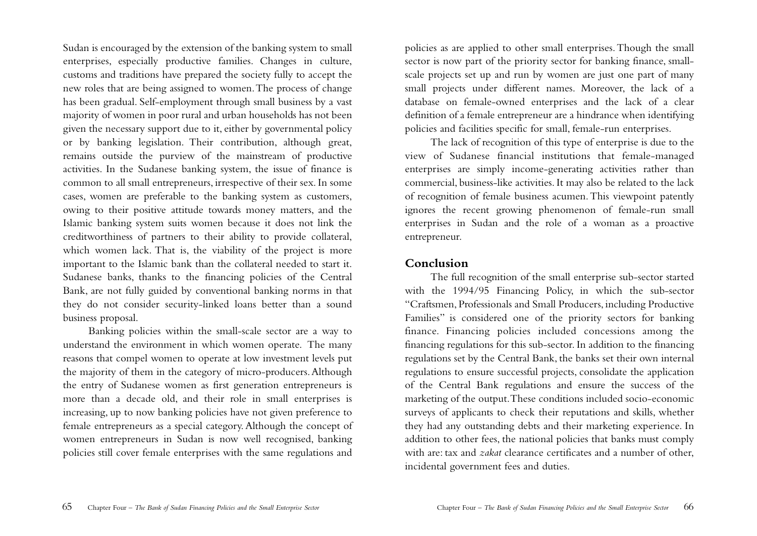Sudan is encouraged by the extension of the banking system to small enterprises, especially productive families. Changes in culture, customs and traditions have prepared the society fully to accept the new roles that are being assigned to women. The process of change has been gradual. Self-employment through small business by a vast majority of women in poor rural and urban households has not been given the necessary support due to it, either by governmental policy or by banking legislation. Their contribution, although great, remains outside the purview of the mainstream of productive activities. In the Sudanese banking system, the issue of finance is common to all small entrepreneurs, irrespective of their sex. In some cases, women are preferable to the banking system as customers, owing to their positive attitude towards money matters, and the Islamic banking system suits women because it does not link the creditworthiness of partners to their ability to provide collateral, which women lack. That is, the viability of the project is more important to the Islamic bank than the collateral needed to start it. Sudanese banks, thanks to the financing policies of the Central Bank, are not fully guided by conventional banking norms in that they do not consider security-linked loans better than a sound business proposal.

Banking policies within the small-scale sector are a way to understand the environment in which women operate. The many reasons that compel women to operate at low investment levels put the majority of them in the category of micro-producers. Although the entry of Sudanese women as first generation entrepreneurs is more than a decade old, and their role in small enterprises is increasing, up to now banking policies have not given preference to female entrepreneurs as a special category. Although the concept of women entrepreneurs in Sudan is now well recognised, banking policies still cover female enterprises with the same regulations and policies as are applied to other small enterprises. Though the small sector is now part of the priority sector for banking finance, small-scale projects set up and run by women are just one part of many small projects under different names. Moreover, the lack of a database on female-owned enterprises and the lack of a clear definition of a female entrepreneur are a hindrance when identifying policies and facilities specific for small, female-run enterprises.

The lack of recognition of this type of enterprise is due to the view of Sudanese financial institutions that female-managed enterprises are simply income-generating activities rather than commercial, business-like activities. It may also be related to the lack of recognition of female business acumen. This viewpoint patently ignores the recent growing phenomenon of female-run small enterprises in Sudan and the role of a woman as a proactive entrepreneur.

## Conclusion

The full recognition of the small enterprise sub-sector started with the 1994/95 Financing Policy, in which the sub-sector "Craftsmen, Professionals and Small Producers, including Productive Families" is considered one of the priority sectors for banking finance. Financing policies included concessions among the financing regulations for this sub-sector. In addition to the financing regulations set by the Central Bank, the banks set their own internal regulations to ensure successful projects, consolidate the application of the Central Bank regulations and ensure the success of the marketing of the output. These conditions included socio-economic surveys of applicants to check their reputations and skills, whether they had any outstanding debts and their marketing experience. In addition to other fees, the national policies that banks must comply with are: tax and *zakat* clearance certificates and a number of other, incidental government fees and duties.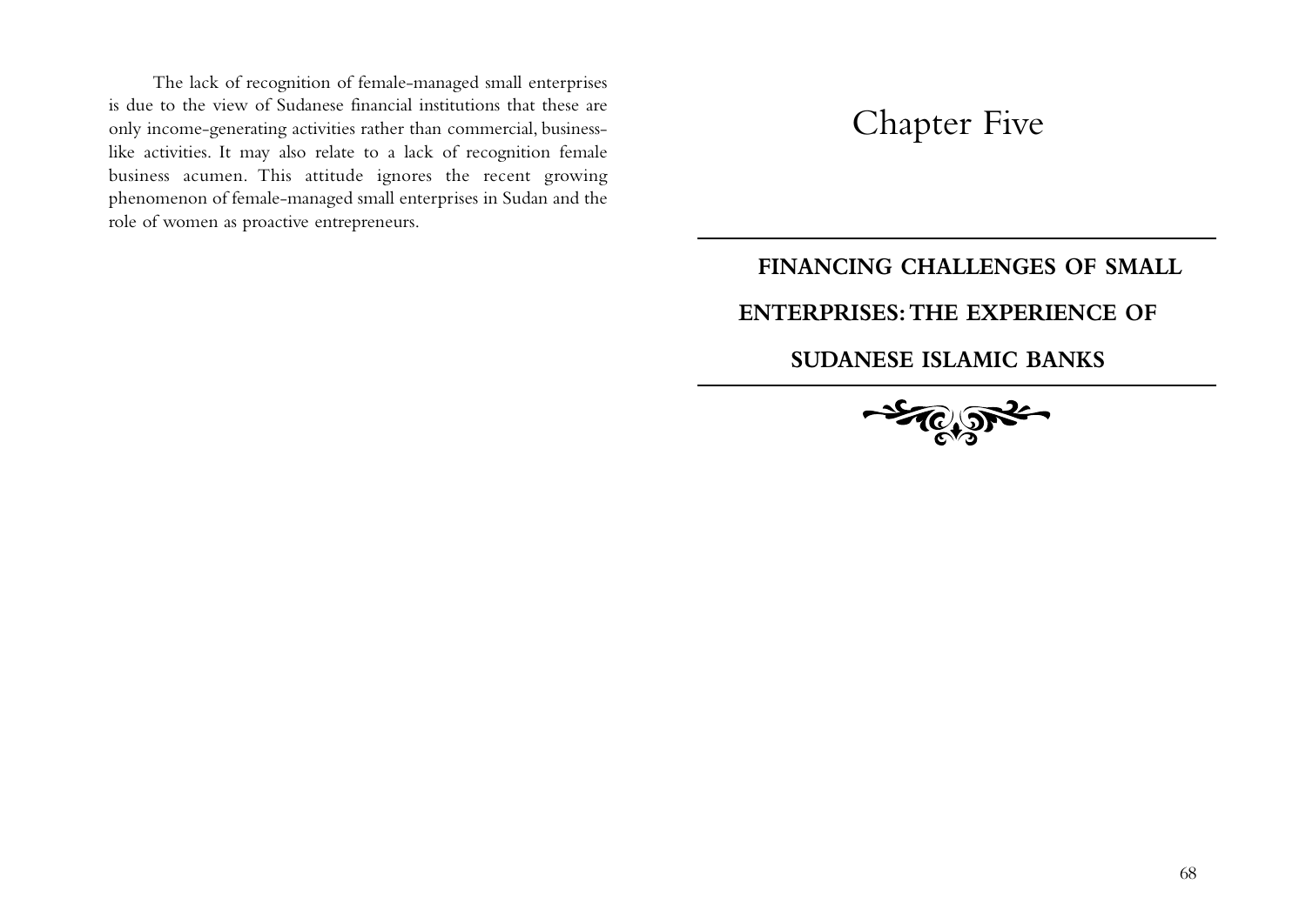The lack of recognition of female-managed small enterprises is due to the view of Sudanese financial institutions that these are only income-generating activities rather than commercial, business-like activities. It may also relate to a lack of recognition female business acumen. This attitude ignores the recent growing phenomenon of female-managed small enterprises in Sudan and the role of women as proactive entrepreneurs.

# Chapter Five

## FINANCING CHALLENGES OF SMALL ENTERPRISES: THE EXPERIENCE OF SUDANESE ISLAMIC BANKS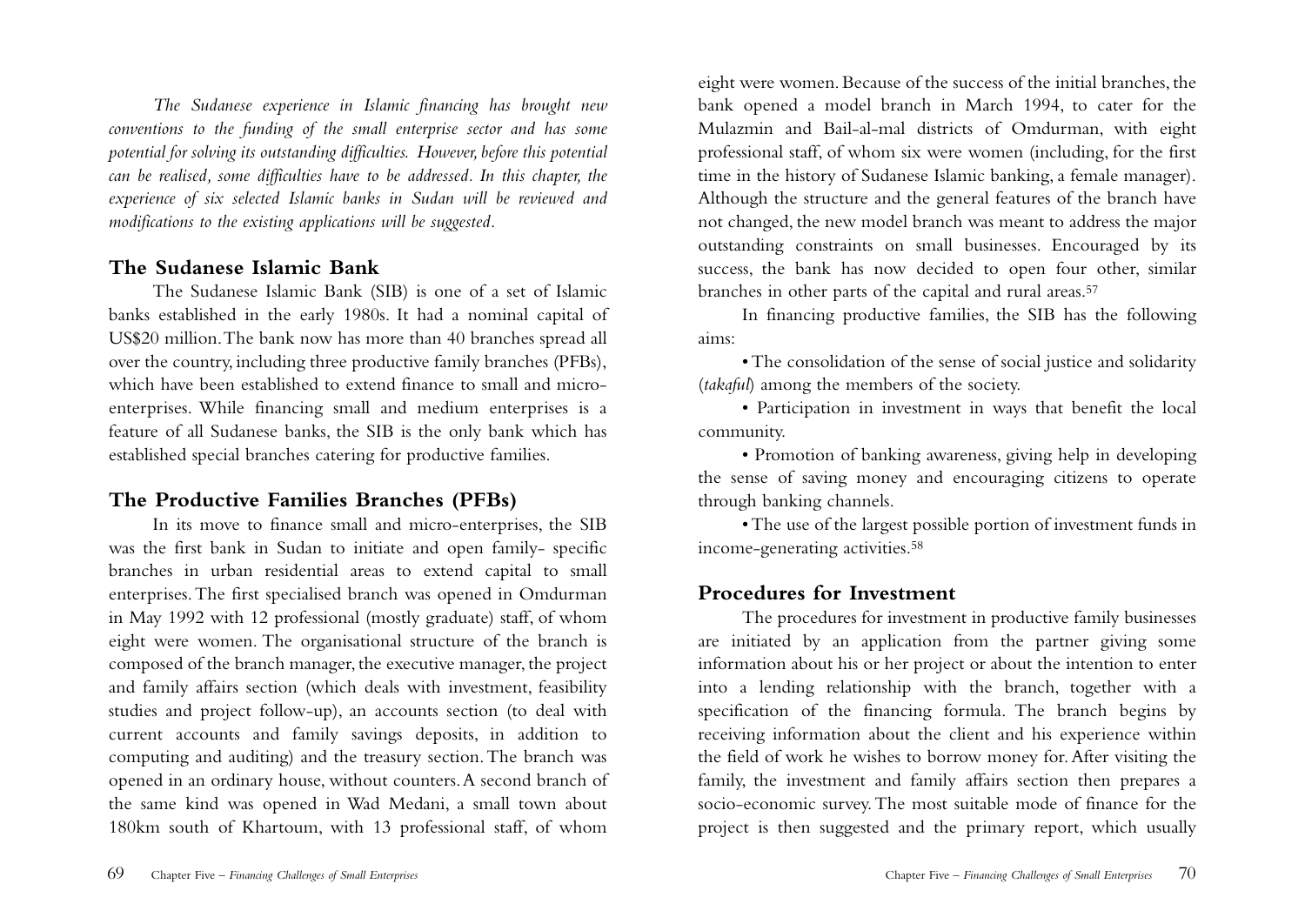*The Sudanese experience in Islamic financing has brought new conventions to the funding of the small enterprise sector and has some potential for solving its outstanding difficulties. However, before this potential can be realised, some difficulties have to be addressed. In this chapter, the experience of six selected Islamic banks in Sudan will be reviewed and modifications to the existing applications will be suggested.*

## The Sudanese Islamic Bank

The Sudanese Islamic Bank (SIB) is one of a set of Islamic banks established in the early 1980s. It had a nominal capital of US$20 million. The bank now has more than 40 branches spread all over the country, including three productive family branches (PFBs), which have been established to extend finance to small and micro-enterprises. While financing small and medium enterprises is a feature of all Sudanese banks, the SIB is the only bank which has established special branches catering for productive families.

## The Productive Families Branches (PFBs)

In its move to finance small and micro-enterprises, the SIB was the first bank in Sudan to initiate and open family- specific branches in urban residential areas to extend capital to small enterprises. The first specialised branch was opened in Omdurman in May 1992 with 12 professional (mostly graduate) staff, of whom eight were women. The organisational structure of the branch is composed of the branch manager, the executive manager, the project and family affairs section (which deals with investment, feasibility studies and project follow-up), an accounts section (to deal with current accounts and family savings deposits, in addition to computing and auditing) and the treasury section. The branch was opened in an ordinary house, without counters. A second branch of the same kind was opened in Wad Medani, a small town about 180km south of Khartoum, with 13 professional staff, of whom eight were women. Because of the success of the initial branches, the bank opened a model branch in March 1994, to cater for the Mulazmin and Bail-al-mal districts of Omdurman, with eight professional staff, of whom six were women (including, for the first time in the history of Sudanese Islamic banking, a female manager). Although the structure and the general features of the branch have not changed, the new model branch was meant to address the major outstanding constraints on small businesses. Encouraged by its success, the bank has now decided to open four other, similar branches in other parts of the capital and rural areas.[57]

In financing productive families, the SIB has the following aims:

- The consolidation of the sense of social justice and solidarity (*takaful*) among the members of the society.
- Participation in investment in ways that benefit the local community.
- Promotion of banking awareness, giving help in developing the sense of saving money and encouraging citizens to operate through banking channels.
- The use of the largest possible portion of investment funds in income-generating activities.[58]

## Procedures for Investment

The procedures for investment in productive family businesses are initiated by an application from the partner giving some information about his or her project or about the intention to enter into a lending relationship with the branch, together with a specification of the financing formula. The branch begins by receiving information about the client and his experience within the field of work he wishes to borrow money for. After visiting the family, the investment and family affairs section then prepares a socio-economic survey. The most suitable mode of finance for the project is then suggested and the primary report, which usually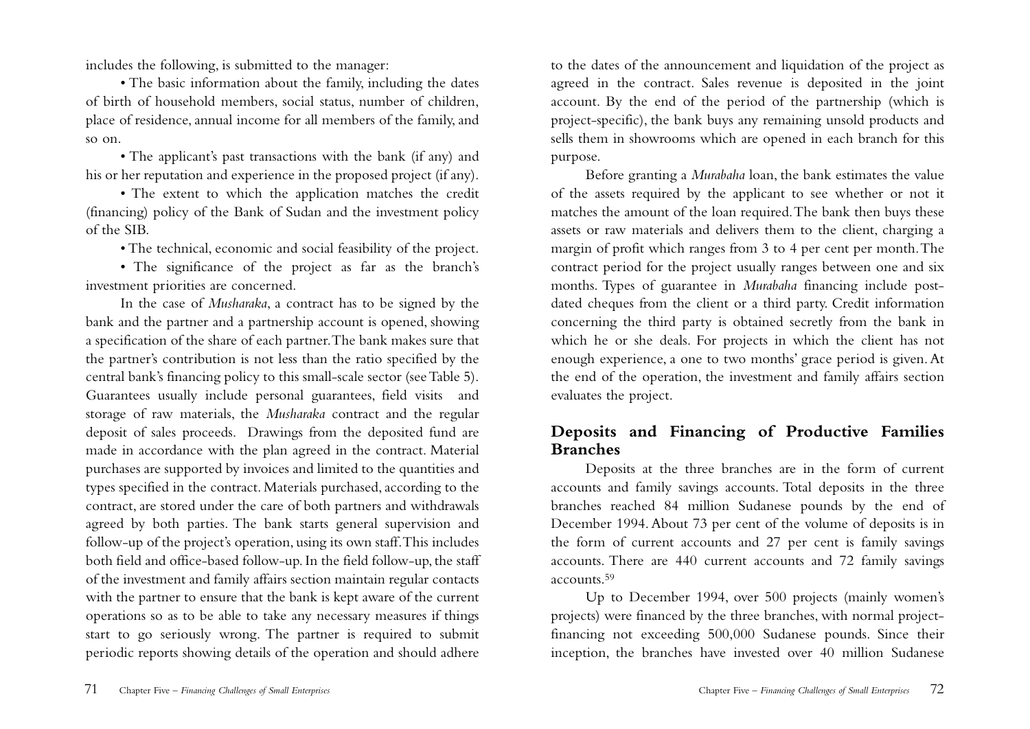includes the following, is submitted to the manager:

• The basic information about the family, including the dates of birth of household members, social status, number of children, place of residence, annual income for all members of the family, and so on.

• The applicant's past transactions with the bank (if any) and his or her reputation and experience in the proposed project (if any).

• The extent to which the application matches the credit (financing) policy of the Bank of Sudan and the investment policy of the SIB.

• The technical, economic and social feasibility of the project.

• The significance of the project as far as the branch's investment priorities are concerned.

In the case of *Musharaka*, a contract has to be signed by the bank and the partner and a partnership account is opened, showing a specification of the share of each partner. The bank makes sure that the partner's contribution is not less than the ratio specified by the central bank's financing policy to this small-scale sector (see Table 5). Guarantees usually include personal guarantees, field visits and storage of raw materials, the *Musharaka* contract and the regular deposit of sales proceeds. Drawings from the deposited fund are made in accordance with the plan agreed in the contract. Material purchases are supported by invoices and limited to the quantities and types specified in the contract. Materials purchased, according to the contract, are stored under the care of both partners and withdrawals agreed by both parties. The bank starts general supervision and follow-up of the project's operation, using its own staff. This includes both field and office-based follow-up. In the field follow-up, the staff of the investment and family affairs section maintain regular contacts with the partner to ensure that the bank is kept aware of the current operations so as to be able to take any necessary measures if things start to go seriously wrong. The partner is required to submit periodic reports showing details of the operation and should adhere to the dates of the announcement and liquidation of the project as agreed in the contract. Sales revenue is deposited in the joint account. By the end of the period of the partnership (which is project-specific), the bank buys any remaining unsold products and sells them in showrooms which are opened in each branch for this purpose.

Before granting a *Murabaha* loan, the bank estimates the value of the assets required by the applicant to see whether or not it matches the amount of the loan required. The bank then buys these assets or raw materials and delivers them to the client, charging a margin of profit which ranges from 3 to 4 per cent per month. The contract period for the project usually ranges between one and six months. Types of guarantee in *Murabaha* financing include post-dated cheques from the client or a third party. Credit information concerning the third party is obtained secretly from the bank in which he or she deals. For projects in which the client has not enough experience, a one to two months' grace period is given. At the end of the operation, the investment and family affairs section evaluates the project.

## Deposits and Financing of Productive Families Branches

Deposits at the three branches are in the form of current accounts and family savings accounts. Total deposits in the three branches reached 84 million Sudanese pounds by the end of December 1994. About 73 per cent of the volume of deposits is in the form of current accounts and 27 per cent is family savings accounts. There are 440 current accounts and 72 family savings accounts.[59]

Up to December 1994, over 500 projects (mainly women's projects) were financed by the three branches, with normal project-financing not exceeding 500,000 Sudanese pounds. Since their inception, the branches have invested over 40 million Sudanese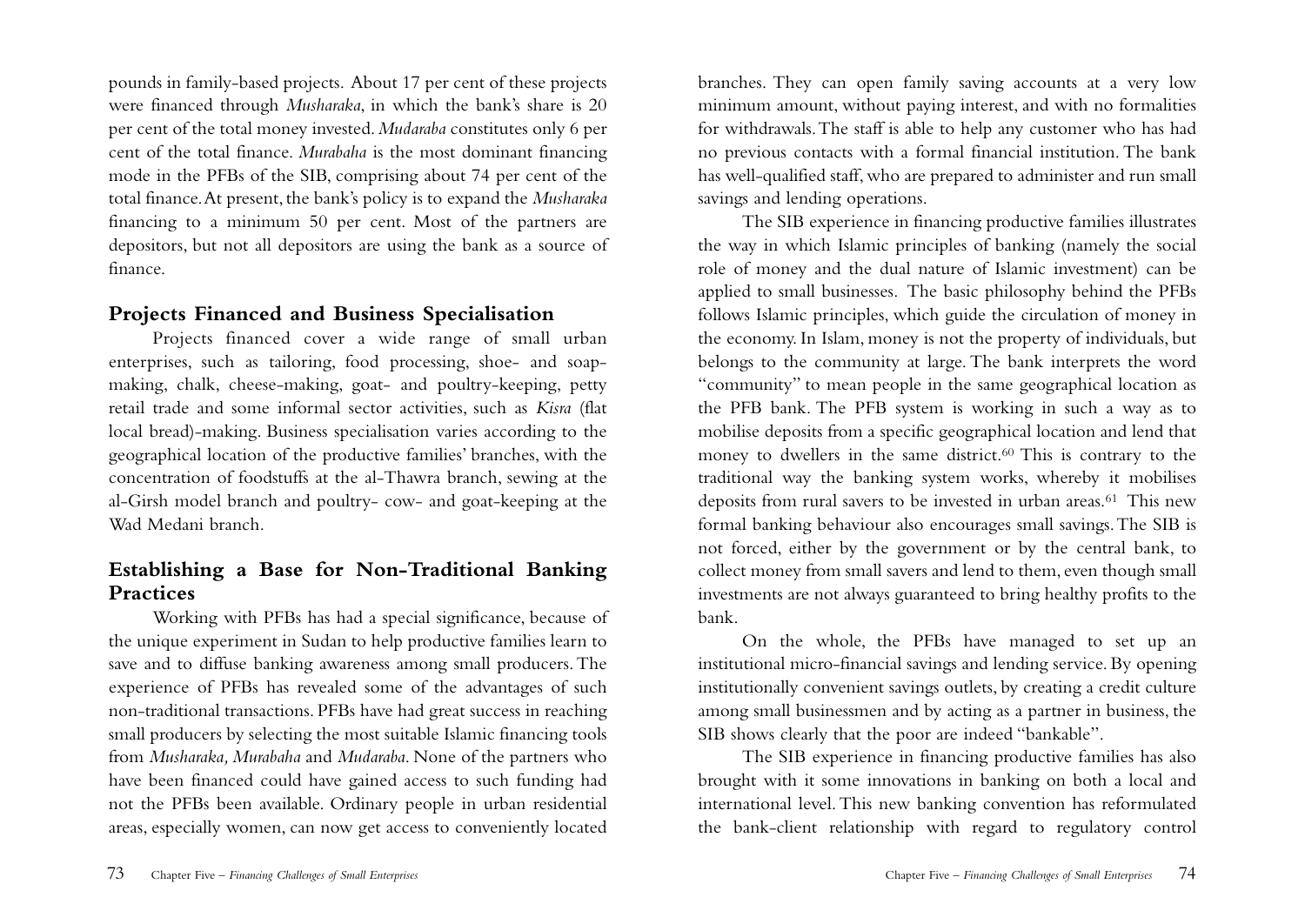pounds in family-based projects. About 17 per cent of these projects were financed through *Musharaka*, in which the bank's share is 20 per cent of the total money invested. *Mudaraba* constitutes only 6 per cent of the total finance. *Murabaha* is the most dominant financing mode in the PFBs of the SIB, comprising about 74 per cent of the total finance. At present, the bank's policy is to expand the *Musharaka* financing to a minimum 50 per cent. Most of the partners are depositors, but not all depositors are using the bank as a source of finance.

## Projects Financed and Business Specialisation

Projects financed cover a wide range of small urban enterprises, such as tailoring, food processing, shoe- and soap-making, chalk, cheese-making, goat- and poultry-keeping, petty retail trade and some informal sector activities, such as *Kisra* (flat local bread)-making. Business specialisation varies according to the geographical location of the productive families' branches, with the concentration of foodstuffs at the al-Thawra branch, sewing at the al-Girsh model branch and poultry- cow- and goat-keeping at the Wad Medani branch.

## Establishing a Base for Non-Traditional Banking Practices

Working with PFBs has had a special significance, because of the unique experiment in Sudan to help productive families learn to save and to diffuse banking awareness among small producers. The experience of PFBs has revealed some of the advantages of such non-traditional transactions. PFBs have had great success in reaching small producers by selecting the most suitable Islamic financing tools from *Musharaka, Murabaha* and *Mudaraba*. None of the partners who have been financed could have gained access to such funding had not the PFBs been available. Ordinary people in urban residential areas, especially women, can now get access to conveniently located branches. They can open family saving accounts at a very low minimum amount, without paying interest, and with no formalities for withdrawals. The staff is able to help any customer who has had no previous contacts with a formal financial institution. The bank has well-qualified staff, who are prepared to administer and run small savings and lending operations.

The SIB experience in financing productive families illustrates the way in which Islamic principles of banking (namely the social role of money and the dual nature of Islamic investment) can be applied to small businesses. The basic philosophy behind the PFBs follows Islamic principles, which guide the circulation of money in the economy. In Islam, money is not the property of individuals, but belongs to the community at large. The bank interprets the word "community" to mean people in the same geographical location as the PFB bank. The PFB system is working in such a way as to mobilise deposits from a specific geographical location and lend that money to dwellers in the same district.[60] This is contrary to the traditional way the banking system works, whereby it mobilises deposits from rural savers to be invested in urban areas.[61] This new formal banking behaviour also encourages small savings. The SIB is not forced, either by the government or by the central bank, to collect money from small savers and lend to them, even though small investments are not always guaranteed to bring healthy profits to the bank.

On the whole, the PFBs have managed to set up an institutional micro-financial savings and lending service. By opening institutionally convenient savings outlets, by creating a credit culture among small businessmen and by acting as a partner in business, the SIB shows clearly that the poor are indeed "bankable".

The SIB experience in financing productive families has also brought with it some innovations in banking on both a local and international level. This new banking convention has reformulated the bank-client relationship with regard to regulatory control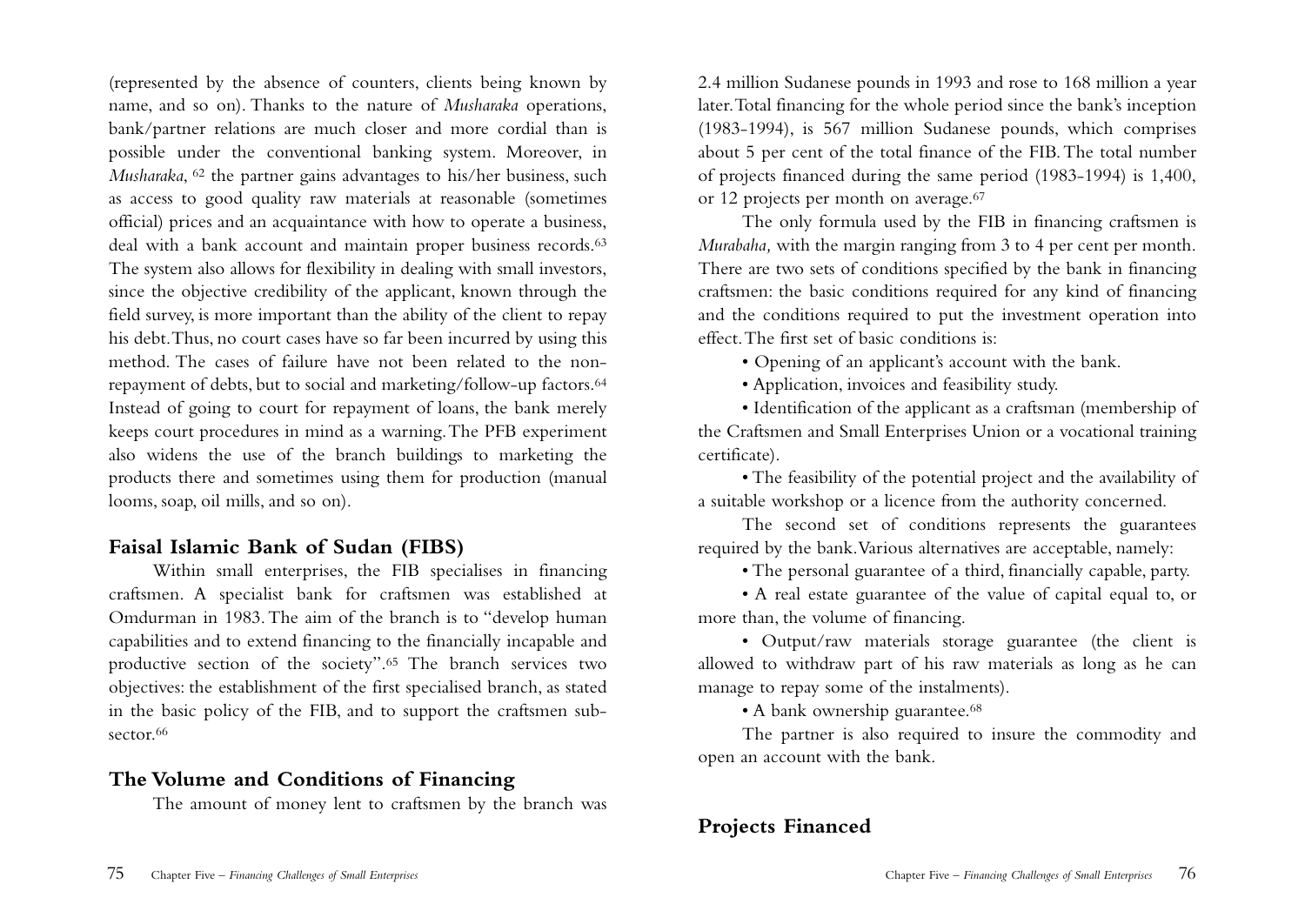(represented by the absence of counters, clients being known by name, and so on). Thanks to the nature of *Musharaka* operations, bank/partner relations are much closer and more cordial than is possible under the conventional banking system. Moreover, in *Musharaka*, [62] the partner gains advantages to his/her business, such as access to good quality raw materials at reasonable (sometimes official) prices and an acquaintance with how to operate a business, deal with a bank account and maintain proper business records.[63] The system also allows for flexibility in dealing with small investors, since the objective credibility of the applicant, known through the field survey, is more important than the ability of the client to repay his debt. Thus, no court cases have so far been incurred by using this method. The cases of failure have not been related to the non-repayment of debts, but to social and marketing/follow-up factors.[64] Instead of going to court for repayment of loans, the bank merely keeps court procedures in mind as a warning. The PFB experiment also widens the use of the branch buildings to marketing the products there and sometimes using them for production (manual looms, soap, oil mills, and so on).

## Faisal Islamic Bank of Sudan (FIBS)

Within small enterprises, the FIB specialises in financing craftsmen. A specialist bank for craftsmen was established at Omdurman in 1983. The aim of the branch is to "develop human capabilities and to extend financing to the financially incapable and productive section of the society".[65] The branch services two objectives: the establishment of the first specialised branch, as stated in the basic policy of the FIB, and to support the craftsmen sub-sector.[66]

## The Volume and Conditions of Financing

The amount of money lent to craftsmen by the branch was 2.4 million Sudanese pounds in 1993 and rose to 168 million a year later. Total financing for the whole period since the bank's inception (1983-1994), is 567 million Sudanese pounds, which comprises about 5 per cent of the total finance of the FIB. The total number of projects financed during the same period (1983-1994) is 1,400, or 12 projects per month on average.[67]

The only formula used by the FIB in financing craftsmen is *Murabaha,* with the margin ranging from 3 to 4 per cent per month. There are two sets of conditions specified by the bank in financing craftsmen: the basic conditions required for any kind of financing and the conditions required to put the investment operation into effect. The first set of basic conditions is:

- Opening of an applicant's account with the bank.
- Application, invoices and feasibility study.
- Identification of the applicant as a craftsman (membership of the Craftsmen and Small Enterprises Union or a vocational training certificate).
- The feasibility of the potential project and the availability of a suitable workshop or a licence from the authority concerned.

The second set of conditions represents the guarantees required by the bank. Various alternatives are acceptable, namely:

- The personal guarantee of a third, financially capable, party.
- A real estate guarantee of the value of capital equal to, or more than, the volume of financing.
- Output/raw materials storage guarantee (the client is allowed to withdraw part of his raw materials as long as he can manage to repay some of the instalments).
- A bank ownership guarantee.[68]

The partner is also required to insure the commodity and open an account with the bank.

## Projects Financed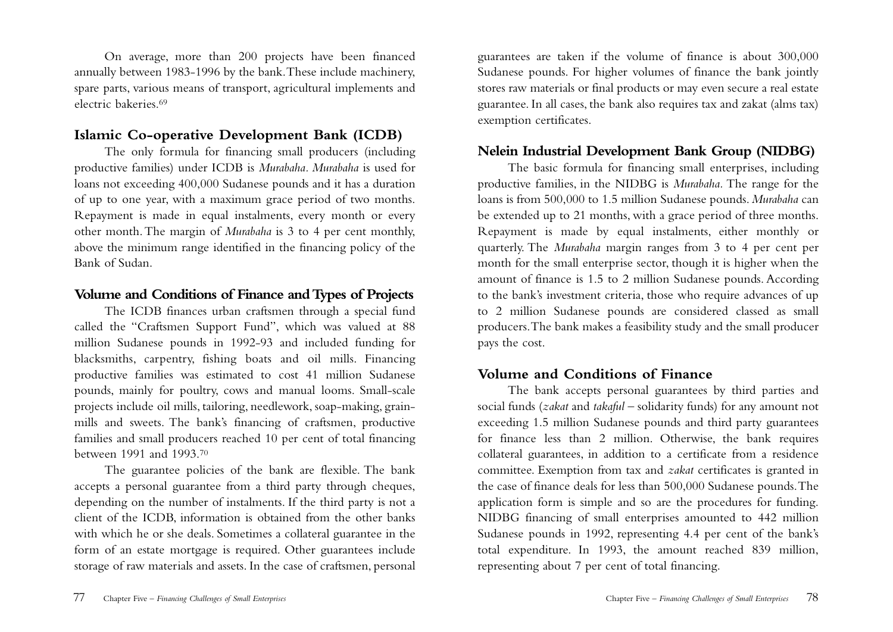On average, more than 200 projects have been financed annually between 1983-1996 by the bank. These include machinery, spare parts, various means of transport, agricultural implements and electric bakeries.[69]

## Islamic Co-operative Development Bank (ICDB)

The only formula for financing small producers (including productive families) under ICDB is *Murabaha*. *Murabaha* is used for loans not exceeding 400,000 Sudanese pounds and it has a duration of up to one year, with a maximum grace period of two months. Repayment is made in equal instalments, every month or every other month. The margin of *Murabaha* is 3 to 4 per cent monthly, above the minimum range identified in the financing policy of the Bank of Sudan.

### Volume and Conditions of Finance and Types of Projects

The ICDB finances urban craftsmen through a special fund called the "Craftsmen Support Fund", which was valued at 88 million Sudanese pounds in 1992-93 and included funding for blacksmiths, carpentry, fishing boats and oil mills. Financing productive families was estimated to cost 41 million Sudanese pounds, mainly for poultry, cows and manual looms. Small-scale projects include oil mills, tailoring, needlework, soap-making, grain-mills and sweets. The bank's financing of craftsmen, productive families and small producers reached 10 per cent of total financing between 1991 and 1993.[70]

The guarantee policies of the bank are flexible. The bank accepts a personal guarantee from a third party through cheques, depending on the number of instalments. If the third party is not a client of the ICDB, information is obtained from the other banks with which he or she deals. Sometimes a collateral guarantee in the form of an estate mortgage is required. Other guarantees include storage of raw materials and assets. In the case of craftsmen, personal guarantees are taken if the volume of finance is about 300,000 Sudanese pounds. For higher volumes of finance the bank jointly stores raw materials or final products or may even secure a real estate guarantee. In all cases, the bank also requires tax and zakat (alms tax) exemption certificates.

## Nelein Industrial Development Bank Group (NIDBG)

The basic formula for financing small enterprises, including productive families, in the NIDBG is *Murabaha*. The range for the loans is from 500,000 to 1.5 million Sudanese pounds. *Murabaha* can be extended up to 21 months, with a grace period of three months. Repayment is made by equal instalments, either monthly or quarterly. The *Murabaha* margin ranges from 3 to 4 per cent per month for the small enterprise sector, though it is higher when the amount of finance is 1.5 to 2 million Sudanese pounds. According to the bank's investment criteria, those who require advances of up to 2 million Sudanese pounds are considered classed as small producers. The bank makes a feasibility study and the small producer pays the cost.

### Volume and Conditions of Finance

The bank accepts personal guarantees by third parties and social funds (*zakat* and *takaful* – solidarity funds) for any amount not exceeding 1.5 million Sudanese pounds and third party guarantees for finance less than 2 million. Otherwise, the bank requires collateral guarantees, in addition to a certificate from a residence committee. Exemption from tax and *zakat* certificates is granted in the case of finance deals for less than 500,000 Sudanese pounds. The application form is simple and so are the procedures for funding. NIDBG financing of small enterprises amounted to 442 million Sudanese pounds in 1992, representing 4.4 per cent of the bank's total expenditure. In 1993, the amount reached 839 million, representing about 7 per cent of total financing.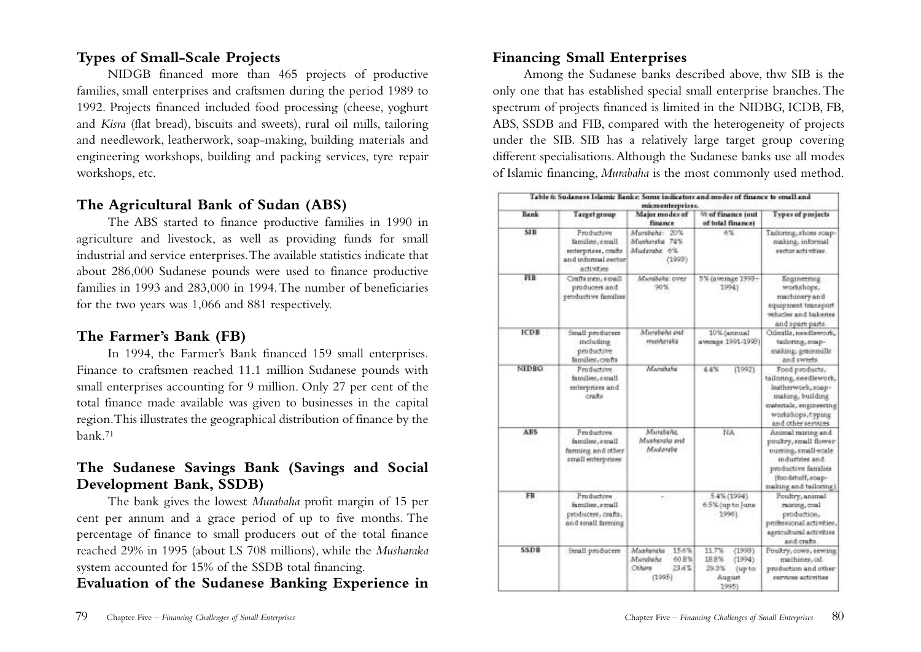## Types of Small-Scale Projects

NIDGB financed more than 465 projects of productive families, small enterprises and craftsmen during the period 1989 to 1992. Projects financed included food processing (cheese, yoghurt and *Kisra* (flat bread), biscuits and sweets), rural oil mills, tailoring and needlework, leatherwork, soap-making, building materials and engineering workshops, building and packing services, tyre repair workshops, etc.

## The Agricultural Bank of Sudan (ABS)

The ABS started to finance productive families in 1990 in agriculture and livestock, as well as providing funds for small industrial and service enterprises. The available statistics indicate that about 286,000 Sudanese pounds were used to finance productive families in 1993 and 283,000 in 1994. The number of beneficiaries for the two years was 1,066 and 881 respectively.

## The Farmer's Bank (FB)

In 1994, the Farmer's Bank financed 159 small enterprises. Finance to craftsmen reached 11.1 million Sudanese pounds with small enterprises accounting for 9 million. Only 27 per cent of the total finance made available was given to businesses in the capital region. This illustrates the geographical distribution of finance by the bank.[71]

## The Sudanese Savings Bank (Savings and Social Development Bank, SSDB)

The bank gives the lowest *Murabaha* profit margin of 15 per cent per annum and a grace period of up to five months. The percentage of finance to small producers out of the total finance reached 29% in 1995 (about LS 708 millions), while the *Musharaka* system accounted for 15% of the SSDB total financing.

## Evaluation of the Sudanese Banking Experience in Financing Small Enterprises

Among the Sudanese banks described above, thw SIB is the only one that has established special small enterprise branches. The spectrum of projects financed is limited in the NIDBG, ICDB, FB, ABS, SSDB and FIB, compared with the heterogeneity of projects under the SIB. SIB has a relatively large target group covering different specialisations. Although the Sudanese banks use all modes of Islamic financing, *Murabaha* is the most commonly used method.

**Table 6: Sudanese Islamic Banks: Some indicators and modes of finance to small and microenterprises.**

| Bank | Target group | Major modes of finance | % of finance (out of total finance) | Types of projects |
|---|---|---|---|---|
| SIB | Productive families, small enterprises, crafts and informal sector activities | *Murabaha*: 20% *Musharaka*: 74% *Mudaraba*: 6% (1993) | 6% | Tailoring, shoes soap-making, informal sector activities |
| FIB | Craftsmen, small producers and productive families | *Murabaha*: over 90% | 5% (average 1993–1994) | Engineering workshops, machinery and equipment transport vehicles and bakeries and spare parts |
| ICDB | Small producers including productive families, crafts | *Murabaha* and *musharaka* | 10% (annual average 1991-1993) | Oilmills, needlework, tailoring, soap-making, grainmills and sweets |
| NIDBG | Productive families, small enterprises and crafts | *Murabaha* | 4.4% (1992) | Food products, tailoring, needlework, leatherwork, soap-making, building materials, engineering workshops, typing and other services |
| ABS | Productive families, small farming and other small enterprises | *Murabaha*, *Musharaka* and *Mudaraba* | NA | Animal raising and poultry, small flower nursing, small-scale industries and productive families (foodstuff, soap-making and tailoring) |
| FB | Productive families, small producers, crafts, and small farming | - | 5.4% (1994) 6.5% (up to June 1996) | Poultry, animal raising, coal production, professional activities, agricultural activities and crafts |
| SSDB | Small producers | *Musharaka* 15.6% *Murabaha* 60.8% Others 23.6% (1995) | 11.7% (1993) 18.8% (1994) 29.3% (up to August 1995) | Poultry, cows, sewing machines, oil production and other services activities |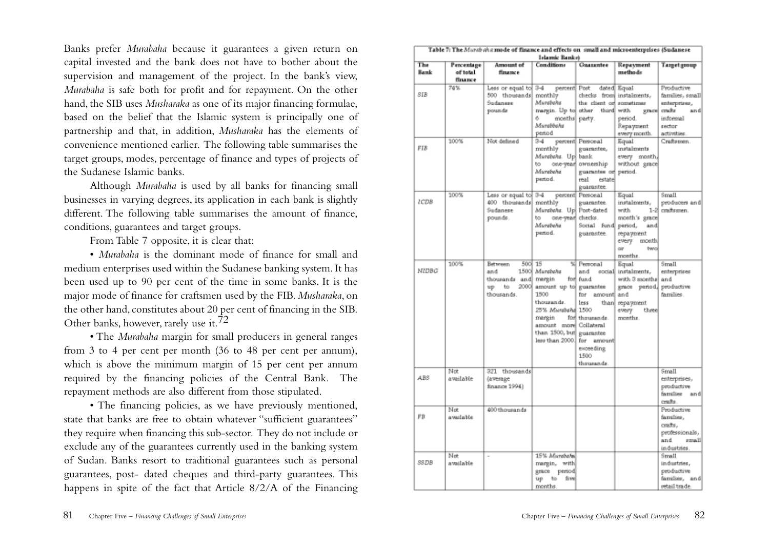Banks prefer *Murabaha* because it guarantees a given return on capital invested and the bank does not have to bother about the supervision and management of the project. In the bank's view, *Murabaha* is safe both for profit and for repayment. On the other hand, the SIB uses *Musharaka* as one of its major financing formulae, based on the belief that the Islamic system is principally one of partnership and that, in addition, *Musharaka* has the elements of convenience mentioned earlier. The following table summarises the target groups, modes, percentage of finance and types of projects of the Sudanese Islamic banks.

Although *Murabaha* is used by all banks for financing small businesses in varying degrees, its application in each bank is slightly different. The following table summarises the amount of finance, conditions, guarantees and target groups.

From Table 7 opposite, it is clear that:

• *Murabaha* is the dominant mode of finance for small and medium enterprises used within the Sudanese banking system. It has been used up to 90 per cent of the time in some banks. It is the major mode of finance for craftsmen used by the FIB. *Musharaka*, on the other hand, constitutes about 20 per cent of financing in the SIB. Other banks, however, rarely use it.[72]

• The *Murabaha* margin for small producers in general ranges from 3 to 4 per cent per month (36 to 48 per cent per annum), which is above the minimum margin of 15 per cent per annum required by the financing policies of the Central Bank. The repayment methods are also different from those stipulated.

• The financing policies, as we have previously mentioned, state that banks are free to obtain whatever "sufficient guarantees" they require when financing this sub-sector. They do not include or exclude any of the guarantees currently used in the banking system of Sudan. Banks resort to traditional guarantees such as personal guarantees, post- dated cheques and third-party guarantees. This happens in spite of the fact that Article 8/2/A of the Financing

Table 7: The *Murabaha* mode of finance and effects on small and microenterprises (Sudanese Islamic Banks)

| The Bank | Percentage of total finance | Amount of finance | Conditions | Guarantee | Repayment methods | Target group |
|---|---|---|---|---|---|---|
| SIB | 74% | Less or equal to 500 thousands Sudanese pounds | 3-4 percent monthly *Murabaha* margin. Up to 6 months *Murabaha* period | Post dated checks from the client or other third party. | Equal instalments, sometimes with grace period. Repayment every month. | Productive families, small enterprises, crafts and informal sector activities. |
| FIB | 100% | Not defined | 3-4 percent monthly *Murabaha*. Up to one-year *Murabaha* period. | Personal guarantee, bank ownership guarantee or real estate guarantee. | Equal instalments every month, without grace period. | Craftsmen. |
| ICDB | 100% | Less or equal to 400 thousands Sudanese pounds. | 3-4 percent monthly *Murabaha*. Up to one-year *Murabaha* period. | Personal guarantee. Post-dated checks. Social fund guarantee. | Equal instalments, with 1-2 month's grace period, and repayment every month or two months. | Small producers and craftsmen. |
| NIDBG | 100% | Between 500 and 1500 thousands and up to 2000 thousands. | 15 % *Murabaha* margin for amount up to 1500 thousands. 25% *Murabaha* margin for amount more than 1500, but less than 2000. | Personal and social fund guarantee for amount less than 1500 thousands. Collateral guarantee for amount exceeding 1500 thousands. | Equal instalments, with 3 months grace period, and repayment every three months. | Small enterprises and productive families. |
| ABS | Not available | 321 thousands (average finance 1994) | | | | Small enterprises, productive families and crafts. |
| FB | Not available | 400 thousands | | | | Productive families, crafts, professionals, and small industries. |
| SSDB | Not available | - | 15% *Murabaha* margin, with grace period up to five months. | | | Small industries, productive families, and retail trade. |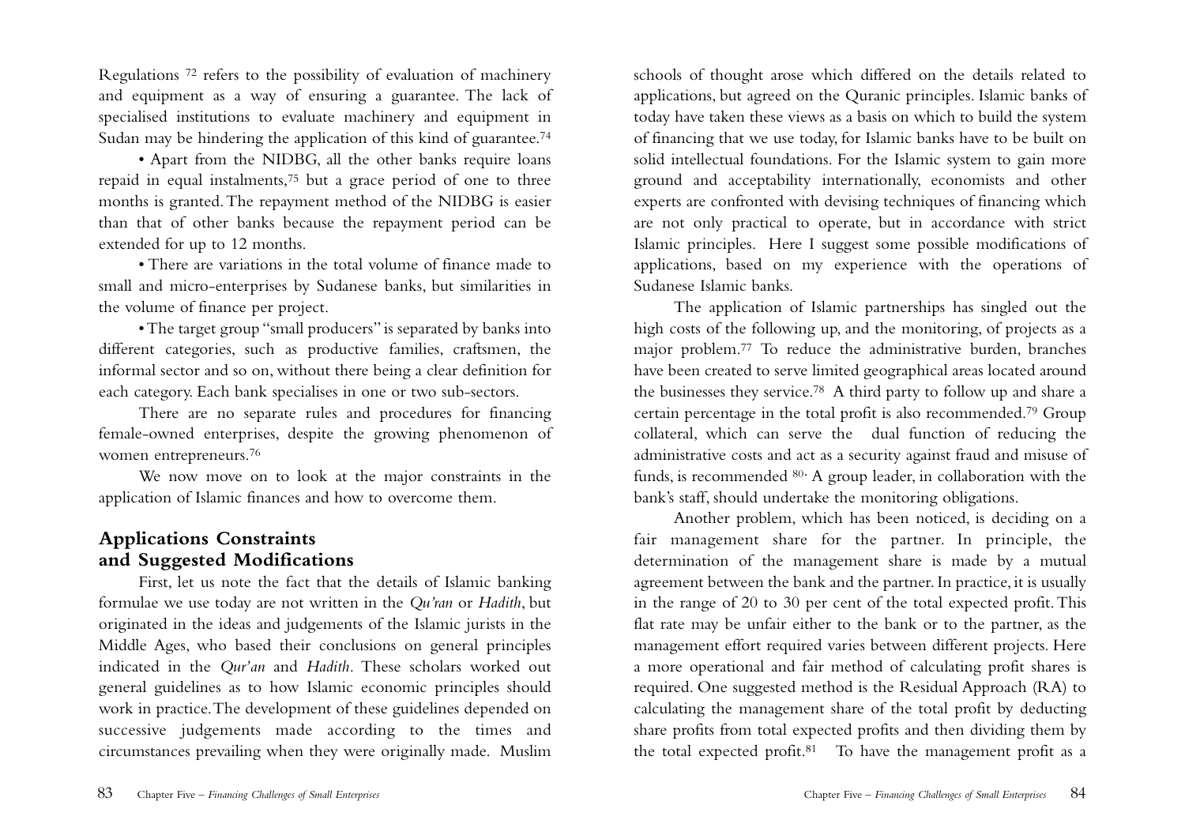Regulations [72] refers to the possibility of evaluation of machinery and equipment as a way of ensuring a guarantee. The lack of specialised institutions to evaluate machinery and equipment in Sudan may be hindering the application of this kind of guarantee.[74]

- Apart from the NIDBG, all the other banks require loans repaid in equal instalments,[75] but a grace period of one to three months is granted. The repayment method of the NIDBG is easier than that of other banks because the repayment period can be extended for up to 12 months.

- There are variations in the total volume of finance made to small and micro-enterprises by Sudanese banks, but similarities in the volume of finance per project.

- The target group "small producers" is separated by banks into different categories, such as productive families, craftsmen, the informal sector and so on, without there being a clear definition for each category. Each bank specialises in one or two sub-sectors.

There are no separate rules and procedures for financing female-owned enterprises, despite the growing phenomenon of women entrepreneurs.[76]

We now move on to look at the major constraints in the application of Islamic finances and how to overcome them.

## Applications Constraints and Suggested Modifications

First, let us note the fact that the details of Islamic banking formulae we use today are not written in the *Qu'ran* or *Hadith*, but originated in the ideas and judgements of the Islamic jurists in the Middle Ages, who based their conclusions on general principles indicated in the *Qur'an* and *Hadith.* These scholars worked out general guidelines as to how Islamic economic principles should work in practice. The development of these guidelines depended on successive judgements made according to the times and circumstances prevailing when they were originally made. Muslim schools of thought arose which differed on the details related to applications, but agreed on the Quranic principles. Islamic banks of today have taken these views as a basis on which to build the system of financing that we use today, for Islamic banks have to be built on solid intellectual foundations. For the Islamic system to gain more ground and acceptability internationally, economists and other experts are confronted with devising techniques of financing which are not only practical to operate, but in accordance with strict Islamic principles. Here I suggest some possible modifications of applications, based on my experience with the operations of Sudanese Islamic banks.

The application of Islamic partnerships has singled out the high costs of the following up, and the monitoring, of projects as a major problem.[77] To reduce the administrative burden, branches have been created to serve limited geographical areas located around the businesses they service.[78] A third party to follow up and share a certain percentage in the total profit is also recommended.[79] Group collateral, which can serve the dual function of reducing the administrative costs and act as a security against fraud and misuse of funds, is recommended [80]. A group leader, in collaboration with the bank's staff, should undertake the monitoring obligations.

Another problem, which has been noticed, is deciding on a fair management share for the partner. In principle, the determination of the management share is made by a mutual agreement between the bank and the partner. In practice, it is usually in the range of 20 to 30 per cent of the total expected profit. This flat rate may be unfair either to the bank or to the partner, as the management effort required varies between different projects. Here a more operational and fair method of calculating profit shares is required. One suggested method is the Residual Approach (RA) to calculating the management share of the total profit by deducting share profits from total expected profits and then dividing them by the total expected profit.[81] To have the management profit as a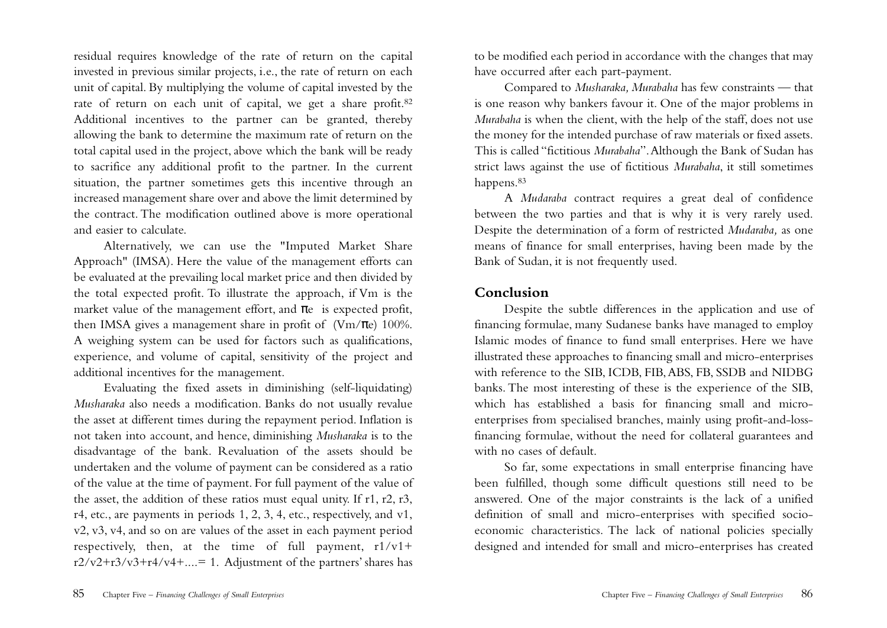residual requires knowledge of the rate of return on the capital invested in previous similar projects, i.e., the rate of return on each unit of capital. By multiplying the volume of capital invested by the rate of return on each unit of capital, we get a share profit.[82] Additional incentives to the partner can be granted, thereby allowing the bank to determine the maximum rate of return on the total capital used in the project, above which the bank will be ready to sacrifice any additional profit to the partner. In the current situation, the partner sometimes gets this incentive through an increased management share over and above the limit determined by the contract. The modification outlined above is more operational and easier to calculate.

Alternatively, we can use the "Imputed Market Share Approach" (IMSA). Here the value of the management efforts can be evaluated at the prevailing local market price and then divided by the total expected profit. To illustrate the approach, if Vm is the market value of the management effort, and $\pi e$ is expected profit, then IMSA gives a management share in profit of $(Vm/\pi e)$ 100%. A weighing system can be used for factors such as qualifications, experience, and volume of capital, sensitivity of the project and additional incentives for the management.

Evaluating the fixed assets in diminishing (self-liquidating) *Musharaka* also needs a modification. Banks do not usually revalue the asset at different times during the repayment period. Inflation is not taken into account, and hence, diminishing *Musharaka* is to the disadvantage of the bank. Revaluation of the assets should be undertaken and the volume of payment can be considered as a ratio of the value at the time of payment. For full payment of the value of the asset, the addition of these ratios must equal unity. If r1, r2, r3, r4, etc., are payments in periods 1, 2, 3, 4, etc., respectively, and v1, v2, v3, v4, and so on are values of the asset in each payment period respectively, then, at the time of full payment, $r1/v1 + r2/v2 + r3/v3 + r4/v4 + \ldots = 1$. Adjustment of the partners' shares has to be modified each period in accordance with the changes that may have occurred after each part-payment.

Compared to *Musharaka, Murabaha* has few constraints — that is one reason why bankers favour it. One of the major problems in *Murabaha* is when the client, with the help of the staff, does not use the money for the intended purchase of raw materials or fixed assets. This is called "fictitious *Murabaha*". Although the Bank of Sudan has strict laws against the use of fictitious *Murabaha*, it still sometimes happens.[83]

A *Mudaraba* contract requires a great deal of confidence between the two parties and that is why it is very rarely used. Despite the determination of a form of restricted *Mudaraba,* as one means of finance for small enterprises, having been made by the Bank of Sudan, it is not frequently used.

## Conclusion

Despite the subtle differences in the application and use of financing formulae, many Sudanese banks have managed to employ Islamic modes of finance to fund small enterprises. Here we have illustrated these approaches to financing small and micro-enterprises with reference to the SIB, ICDB, FIB, ABS, FB, SSDB and NIDBG banks. The most interesting of these is the experience of the SIB, which has established a basis for financing small and micro-enterprises from specialised branches, mainly using profit-and-loss-financing formulae, without the need for collateral guarantees and with no cases of default.

So far, some expectations in small enterprise financing have been fulfilled, though some difficult questions still need to be answered. One of the major constraints is the lack of a unified definition of small and micro-enterprises with specified socio-economic characteristics. The lack of national policies specially designed and intended for small and micro-enterprises has created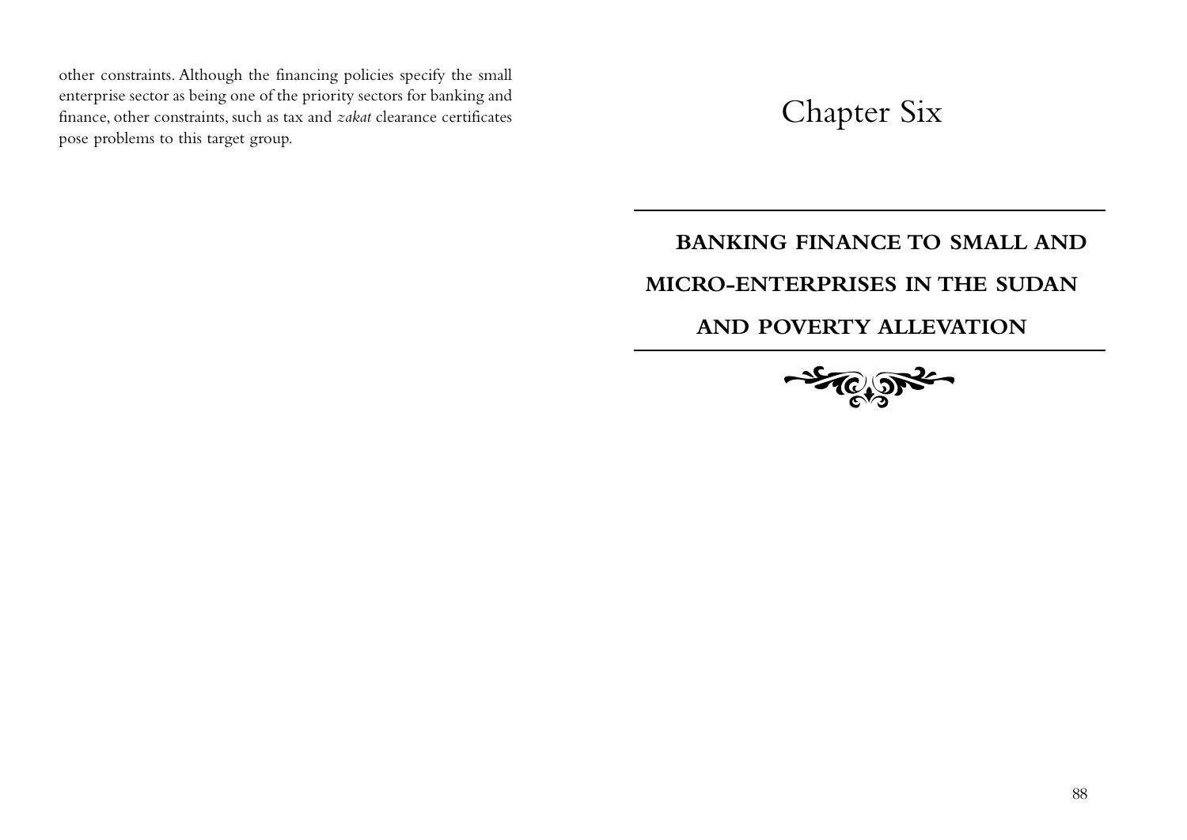other constraints. Although the financing policies specify the small enterprise sector as being one of the priority sectors for banking and finance, other constraints, such as tax and *zakat* clearance certificates pose problems to this target group.

# Chapter Six

## BANKING FINANCE TO SMALL AND MICRO-ENTERPRISES IN THE SUDAN AND POVERTY ALLEVATION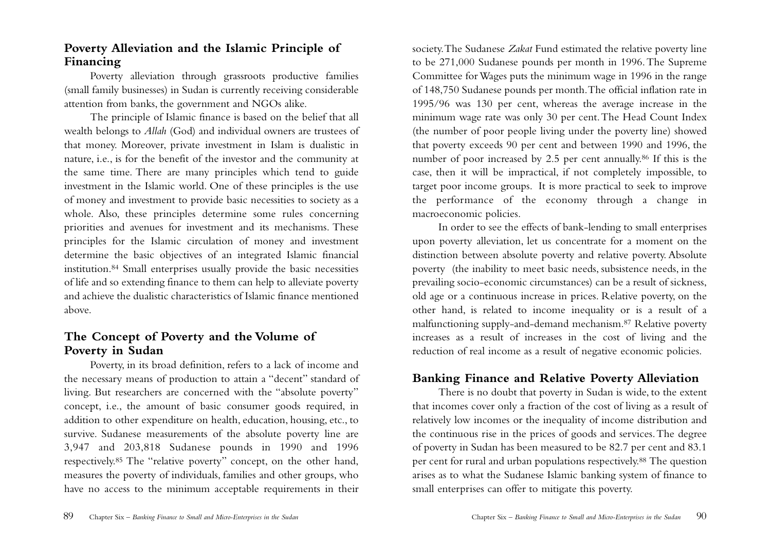## Poverty Alleviation and the Islamic Principle of Financing

Poverty alleviation through grassroots productive families (small family businesses) in Sudan is currently receiving considerable attention from banks, the government and NGOs alike.

The principle of Islamic finance is based on the belief that all wealth belongs to *Allah* (God) and individual owners are trustees of that money. Moreover, private investment in Islam is dualistic in nature, i.e., is for the benefit of the investor and the community at the same time. There are many principles which tend to guide investment in the Islamic world. One of these principles is the use of money and investment to provide basic necessities to society as a whole. Also, these principles determine some rules concerning priorities and avenues for investment and its mechanisms. These principles for the Islamic circulation of money and investment determine the basic objectives of an integrated Islamic financial institution.[84] Small enterprises usually provide the basic necessities of life and so extending finance to them can help to alleviate poverty and achieve the dualistic characteristics of Islamic finance mentioned above.

## The Concept of Poverty and the Volume of Poverty in Sudan

Poverty, in its broad definition, refers to a lack of income and the necessary means of production to attain a "decent" standard of living. But researchers are concerned with the "absolute poverty" concept, i.e., the amount of basic consumer goods required, in addition to other expenditure on health, education, housing, etc., to survive. Sudanese measurements of the absolute poverty line are 3,947 and 203,818 Sudanese pounds in 1990 and 1996 respectively.[85] The "relative poverty" concept, on the other hand, measures the poverty of individuals, families and other groups, who have no access to the minimum acceptable requirements in their society. The Sudanese *Zakat* Fund estimated the relative poverty line to be 271,000 Sudanese pounds per month in 1996. The Supreme Committee for Wages puts the minimum wage in 1996 in the range of 148,750 Sudanese pounds per month. The official inflation rate in 1995/96 was 130 per cent, whereas the average increase in the minimum wage rate was only 30 per cent. The Head Count Index (the number of poor people living under the poverty line) showed that poverty exceeds 90 per cent and between 1990 and 1996, the number of poor increased by 2.5 per cent annually.[86] If this is the case, then it will be impractical, if not completely impossible, to target poor income groups. It is more practical to seek to improve the performance of the economy through a change in macroeconomic policies.

In order to see the effects of bank-lending to small enterprises upon poverty alleviation, let us concentrate for a moment on the distinction between absolute poverty and relative poverty. Absolute poverty (the inability to meet basic needs, subsistence needs, in the prevailing socio-economic circumstances) can be a result of sickness, old age or a continuous increase in prices. Relative poverty, on the other hand, is related to income inequality or is a result of a malfunctioning supply-and-demand mechanism.[87] Relative poverty increases as a result of increases in the cost of living and the reduction of real income as a result of negative economic policies.

## Banking Finance and Relative Poverty Alleviation

There is no doubt that poverty in Sudan is wide, to the extent that incomes cover only a fraction of the cost of living as a result of relatively low incomes or the inequality of income distribution and the continuous rise in the prices of goods and services. The degree of poverty in Sudan has been measured to be 82.7 per cent and 83.1 per cent for rural and urban populations respectively.[88] The question arises as to what the Sudanese Islamic banking system of finance to small enterprises can offer to mitigate this poverty.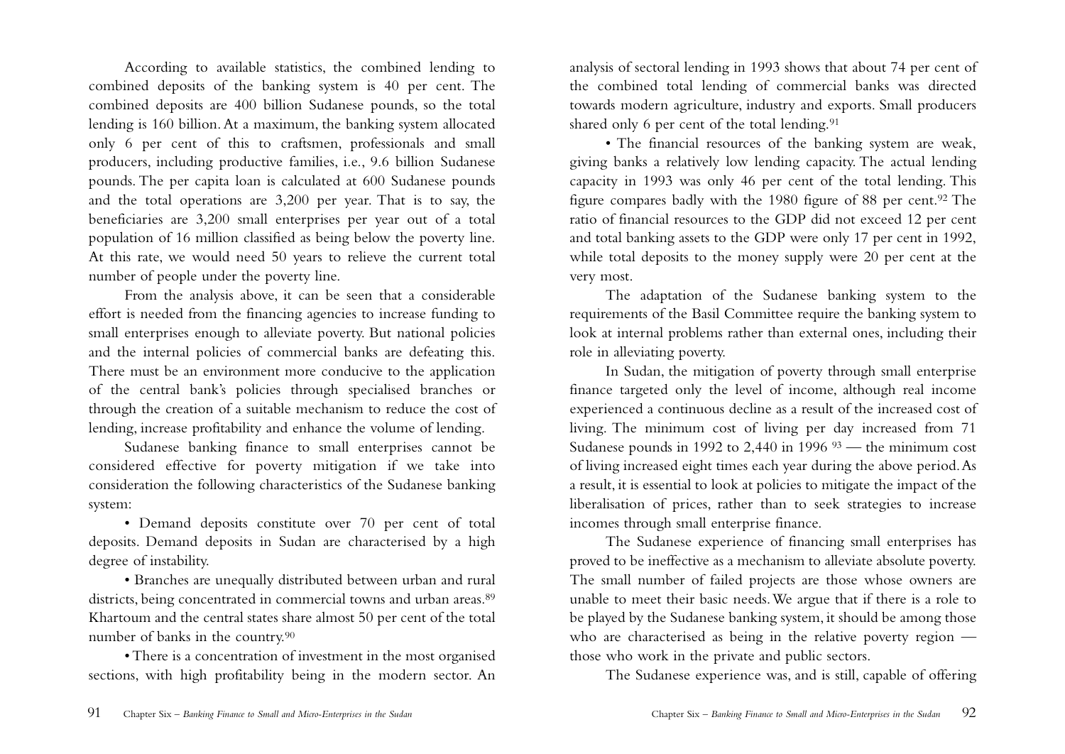According to available statistics, the combined lending to combined deposits of the banking system is 40 per cent. The combined deposits are 400 billion Sudanese pounds, so the total lending is 160 billion. At a maximum, the banking system allocated only 6 per cent of this to craftsmen, professionals and small producers, including productive families, i.e., 9.6 billion Sudanese pounds. The per capita loan is calculated at 600 Sudanese pounds and the total operations are 3,200 per year. That is to say, the beneficiaries are 3,200 small enterprises per year out of a total population of 16 million classified as being below the poverty line. At this rate, we would need 50 years to relieve the current total number of people under the poverty line.

From the analysis above, it can be seen that a considerable effort is needed from the financing agencies to increase funding to small enterprises enough to alleviate poverty. But national policies and the internal policies of commercial banks are defeating this. There must be an environment more conducive to the application of the central bank's policies through specialised branches or through the creation of a suitable mechanism to reduce the cost of lending, increase profitability and enhance the volume of lending.

Sudanese banking finance to small enterprises cannot be considered effective for poverty mitigation if we take into consideration the following characteristics of the Sudanese banking system:

- Demand deposits constitute over 70 per cent of total deposits. Demand deposits in Sudan are characterised by a high degree of instability.
- Branches are unequally distributed between urban and rural districts, being concentrated in commercial towns and urban areas.[89] Khartoum and the central states share almost 50 per cent of the total number of banks in the country.[90]
- There is a concentration of investment in the most organised sections, with high profitability being in the modern sector. An analysis of sectoral lending in 1993 shows that about 74 per cent of the combined total lending of commercial banks was directed towards modern agriculture, industry and exports. Small producers shared only 6 per cent of the total lending.[91]
- The financial resources of the banking system are weak, giving banks a relatively low lending capacity. The actual lending capacity in 1993 was only 46 per cent of the total lending. This figure compares badly with the 1980 figure of 88 per cent.[92] The ratio of financial resources to the GDP did not exceed 12 per cent and total banking assets to the GDP were only 17 per cent in 1992, while total deposits to the money supply were 20 per cent at the very most.

The adaptation of the Sudanese banking system to the requirements of the Basil Committee require the banking system to look at internal problems rather than external ones, including their role in alleviating poverty.

In Sudan, the mitigation of poverty through small enterprise finance targeted only the level of income, although real income experienced a continuous decline as a result of the increased cost of living. The minimum cost of living per day increased from 71 Sudanese pounds in 1992 to 2,440 in 1996 [93] — the minimum cost of living increased eight times each year during the above period. As a result, it is essential to look at policies to mitigate the impact of the liberalisation of prices, rather than to seek strategies to increase incomes through small enterprise finance.

The Sudanese experience of financing small enterprises has proved to be ineffective as a mechanism to alleviate absolute poverty. The small number of failed projects are those whose owners are unable to meet their basic needs. We argue that if there is a role to be played by the Sudanese banking system, it should be among those who are characterised as being in the relative poverty region — those who work in the private and public sectors.

The Sudanese experience was, and is still, capable of offering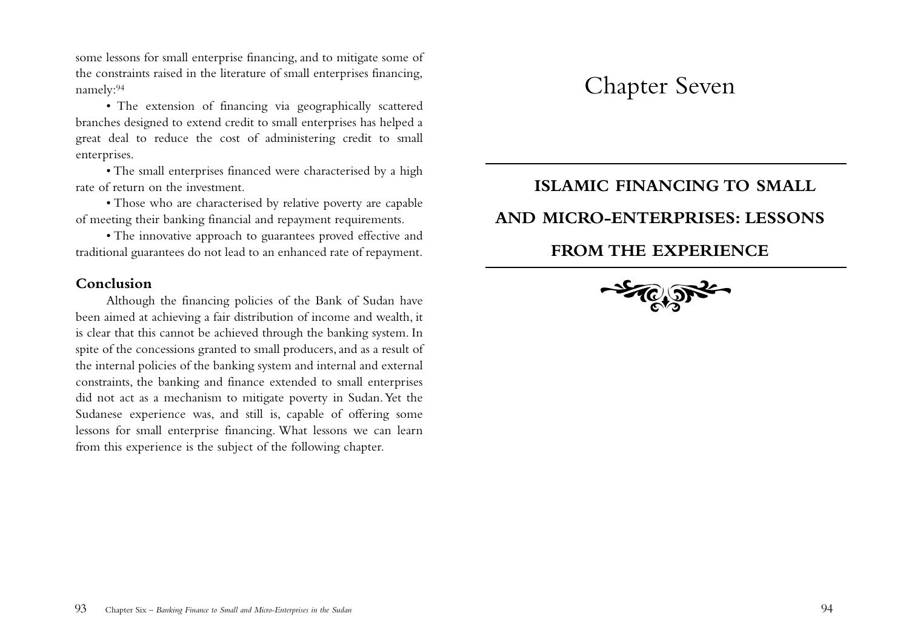some lessons for small enterprise financing, and to mitigate some of the constraints raised in the literature of small enterprises financing, namely:[94]

- The extension of financing via geographically scattered branches designed to extend credit to small enterprises has helped a great deal to reduce the cost of administering credit to small enterprises.
- The small enterprises financed were characterised by a high rate of return on the investment.
- Those who are characterised by relative poverty are capable of meeting their banking financial and repayment requirements.
- The innovative approach to guarantees proved effective and traditional guarantees do not lead to an enhanced rate of repayment.

### Conclusion

Although the financing policies of the Bank of Sudan have been aimed at achieving a fair distribution of income and wealth, it is clear that this cannot be achieved through the banking system. In spite of the concessions granted to small producers, and as a result of the internal policies of the banking system and internal and external constraints, the banking and finance extended to small enterprises did not act as a mechanism to mitigate poverty in Sudan. Yet the Sudanese experience was, and still is, capable of offering some lessons for small enterprise financing. What lessons we can learn from this experience is the subject of the following chapter.

# Chapter Seven

## ISLAMIC FINANCING TO SMALL AND MICRO-ENTERPRISES: LESSONS FROM THE EXPERIENCE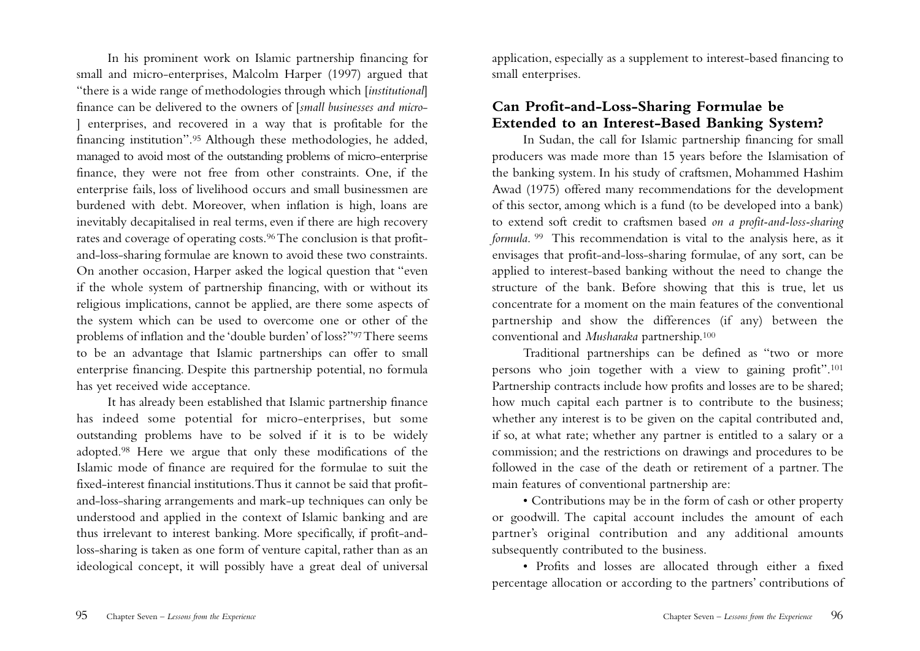In his prominent work on Islamic partnership financing for small and micro-enterprises, Malcolm Harper (1997) argued that "there is a wide range of methodologies through which [*institutional*] finance can be delivered to the owners of [*small businesses and micro-*] enterprises, and recovered in a way that is profitable for the financing institution".[95] Although these methodologies, he added, managed to avoid most of the outstanding problems of micro-enterprise finance, they were not free from other constraints. One, if the enterprise fails, loss of livelihood occurs and small businessmen are burdened with debt. Moreover, when inflation is high, loans are inevitably decapitalised in real terms, even if there are high recovery rates and coverage of operating costs.[96] The conclusion is that profit-and-loss-sharing formulae are known to avoid these two constraints. On another occasion, Harper asked the logical question that "even if the whole system of partnership financing, with or without its religious implications, cannot be applied, are there some aspects of the system which can be used to overcome one or other of the problems of inflation and the 'double burden' of loss?"[97] There seems to be an advantage that Islamic partnerships can offer to small enterprise financing. Despite this partnership potential, no formula has yet received wide acceptance.

It has already been established that Islamic partnership finance has indeed some potential for micro-enterprises, but some outstanding problems have to be solved if it is to be widely adopted.[98] Here we argue that only these modifications of the Islamic mode of finance are required for the formulae to suit the fixed-interest financial institutions. Thus it cannot be said that profit-and-loss-sharing arrangements and mark-up techniques can only be understood and applied in the context of Islamic banking and are thus irrelevant to interest banking. More specifically, if profit-and-loss-sharing is taken as one form of venture capital, rather than as an ideological concept, it will possibly have a great deal of universal application, especially as a supplement to interest-based financing to small enterprises.

## Can Profit-and-Loss-Sharing Formulae be Extended to an Interest-Based Banking System?

In Sudan, the call for Islamic partnership financing for small producers was made more than 15 years before the Islamisation of the banking system. In his study of craftsmen, Mohammed Hashim Awad (1975) offered many recommendations for the development of this sector, among which is a fund (to be developed into a bank) to extend soft credit to craftsmen based *on a profit-and-loss-sharing formula*.[99] This recommendation is vital to the analysis here, as it envisages that profit-and-loss-sharing formulae, of any sort, can be applied to interest-based banking without the need to change the structure of the bank. Before showing that this is true, let us concentrate for a moment on the main features of the conventional partnership and show the differences (if any) between the conventional and *Musharaka* partnership.[100]

Traditional partnerships can be defined as "two or more persons who join together with a view to gaining profit".[101] Partnership contracts include how profits and losses are to be shared; how much capital each partner is to contribute to the business; whether any interest is to be given on the capital contributed and, if so, at what rate; whether any partner is entitled to a salary or a commission; and the restrictions on drawings and procedures to be followed in the case of the death or retirement of a partner. The main features of conventional partnership are:

- Contributions may be in the form of cash or other property or goodwill. The capital account includes the amount of each partner's original contribution and any additional amounts subsequently contributed to the business.
- Profits and losses are allocated through either a fixed percentage allocation or according to the partners' contributions of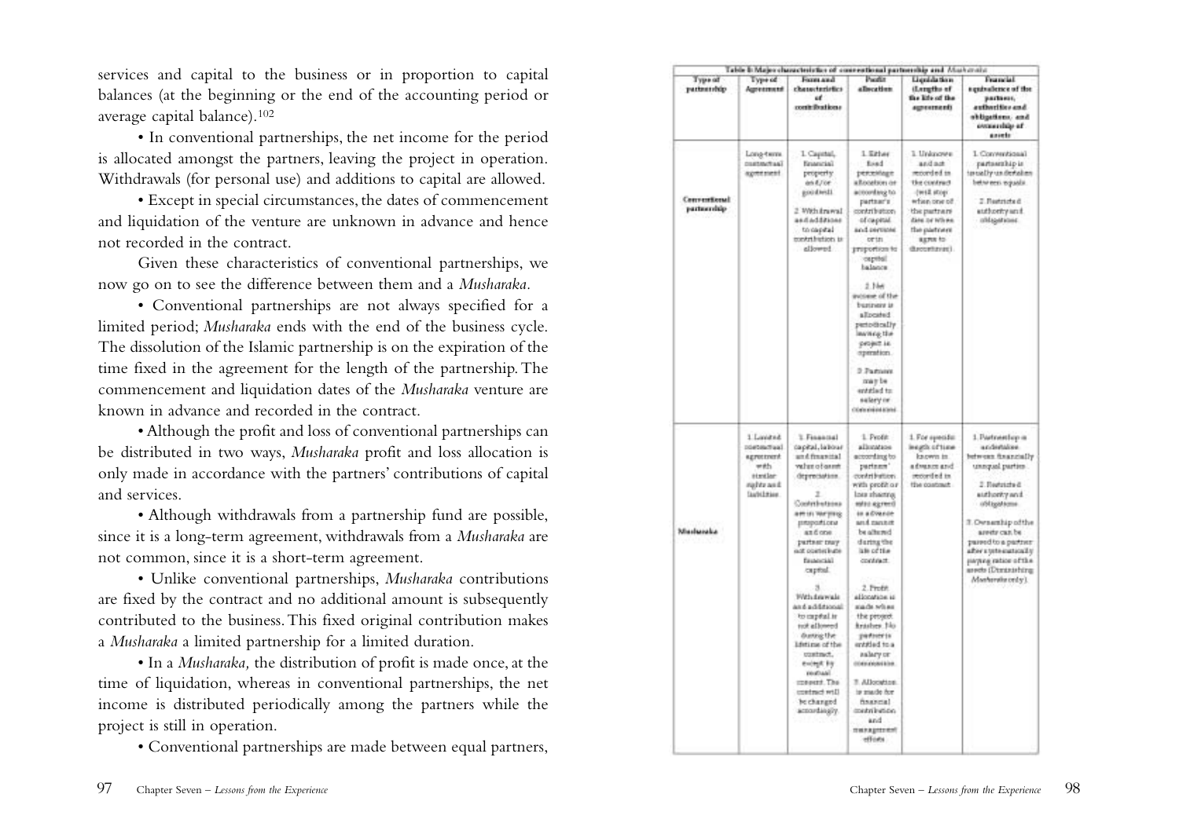services and capital to the business or in proportion to capital balances (at the beginning or the end of the accounting period or average capital balance).[102]

• In conventional partnerships, the net income for the period is allocated amongst the partners, leaving the project in operation. Withdrawals (for personal use) and additions to capital are allowed.

• Except in special circumstances, the dates of commencement and liquidation of the venture are unknown in advance and hence not recorded in the contract.

Given these characteristics of conventional partnerships, we now go on to see the difference between them and a *Musharaka*.

• Conventional partnerships are not always specified for a limited period; *Musharaka* ends with the end of the business cycle. The dissolution of the Islamic partnership is on the expiration of the time fixed in the agreement for the length of the partnership. The commencement and liquidation dates of the *Musharaka* venture are known in advance and recorded in the contract.

• Although the profit and loss of conventional partnerships can be distributed in two ways, *Musharaka* profit and loss allocation is only made in accordance with the partners' contributions of capital and services.

• Although withdrawals from a partnership fund are possible, since it is a long-term agreement, withdrawals from a *Musharaka* are not common, since it is a short-term agreement.

• Unlike conventional partnerships, *Musharaka* contributions are fixed by the contract and no additional amount is subsequently contributed to the business. This fixed original contribution makes a *Musharaka* a limited partnership for a limited duration.

• In a *Musharaka,* the distribution of profit is made once, at the time of liquidation, whereas in conventional partnerships, the net income is distributed periodically among the partners while the project is still in operation.

• Conventional partnerships are made between equal partners,

Table 8: Major characteristics of conventional partnership and *Musharaka*

| Type of partnership | Type of Agreement | Form and characteristics of contributions | Profit allocation | Liquidation (Length of the life of the agreement) | Financial equivalence of the partners, authorities and obligations, and ownership of assets |
|---|---|---|---|---|---|
| Conventional partnership | Long-term contractual agreement | 1. Capital, financial property and/or goodwill. 2. Withdrawal and additions to capital contribution is allowed. | 1. Either fixed percentage allocation or according to partner's contribution of capital and services or in proportion to capital balance. 2. Net income of the business is allocated periodically leaving the project in operation. 3. Partners may be entitled to salary or commissions. | 1. Unknown and not recorded in the contract (will stop when one of the partners dies or when the partners agree to discontinue). | 1. Conventional partnership is usually undertaken between equals. 2. Restricted authority and obligations. |
| *Musharaka* | 1. Limited contractual agreement with similar rights and liabilities | 1. Financial capital, labour and financial value of asset depreciation. 2. Contributions are in varying proportions and one partner may not contribute financial capital. 3. Withdrawals and additional to capital is not allowed during the lifetime of the contract, except by mutual consent. The contract will be changed accordingly. | 1. Profit allocation according to partners' contribution with profit or loss sharing ratio agreed in advance and cannot be altered during the life of the contract. 2. Profit allocation is made when the project finishes. No partner is entitled to a salary or commission. 3. Allocation is made for financial contribution and management efforts. | 1. For specific length of time known in advance and recorded in the contract. | 1. Partnership is undertaken between financially unequal parties. 2. Restricted authority and obligations. 3. Ownership of the assets can be passed to a partner after systematically paying ratios of the assets (Diminishing *Musharaka* only). |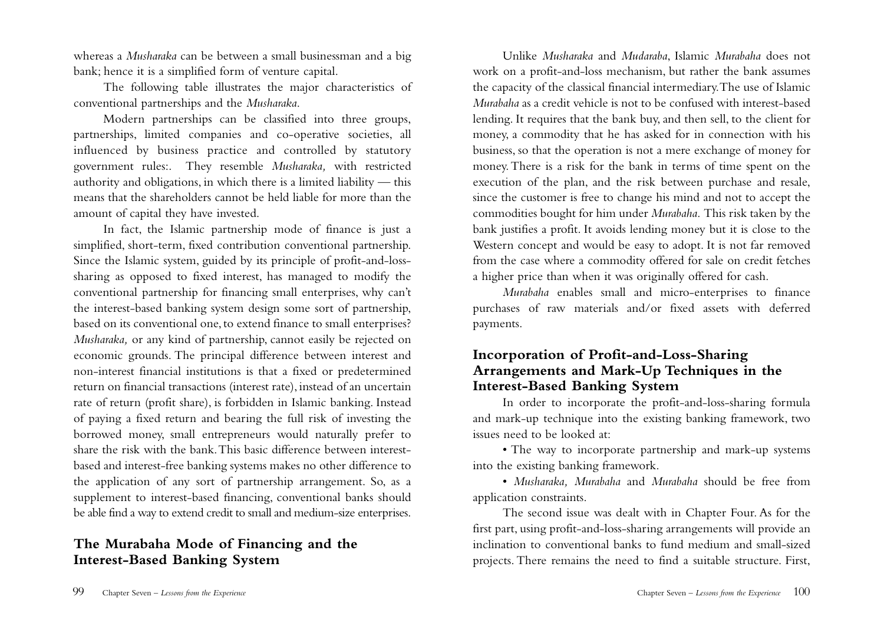whereas a *Musharaka* can be between a small businessman and a big bank; hence it is a simplified form of venture capital.

The following table illustrates the major characteristics of conventional partnerships and the *Musharaka*.

Modern partnerships can be classified into three groups, partnerships, limited companies and co-operative societies, all influenced by business practice and controlled by statutory government rules:. They resemble *Musharaka,* with restricted authority and obligations, in which there is a limited liability — this means that the shareholders cannot be held liable for more than the amount of capital they have invested.

In fact, the Islamic partnership mode of finance is just a simplified, short-term, fixed contribution conventional partnership. Since the Islamic system, guided by its principle of profit-and-loss-sharing as opposed to fixed interest, has managed to modify the conventional partnership for financing small enterprises, why can't the interest-based banking system design some sort of partnership, based on its conventional one, to extend finance to small enterprises? *Musharaka,* or any kind of partnership, cannot easily be rejected on economic grounds. The principal difference between interest and non-interest financial institutions is that a fixed or predetermined return on financial transactions (interest rate), instead of an uncertain rate of return (profit share), is forbidden in Islamic banking. Instead of paying a fixed return and bearing the full risk of investing the borrowed money, small entrepreneurs would naturally prefer to share the risk with the bank. This basic difference between interest-based and interest-free banking systems makes no other difference to the application of any sort of partnership arrangement. So, as a supplement to interest-based financing, conventional banks should be able find a way to extend credit to small and medium-size enterprises.

## The Murabaha Mode of Financing and the Interest-Based Banking System

Unlike *Musharaka* and *Mudaraba*, Islamic *Murabaha* does not work on a profit-and-loss mechanism, but rather the bank assumes the capacity of the classical financial intermediary. The use of Islamic *Murabaha* as a credit vehicle is not to be confused with interest-based lending. It requires that the bank buy, and then sell, to the client for money, a commodity that he has asked for in connection with his business, so that the operation is not a mere exchange of money for money. There is a risk for the bank in terms of time spent on the execution of the plan, and the risk between purchase and resale, since the customer is free to change his mind and not to accept the commodities bought for him under *Murabaha.* This risk taken by the bank justifies a profit. It avoids lending money but it is close to the Western concept and would be easy to adopt. It is not far removed from the case where a commodity offered for sale on credit fetches a higher price than when it was originally offered for cash.

*Murabaha* enables small and micro-enterprises to finance purchases of raw materials and/or fixed assets with deferred payments.

## Incorporation of Profit-and-Loss-Sharing Arrangements and Mark-Up Techniques in the Interest-Based Banking System

In order to incorporate the profit-and-loss-sharing formula and mark-up technique into the existing banking framework, two issues need to be looked at:

- The way to incorporate partnership and mark-up systems into the existing banking framework.
- *Musharaka, Murabaha* and *Murabaha* should be free from application constraints.

The second issue was dealt with in Chapter Four. As for the first part, using profit-and-loss-sharing arrangements will provide an inclination to conventional banks to fund medium and small-sized projects. There remains the need to find a suitable structure. First,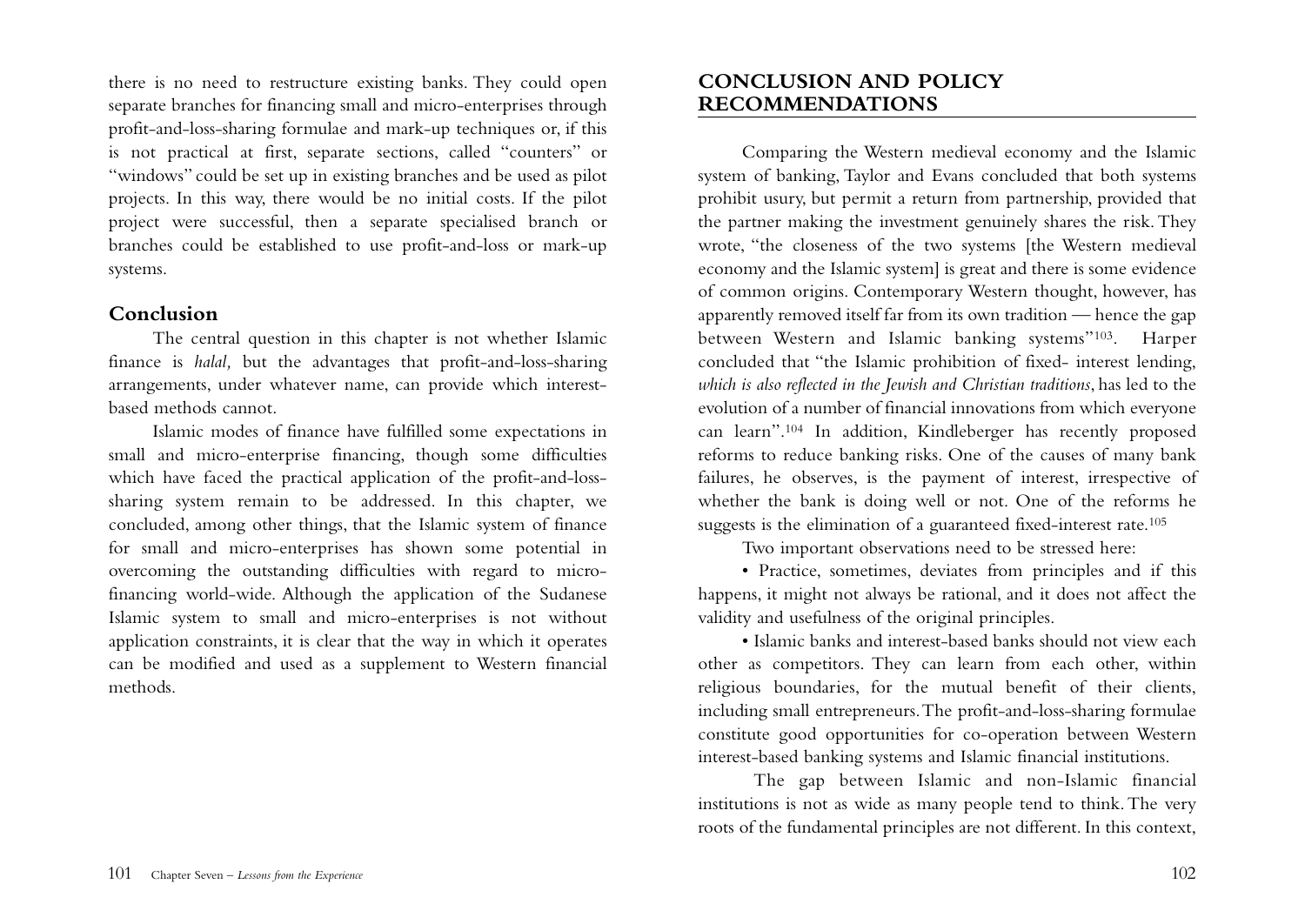there is no need to restructure existing banks. They could open separate branches for financing small and micro-enterprises through profit-and-loss-sharing formulae and mark-up techniques or, if this is not practical at first, separate sections, called "counters" or "windows" could be set up in existing branches and be used as pilot projects. In this way, there would be no initial costs. If the pilot project were successful, then a separate specialised branch or branches could be established to use profit-and-loss or mark-up systems.

## Conclusion

The central question in this chapter is not whether Islamic finance is *halal,* but the advantages that profit-and-loss-sharing arrangements, under whatever name, can provide which interest-based methods cannot.

Islamic modes of finance have fulfilled some expectations in small and micro-enterprise financing, though some difficulties which have faced the practical application of the profit-and-loss-sharing system remain to be addressed. In this chapter, we concluded, among other things, that the Islamic system of finance for small and micro-enterprises has shown some potential in overcoming the outstanding difficulties with regard to micro-financing world-wide. Although the application of the Sudanese Islamic system to small and micro-enterprises is not without application constraints, it is clear that the way in which it operates can be modified and used as a supplement to Western financial methods.

# CONCLUSION AND POLICY RECOMMENDATIONS

Comparing the Western medieval economy and the Islamic system of banking, Taylor and Evans concluded that both systems prohibit usury, but permit a return from partnership, provided that the partner making the investment genuinely shares the risk. They wrote, "the closeness of the two systems [the Western medieval economy and the Islamic system] is great and there is some evidence of common origins. Contemporary Western thought, however, has apparently removed itself far from its own tradition — hence the gap between Western and Islamic banking systems"[103]. Harper concluded that "the Islamic prohibition of fixed- interest lending, *which is also reflected in the Jewish and Christian traditions*, has led to the evolution of a number of financial innovations from which everyone can learn".[104] In addition, Kindleberger has recently proposed reforms to reduce banking risks. One of the causes of many bank failures, he observes, is the payment of interest, irrespective of whether the bank is doing well or not. One of the reforms he suggests is the elimination of a guaranteed fixed-interest rate.[105]

Two important observations need to be stressed here:

- Practice, sometimes, deviates from principles and if this happens, it might not always be rational, and it does not affect the validity and usefulness of the original principles.
- Islamic banks and interest-based banks should not view each other as competitors. They can learn from each other, within religious boundaries, for the mutual benefit of their clients, including small entrepreneurs. The profit-and-loss-sharing formulae constitute good opportunities for co-operation between Western interest-based banking systems and Islamic financial institutions.

The gap between Islamic and non-Islamic financial institutions is not as wide as many people tend to think. The very roots of the fundamental principles are not different. In this context,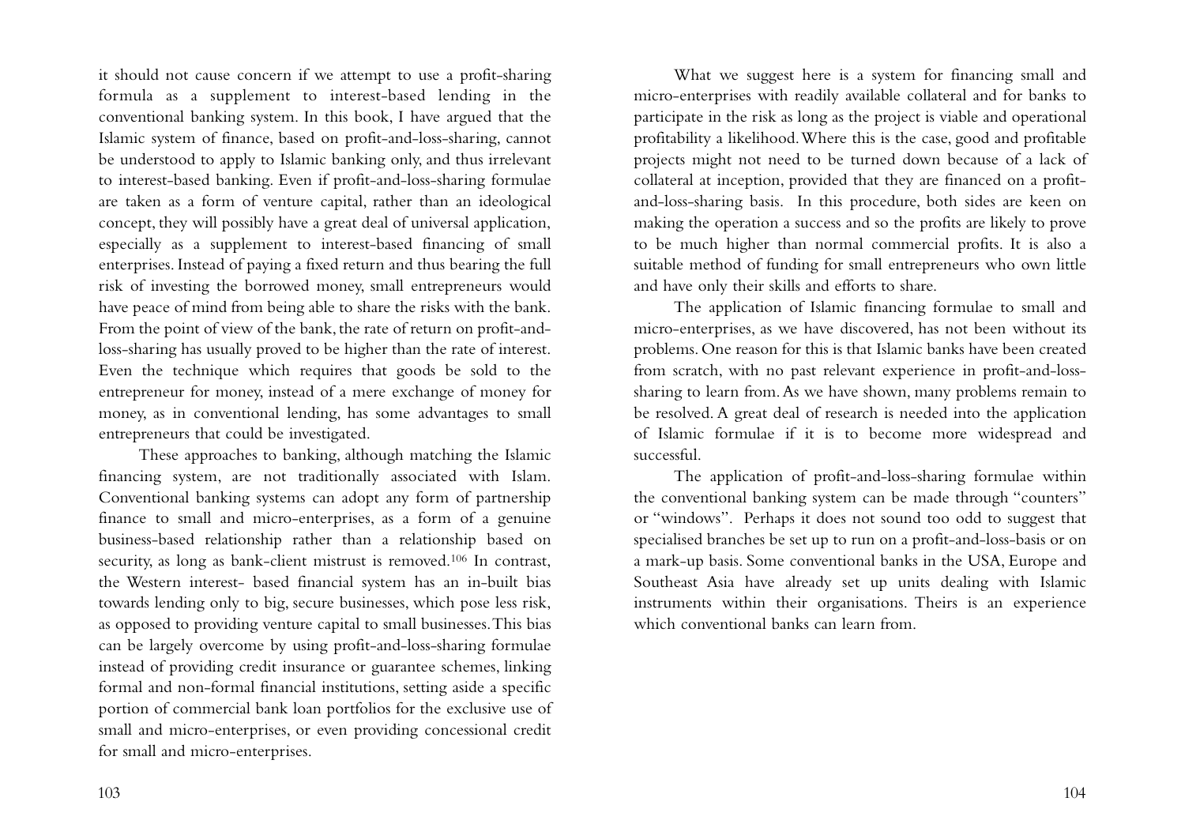it should not cause concern if we attempt to use a profit-sharing formula as a supplement to interest-based lending in the conventional banking system. In this book, I have argued that the Islamic system of finance, based on profit-and-loss-sharing, cannot be understood to apply to Islamic banking only, and thus irrelevant to interest-based banking. Even if profit-and-loss-sharing formulae are taken as a form of venture capital, rather than an ideological concept, they will possibly have a great deal of universal application, especially as a supplement to interest-based financing of small enterprises. Instead of paying a fixed return and thus bearing the full risk of investing the borrowed money, small entrepreneurs would have peace of mind from being able to share the risks with the bank. From the point of view of the bank, the rate of return on profit-and-loss-sharing has usually proved to be higher than the rate of interest. Even the technique which requires that goods be sold to the entrepreneur for money, instead of a mere exchange of money for money, as in conventional lending, has some advantages to small entrepreneurs that could be investigated.

These approaches to banking, although matching the Islamic financing system, are not traditionally associated with Islam. Conventional banking systems can adopt any form of partnership finance to small and micro-enterprises, as a form of a genuine business-based relationship rather than a relationship based on security, as long as bank-client mistrust is removed.[106] In contrast, the Western interest- based financial system has an in-built bias towards lending only to big, secure businesses, which pose less risk, as opposed to providing venture capital to small businesses. This bias can be largely overcome by using profit-and-loss-sharing formulae instead of providing credit insurance or guarantee schemes, linking formal and non-formal financial institutions, setting aside a specific portion of commercial bank loan portfolios for the exclusive use of small and micro-enterprises, or even providing concessional credit for small and micro-enterprises.

What we suggest here is a system for financing small and micro-enterprises with readily available collateral and for banks to participate in the risk as long as the project is viable and operational profitability a likelihood. Where this is the case, good and profitable projects might not need to be turned down because of a lack of collateral at inception, provided that they are financed on a profit-and-loss-sharing basis. In this procedure, both sides are keen on making the operation a success and so the profits are likely to prove to be much higher than normal commercial profits. It is also a suitable method of funding for small entrepreneurs who own little and have only their skills and efforts to share.

The application of Islamic financing formulae to small and micro-enterprises, as we have discovered, has not been without its problems. One reason for this is that Islamic banks have been created from scratch, with no past relevant experience in profit-and-loss-sharing to learn from. As we have shown, many problems remain to be resolved. A great deal of research is needed into the application of Islamic formulae if it is to become more widespread and successful.

The application of profit-and-loss-sharing formulae within the conventional banking system can be made through "counters" or "windows". Perhaps it does not sound too odd to suggest that specialised branches be set up to run on a profit-and-loss-basis or on a mark-up basis. Some conventional banks in the USA, Europe and Southeast Asia have already set up units dealing with Islamic instruments within their organisations. Theirs is an experience which conventional banks can learn from.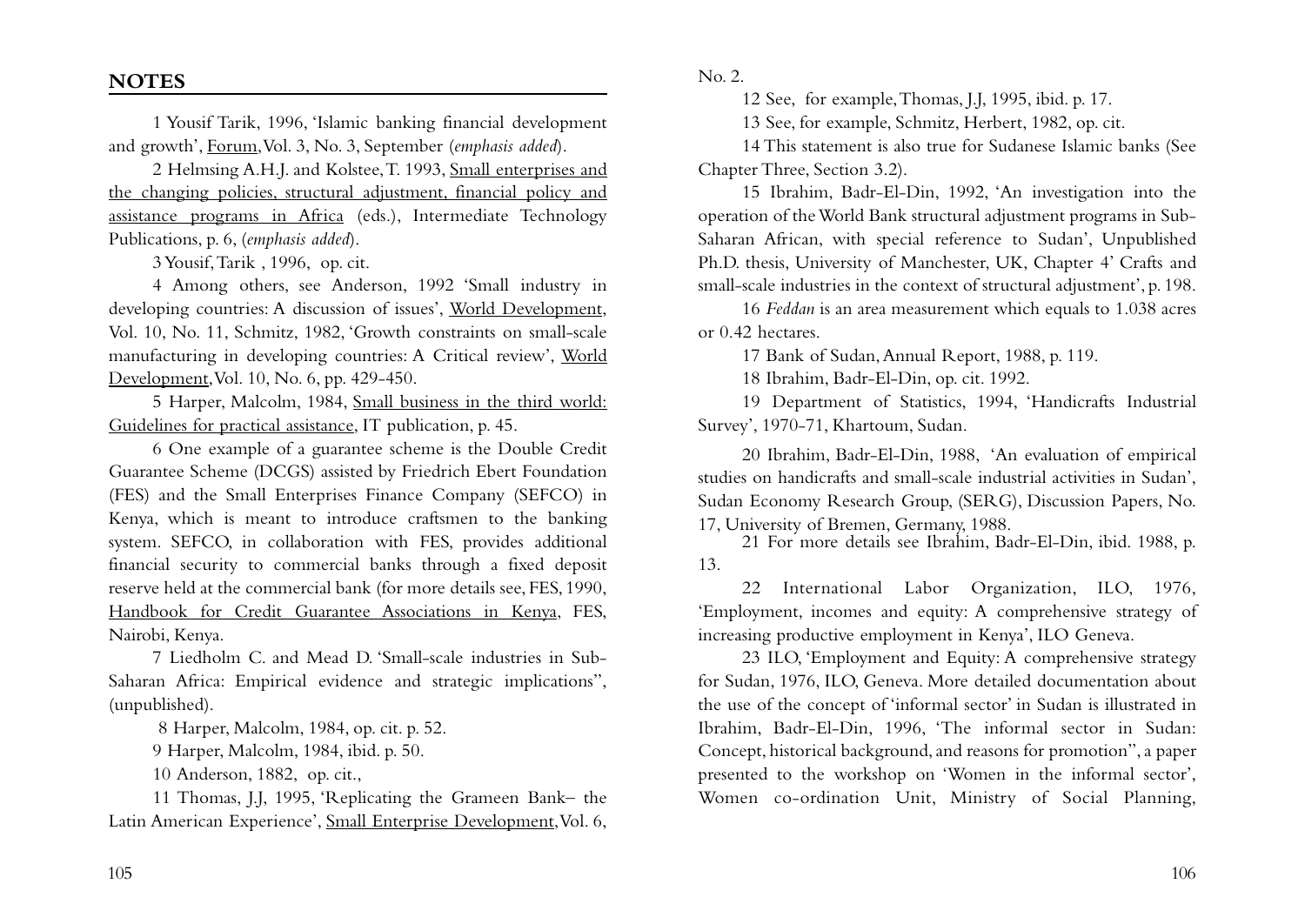## NOTES

1 Yousif Tarik, 1996, 'Islamic banking financial development and growth', Forum, Vol. 3, No. 3, September (*emphasis added*).

2 Helmsing A.H.J. and Kolstee, T. 1993, Small enterprises and the changing policies, structural adjustment, financial policy and assistance programs in Africa (eds.), Intermediate Technology Publications, p. 6, (*emphasis added*).

3 Yousif, Tarik , 1996, op. cit.

4 Among others, see Anderson, 1992 'Small industry in developing countries: A discussion of issues', World Development, Vol. 10, No. 11, Schmitz, 1982, 'Growth constraints on small-scale manufacturing in developing countries: A Critical review', World Development, Vol. 10, No. 6, pp. 429-450.

5 Harper, Malcolm, 1984, Small business in the third world: Guidelines for practical assistance, IT publication, p. 45.

6 One example of a guarantee scheme is the Double Credit Guarantee Scheme (DCGS) assisted by Friedrich Ebert Foundation (FES) and the Small Enterprises Finance Company (SEFCO) in Kenya, which is meant to introduce craftsmen to the banking system. SEFCO, in collaboration with FES, provides additional financial security to commercial banks through a fixed deposit reserve held at the commercial bank (for more details see, FES, 1990, Handbook for Credit Guarantee Associations in Kenya, FES, Nairobi, Kenya.

7 Liedholm C. and Mead D. 'Small-scale industries in Sub-Saharan Africa: Empirical evidence and strategic implications", (unpublished).

8 Harper, Malcolm, 1984, op. cit. p. 52.

9 Harper, Malcolm, 1984, ibid. p. 50.

10 Anderson, 1882, op. cit.,

11 Thomas, J.J, 1995, 'Replicating the Grameen Bank– the Latin American Experience', Small Enterprise Development, Vol. 6, No. 2.

12 See, for example, Thomas, J.J, 1995, ibid. p. 17.

13 See, for example, Schmitz, Herbert, 1982, op. cit.

14 This statement is also true for Sudanese Islamic banks (See Chapter Three, Section 3.2).

15 Ibrahim, Badr-El-Din, 1992, 'An investigation into the operation of the World Bank structural adjustment programs in Sub-Saharan African, with special reference to Sudan', Unpublished Ph.D. thesis, University of Manchester, UK, Chapter 4' Crafts and small-scale industries in the context of structural adjustment', p. 198.

16 *Feddan* is an area measurement which equals to 1.038 acres or 0.42 hectares.

17 Bank of Sudan, Annual Report, 1988, p. 119.

18 Ibrahim, Badr-El-Din, op. cit. 1992.

19 Department of Statistics, 1994, 'Handicrafts Industrial Survey', 1970-71, Khartoum, Sudan.

20 Ibrahim, Badr-El-Din, 1988, 'An evaluation of empirical studies on handicrafts and small-scale industrial activities in Sudan', Sudan Economy Research Group, (SERG), Discussion Papers, No. 17, University of Bremen, Germany, 1988.

21 For more details see Ibrahim, Badr-El-Din, ibid. 1988, p. 13.

22 International Labor Organization, ILO, 1976, 'Employment, incomes and equity: A comprehensive strategy of increasing productive employment in Kenya', ILO Geneva.

23 ILO, 'Employment and Equity: A comprehensive strategy for Sudan, 1976, ILO, Geneva. More detailed documentation about the use of the concept of 'informal sector' in Sudan is illustrated in Ibrahim, Badr-El-Din, 1996, 'The informal sector in Sudan: Concept, historical background, and reasons for promotion", a paper presented to the workshop on 'Women in the informal sector', Women co-ordination Unit, Ministry of Social Planning,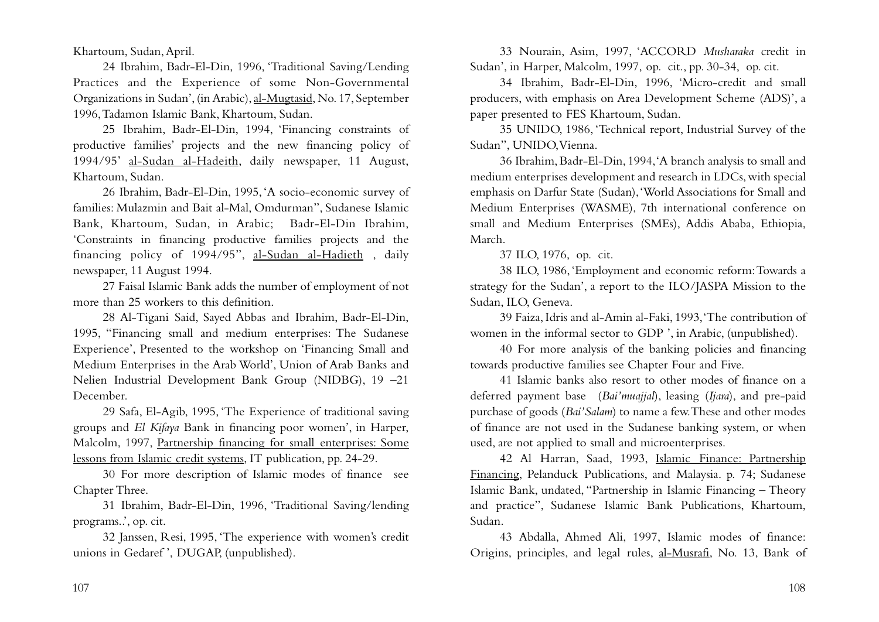Khartoum, Sudan, April.

24 Ibrahim, Badr-El-Din, 1996, 'Traditional Saving/Lending Practices and the Experience of some Non-Governmental Organizations in Sudan', (in Arabic), al-Mugtasid, No. 17, September 1996, Tadamon Islamic Bank, Khartoum, Sudan.

25 Ibrahim, Badr-El-Din, 1994, 'Financing constraints of productive families' projects and the new financing policy of 1994/95' al-Sudan al-Hadeith, daily newspaper, 11 August, Khartoum, Sudan.

26 Ibrahim, Badr-El-Din, 1995, 'A socio-economic survey of families: Mulazmin and Bait al-Mal, Omdurman'', Sudanese Islamic Bank, Khartoum, Sudan, in Arabic; Badr-El-Din Ibrahim, 'Constraints in financing productive families projects and the financing policy of 1994/95'', al-Sudan al-Hadieth , daily newspaper, 11 August 1994.

27 Faisal Islamic Bank adds the number of employment of not more than 25 workers to this definition.

28 Al-Tigani Said, Sayed Abbas and Ibrahim, Badr-El-Din, 1995, ''Financing small and medium enterprises: The Sudanese Experience', Presented to the workshop on 'Financing Small and Medium Enterprises in the Arab World', Union of Arab Banks and Nelien Industrial Development Bank Group (NIDBG), 19 –21 December.

29 Safa, El-Agib, 1995, 'The Experience of traditional saving groups and *El Kifaya* Bank in financing poor women', in Harper, Malcolm, 1997, Partnership financing for small enterprises: Some lessons from Islamic credit systems, IT publication, pp. 24-29.

30 For more description of Islamic modes of finance see Chapter Three.

31 Ibrahim, Badr-El-Din, 1996, 'Traditional Saving/lending programs..', op. cit.

32 Janssen, Resi, 1995, 'The experience with women's credit unions in Gedaref ', DUGAP, (unpublished).

33 Nourain, Asim, 1997, 'ACCORD *Musharaka* credit in Sudan', in Harper, Malcolm, 1997, op. cit., pp. 30-34, op. cit.

34 Ibrahim, Badr-El-Din, 1996, 'Micro-credit and small producers, with emphasis on Area Development Scheme (ADS)', a paper presented to FES Khartoum, Sudan.

35 UNIDO, 1986, 'Technical report, Industrial Survey of the Sudan'', UNIDO, Vienna.

36 Ibrahim, Badr-El-Din, 1994, 'A branch analysis to small and medium enterprises development and research in LDCs, with special emphasis on Darfur State (Sudan), 'World Associations for Small and Medium Enterprises (WASME), 7th international conference on small and Medium Enterprises (SMEs), Addis Ababa, Ethiopia, March.

37 ILO, 1976, op. cit.

38 ILO, 1986, 'Employment and economic reform: Towards a strategy for the Sudan', a report to the ILO/JASPA Mission to the Sudan, ILO, Geneva.

39 Faiza, Idris and al-Amin al-Faki, 1993, 'The contribution of women in the informal sector to GDP ', in Arabic, (unpublished).

40 For more analysis of the banking policies and financing towards productive families see Chapter Four and Five.

41 Islamic banks also resort to other modes of finance on a deferred payment base (*Bai'muajjal*), leasing (*Ijara*), and pre-paid purchase of goods (*Bai'Salam*) to name a few. These and other modes of finance are not used in the Sudanese banking system, or when used, are not applied to small and microenterprises.

42 Al Harran, Saad, 1993, Islamic Finance: Partnership Financing, Pelanduck Publications, and Malaysia. p. 74; Sudanese Islamic Bank, undated, ''Partnership in Islamic Financing – Theory and practice'', Sudanese Islamic Bank Publications, Khartoum, Sudan.

43 Abdalla, Ahmed Ali, 1997, Islamic modes of finance: Origins, principles, and legal rules, al-Musrafi, No. 13, Bank of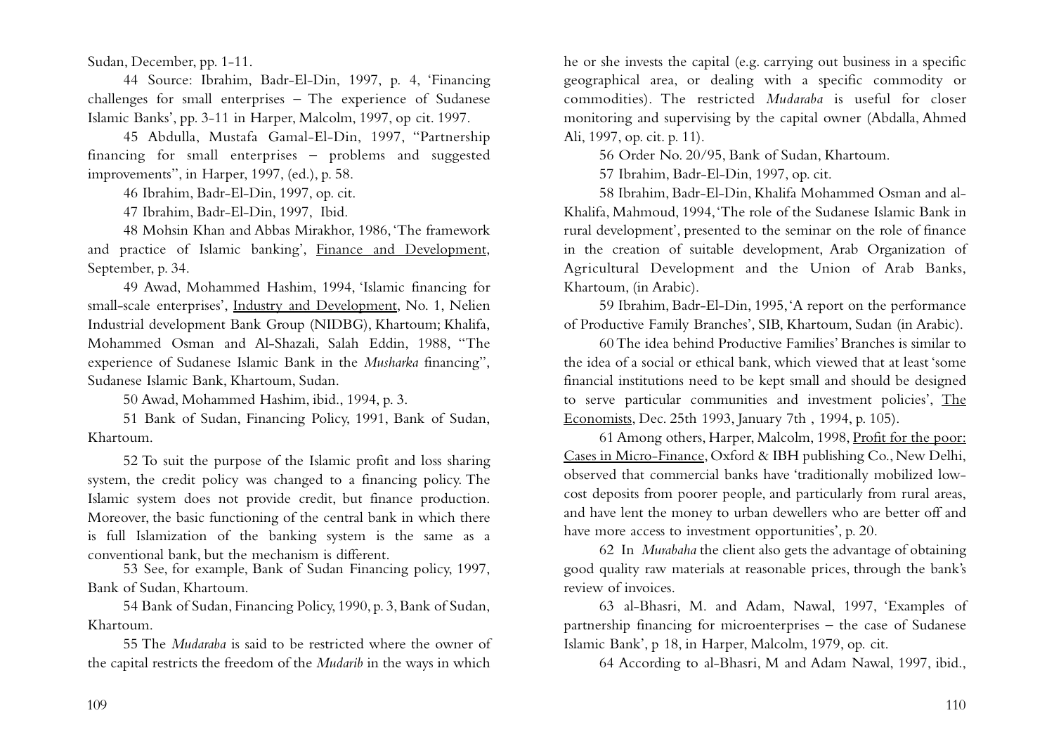Sudan, December, pp. 1-11.

44 Source: Ibrahim, Badr-El-Din, 1997, p. 4, 'Financing challenges for small enterprises – The experience of Sudanese Islamic Banks', pp. 3-11 in Harper, Malcolm, 1997, op cit. 1997.

45 Abdulla, Mustafa Gamal-El-Din, 1997, "Partnership financing for small enterprises – problems and suggested improvements", in Harper, 1997, (ed.), p. 58.

46 Ibrahim, Badr-El-Din, 1997, op. cit.

47 Ibrahim, Badr-El-Din, 1997, Ibid.

48 Mohsin Khan and Abbas Mirakhor, 1986, 'The framework and practice of Islamic banking', Finance and Development, September, p. 34.

49 Awad, Mohammed Hashim, 1994, 'Islamic financing for small-scale enterprises', Industry and Development, No. 1, Nelien Industrial development Bank Group (NIDBG), Khartoum; Khalifa, Mohammed Osman and Al-Shazali, Salah Eddin, 1988, "The experience of Sudanese Islamic Bank in the *Musharka* financing", Sudanese Islamic Bank, Khartoum, Sudan.

50 Awad, Mohammed Hashim, ibid., 1994, p. 3.

51 Bank of Sudan, Financing Policy, 1991, Bank of Sudan, Khartoum.

52 To suit the purpose of the Islamic profit and loss sharing system, the credit policy was changed to a financing policy. The Islamic system does not provide credit, but finance production. Moreover, the basic functioning of the central bank in which there is full Islamization of the banking system is the same as a conventional bank, but the mechanism is different.

53 See, for example, Bank of Sudan Financing policy, 1997, Bank of Sudan, Khartoum.

54 Bank of Sudan, Financing Policy, 1990, p. 3, Bank of Sudan, Khartoum.

55 The *Mudaraba* is said to be restricted where the owner of the capital restricts the freedom of the *Mudarib* in the ways in which he or she invests the capital (e.g. carrying out business in a specific geographical area, or dealing with a specific commodity or commodities). The restricted *Mudaraba* is useful for closer monitoring and supervising by the capital owner (Abdalla, Ahmed Ali, 1997, op. cit. p. 11).

56 Order No. 20/95, Bank of Sudan, Khartoum.

57 Ibrahim, Badr-El-Din, 1997, op. cit.

58 Ibrahim, Badr-El-Din, Khalifa Mohammed Osman and al-Khalifa, Mahmoud, 1994, 'The role of the Sudanese Islamic Bank in rural development', presented to the seminar on the role of finance in the creation of suitable development, Arab Organization of Agricultural Development and the Union of Arab Banks, Khartoum, (in Arabic).

59 Ibrahim, Badr-El-Din, 1995, 'A report on the performance of Productive Family Branches', SIB, Khartoum, Sudan (in Arabic).

60 The idea behind Productive Families' Branches is similar to the idea of a social or ethical bank, which viewed that at least 'some financial institutions need to be kept small and should be designed to serve particular communities and investment policies', The Economists, Dec. 25th 1993, January 7th , 1994, p. 105).

61 Among others, Harper, Malcolm, 1998, Profit for the poor: Cases in Micro-Finance, Oxford & IBH publishing Co., New Delhi, observed that commercial banks have 'traditionally mobilized low-cost deposits from poorer people, and particularly from rural areas, and have lent the money to urban dewellers who are better off and have more access to investment opportunities', p. 20.

62 In *Murabaha* the client also gets the advantage of obtaining good quality raw materials at reasonable prices, through the bank's review of invoices.

63 al-Bhasri, M. and Adam, Nawal, 1997, 'Examples of partnership financing for microenterprises – the case of Sudanese Islamic Bank', p 18, in Harper, Malcolm, 1979, op. cit.

64 According to al-Bhasri, M and Adam Nawal, 1997, ibid.,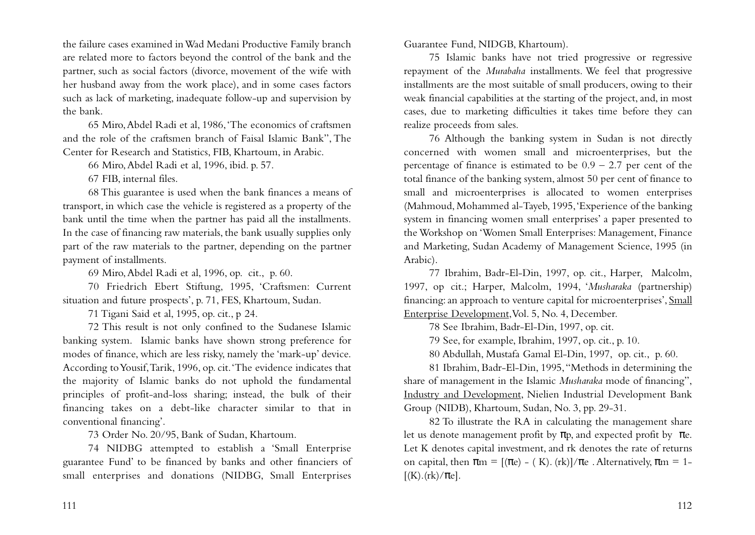the failure cases examined in Wad Medani Productive Family branch are related more to factors beyond the control of the bank and the partner, such as social factors (divorce, movement of the wife with her husband away from the work place), and in some cases factors such as lack of marketing, inadequate follow-up and supervision by the bank.

65 Miro, Abdel Radi et al, 1986, 'The economics of craftsmen and the role of the craftsmen branch of Faisal Islamic Bank", The Center for Research and Statistics, FIB, Khartoum, in Arabic.

66 Miro, Abdel Radi et al, 1996, ibid. p. 57.

67 FIB, internal files.

68 This guarantee is used when the bank finances a means of transport, in which case the vehicle is registered as a property of the bank until the time when the partner has paid all the installments. In the case of financing raw materials, the bank usually supplies only part of the raw materials to the partner, depending on the partner payment of installments.

69 Miro, Abdel Radi et al, 1996, op. cit., p. 60.

70 Friedrich Ebert Stiftung, 1995, 'Craftsmen: Current situation and future prospects', p. 71, FES, Khartoum, Sudan.

71 Tigani Said et al, 1995, op. cit., p 24.

72 This result is not only confined to the Sudanese Islamic banking system. Islamic banks have shown strong preference for modes of finance, which are less risky, namely the 'mark-up' device. According to Yousif, Tarik, 1996, op. cit. 'The evidence indicates that the majority of Islamic banks do not uphold the fundamental principles of profit-and-loss sharing; instead, the bulk of their financing takes on a debt-like character similar to that in conventional financing'.

73 Order No. 20/95, Bank of Sudan, Khartoum.

74 NIDBG attempted to establish a 'Small Enterprise guarantee Fund' to be financed by banks and other financiers of small enterprises and donations (NIDBG, Small Enterprises Guarantee Fund, NIDGB, Khartoum).

75 Islamic banks have not tried progressive or regressive repayment of the *Murabaha* installments. We feel that progressive installments are the most suitable of small producers, owing to their weak financial capabilities at the starting of the project, and, in most cases, due to marketing difficulties it takes time before they can realize proceeds from sales.

76 Although the banking system in Sudan is not directly concerned with women small and microenterprises, but the percentage of finance is estimated to be 0.9 – 2.7 per cent of the total finance of the banking system, almost 50 per cent of finance to small and microenterprises is allocated to women enterprises (Mahmoud, Mohammed al-Tayeb, 1995, 'Experience of the banking system in financing women small enterprises' a paper presented to the Workshop on 'Women Small Enterprises: Management, Finance and Marketing, Sudan Academy of Management Science, 1995 (in Arabic).

77 Ibrahim, Badr-El-Din, 1997, op. cit., Harper, Malcolm, 1997, op cit.; Harper, Malcolm, 1994, '*Musharaka* (partnership) financing: an approach to venture capital for microenterprises', Small Enterprise Development, Vol. 5, No. 4, December.

78 See Ibrahim, Badr-El-Din, 1997, op. cit.

79 See, for example, Ibrahim, 1997, op. cit., p. 10.

80 Abdullah, Mustafa Gamal El-Din, 1997, op. cit., p. 60.

81 Ibrahim, Badr-El-Din, 1995, "Methods in determining the share of management in the Islamic *Musharaka* mode of financing", Industry and Development, Nielien Industrial Development Bank Group (NIDB), Khartoum, Sudan, No. 3, pp. 29-31.

82 To illustrate the RA in calculating the management share let us denote management profit by $\pi p$, and expected profit by $\pi e$. Let K denotes capital investment, and rk denotes the rate of returns on capital, then $\pi m = [(\pi e) - (K).(rk)]/\pi e$ . Alternatively, $\pi m = 1 - [(K).(rk)/\pi e]$.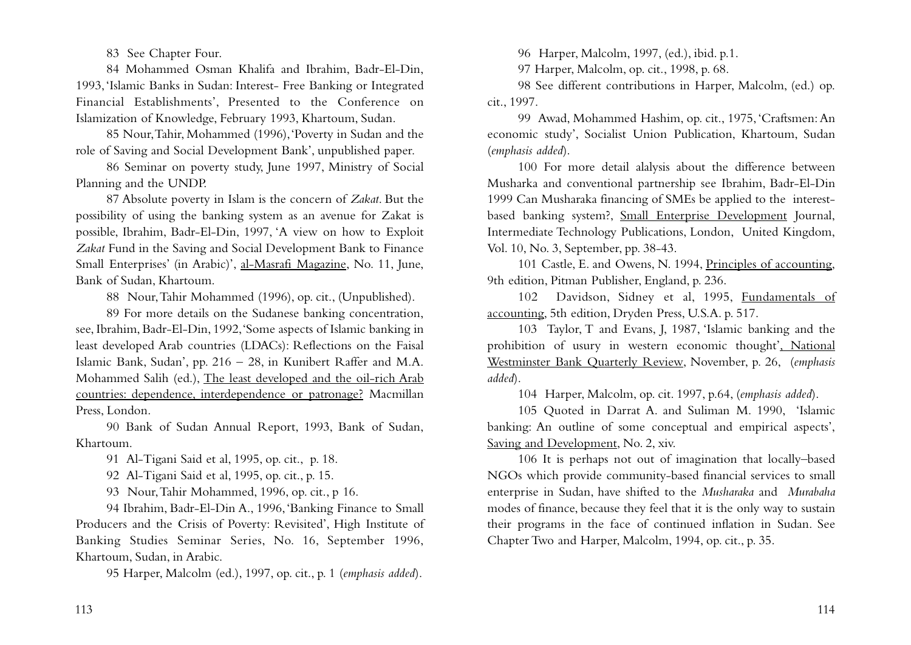83 See Chapter Four.

84 Mohammed Osman Khalifa and Ibrahim, Badr-El-Din, 1993, 'Islamic Banks in Sudan: Interest- Free Banking or Integrated Financial Establishments', Presented to the Conference on Islamization of Knowledge, February 1993, Khartoum, Sudan.

85 Nour, Tahir, Mohammed (1996), 'Poverty in Sudan and the role of Saving and Social Development Bank', unpublished paper.

86 Seminar on poverty study, June 1997, Ministry of Social Planning and the UNDP.

87 Absolute poverty in Islam is the concern of *Zakat*. But the possibility of using the banking system as an avenue for Zakat is possible, Ibrahim, Badr-El-Din, 1997, 'A view on how to Exploit *Zakat* Fund in the Saving and Social Development Bank to Finance Small Enterprises' (in Arabic)', al-Masrafi Magazine, No. 11, June, Bank of Sudan, Khartoum.

88 Nour, Tahir Mohammed (1996), op. cit., (Unpublished).

89 For more details on the Sudanese banking concentration, see, Ibrahim, Badr-El-Din, 1992, 'Some aspects of Islamic banking in least developed Arab countries (LDACs): Reflections on the Faisal Islamic Bank, Sudan', pp. 216 – 28, in Kunibert Raffer and M.A. Mohammed Salih (ed.), The least developed and the oil-rich Arab countries: dependence, interdependence or patronage? Macmillan Press, London.

90 Bank of Sudan Annual Report, 1993, Bank of Sudan, Khartoum.

91 Al-Tigani Said et al, 1995, op. cit., p. 18.

92 Al-Tigani Said et al, 1995, op. cit., p. 15.

93 Nour, Tahir Mohammed, 1996, op. cit., p 16.

94 Ibrahim, Badr-El-Din A., 1996, 'Banking Finance to Small Producers and the Crisis of Poverty: Revisited', High Institute of Banking Studies Seminar Series, No. 16, September 1996, Khartoum, Sudan, in Arabic.

95 Harper, Malcolm (ed.), 1997, op. cit., p. 1 (*emphasis added*).

96 Harper, Malcolm, 1997, (ed.), ibid. p.1.

97 Harper, Malcolm, op. cit., 1998, p. 68.

98 See different contributions in Harper, Malcolm, (ed.) op. cit., 1997.

99 Awad, Mohammed Hashim, op. cit., 1975, 'Craftsmen: An economic study', Socialist Union Publication, Khartoum, Sudan (*emphasis added*).

100 For more detail alalysis about the difference between Musharka and conventional partnership see Ibrahim, Badr-El-Din 1999 Can Musharaka financing of SMEs be applied to the interest-based banking system?, Small Enterprise Development Journal, Intermediate Technology Publications, London, United Kingdom, Vol. 10, No. 3, September, pp. 38-43.

101 Castle, E. and Owens, N. 1994, Principles of accounting, 9th edition, Pitman Publisher, England, p. 236.

102 Davidson, Sidney et al, 1995, Fundamentals of accounting, 5th edition, Dryden Press, U.S.A. p. 517.

103 Taylor, T and Evans, J, 1987, 'Islamic banking and the prohibition of usury in western economic thought', National Westminster Bank Quarterly Review, November, p. 26, (*emphasis added*).

104 Harper, Malcolm, op. cit. 1997, p.64, (*emphasis added*).

105 Quoted in Darrat A. and Suliman M. 1990, 'Islamic banking: An outline of some conceptual and empirical aspects', Saving and Development, No. 2, xiv.

106 It is perhaps not out of imagination that locally–based NGOs which provide community-based financial services to small enterprise in Sudan, have shifted to the *Musharaka* and *Murabaha* modes of finance, because they feel that it is the only way to sustain their programs in the face of continued inflation in Sudan. See Chapter Two and Harper, Malcolm, 1994, op. cit., p. 35.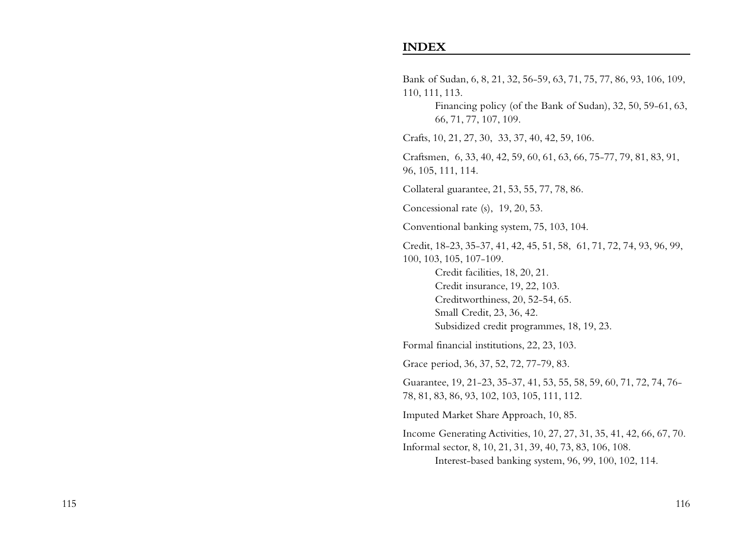# INDEX

Bank of Sudan, 6, 8, 21, 32, 56-59, 63, 71, 75, 77, 86, 93, 106, 109, 110, 111, 113.

- Financing policy (of the Bank of Sudan), 32, 50, 59-61, 63, 66, 71, 77, 107, 109.

Crafts, 10, 21, 27, 30, 33, 37, 40, 42, 59, 106.

Craftsmen, 6, 33, 40, 42, 59, 60, 61, 63, 66, 75-77, 79, 81, 83, 91, 96, 105, 111, 114.

Collateral guarantee, 21, 53, 55, 77, 78, 86.

Concessional rate (s), 19, 20, 53.

Conventional banking system, 75, 103, 104.

Credit, 18-23, 35-37, 41, 42, 45, 51, 58, 61, 71, 72, 74, 93, 96, 99, 100, 103, 105, 107-109.

- Credit facilities, 18, 20, 21.
- Credit insurance, 19, 22, 103.
- Creditworthiness, 20, 52-54, 65.
- Small Credit, 23, 36, 42.
- Subsidized credit programmes, 18, 19, 23.

Formal financial institutions, 22, 23, 103.

Grace period, 36, 37, 52, 72, 77-79, 83.

Guarantee, 19, 21-23, 35-37, 41, 53, 55, 58, 59, 60, 71, 72, 74, 76-78, 81, 83, 86, 93, 102, 103, 105, 111, 112.

Imputed Market Share Approach, 10, 85.

Income Generating Activities, 10, 27, 27, 31, 35, 41, 42, 66, 67, 70.

Informal sector, 8, 10, 21, 31, 39, 40, 73, 83, 106, 108.

- Interest-based banking system, 96, 99, 100, 102, 114.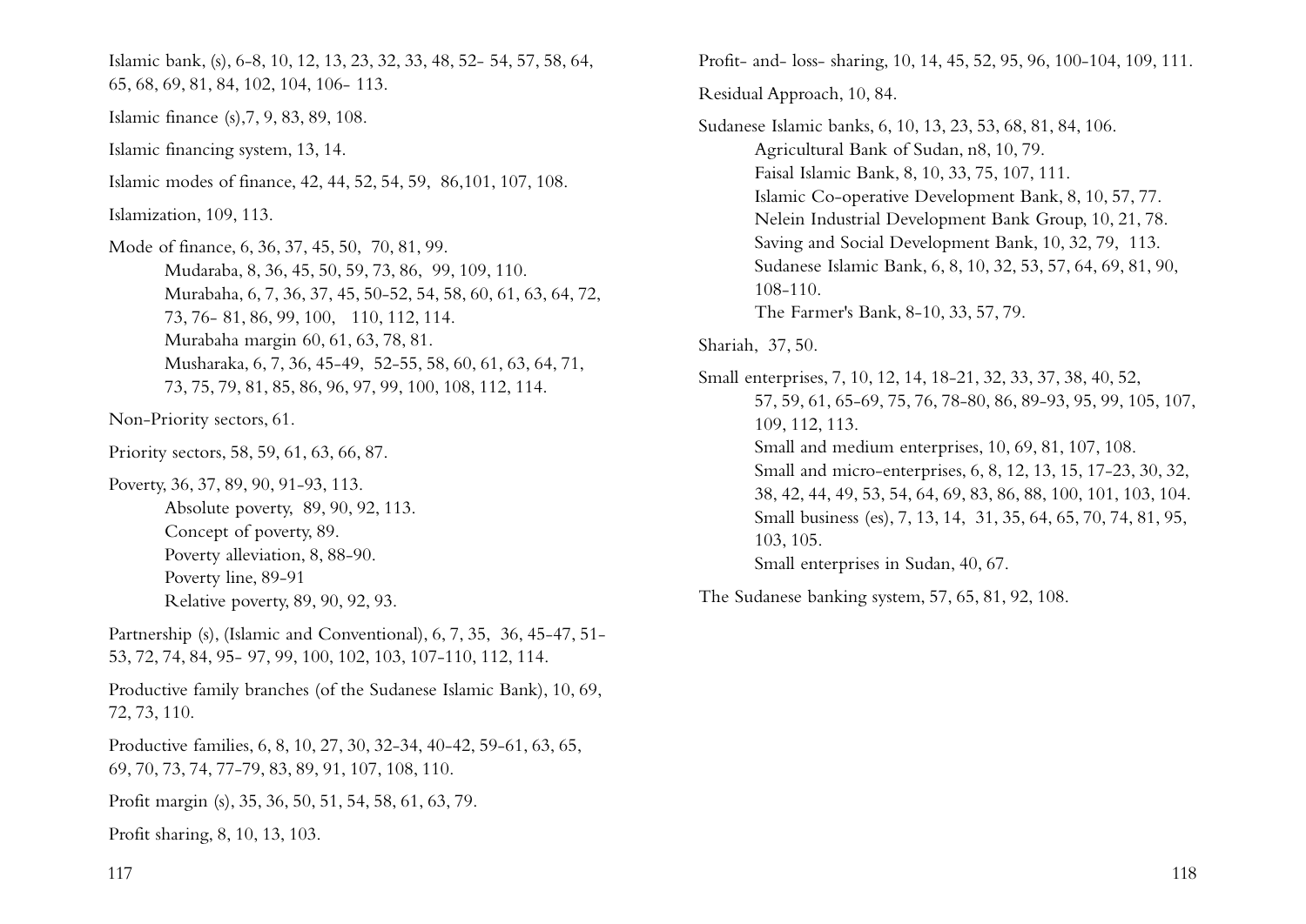Islamic bank, (s), 6-8, 10, 12, 13, 23, 32, 33, 48, 52- 54, 57, 58, 64, 65, 68, 69, 81, 84, 102, 104, 106- 113.

Islamic finance (s),7, 9, 83, 89, 108.

Islamic financing system, 13, 14.

Islamic modes of finance, 42, 44, 52, 54, 59, 86,101, 107, 108.

Islamization, 109, 113.

Mode of finance, 6, 36, 37, 45, 50, 70, 81, 99.
- Mudaraba, 8, 36, 45, 50, 59, 73, 86, 99, 109, 110.
- Murabaha, 6, 7, 36, 37, 45, 50-52, 54, 58, 60, 61, 63, 64, 72, 73, 76- 81, 86, 99, 100, 110, 112, 114.
- Murabaha margin 60, 61, 63, 78, 81.
- Musharaka, 6, 7, 36, 45-49, 52-55, 58, 60, 61, 63, 64, 71, 73, 75, 79, 81, 85, 86, 96, 97, 99, 100, 108, 112, 114.

Non-Priority sectors, 61.

Priority sectors, 58, 59, 61, 63, 66, 87.

Poverty, 36, 37, 89, 90, 91-93, 113.
- Absolute poverty, 89, 90, 92, 113.
- Concept of poverty, 89.
- Poverty alleviation, 8, 88-90.
- Poverty line, 89-91
- Relative poverty, 89, 90, 92, 93.

Partnership (s), (Islamic and Conventional), 6, 7, 35, 36, 45-47, 51-53, 72, 74, 84, 95- 97, 99, 100, 102, 103, 107-110, 112, 114.

Productive family branches (of the Sudanese Islamic Bank), 10, 69, 72, 73, 110.

Productive families, 6, 8, 10, 27, 30, 32-34, 40-42, 59-61, 63, 65, 69, 70, 73, 74, 77-79, 83, 89, 91, 107, 108, 110.

Profit margin (s), 35, 36, 50, 51, 54, 58, 61, 63, 79.

Profit sharing, 8, 10, 13, 103.

Profit- and- loss- sharing, 10, 14, 45, 52, 95, 96, 100-104, 109, 111.

Residual Approach, 10, 84.

Sudanese Islamic banks, 6, 10, 13, 23, 53, 68, 81, 84, 106.
- Agricultural Bank of Sudan, n8, 10, 79.
- Faisal Islamic Bank, 8, 10, 33, 75, 107, 111.
- Islamic Co-operative Development Bank, 8, 10, 57, 77.
- Nelein Industrial Development Bank Group, 10, 21, 78.
- Saving and Social Development Bank, 10, 32, 79, 113.
- Sudanese Islamic Bank, 6, 8, 10, 32, 53, 57, 64, 69, 81, 90, 108-110.
- The Farmer's Bank, 8-10, 33, 57, 79.

Shariah, 37, 50.

Small enterprises, 7, 10, 12, 14, 18-21, 32, 33, 37, 38, 40, 52, 57, 59, 61, 65-69, 75, 76, 78-80, 86, 89-93, 95, 99, 105, 107, 109, 112, 113.
- Small and medium enterprises, 10, 69, 81, 107, 108.
- Small and micro-enterprises, 6, 8, 12, 13, 15, 17-23, 30, 32, 38, 42, 44, 49, 53, 54, 64, 69, 83, 86, 88, 100, 101, 103, 104.
- Small business (es), 7, 13, 14, 31, 35, 64, 65, 70, 74, 81, 95, 103, 105.
- Small enterprises in Sudan, 40, 67.

The Sudanese banking system, 57, 65, 81, 92, 108.